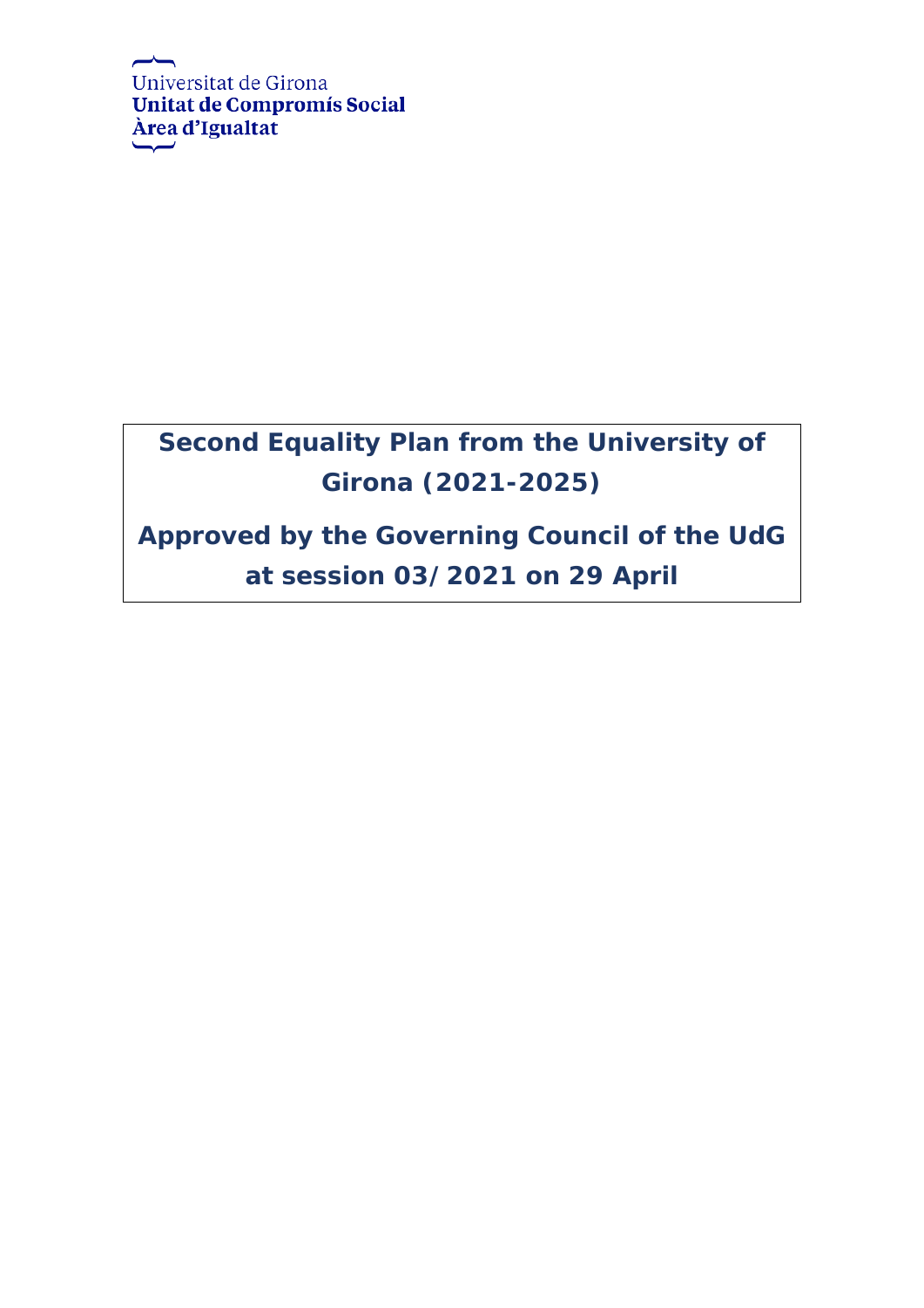Universitat de Girona
**Unitat de Compromís Social**
**Àrea d'Igualtat**

# Second Equality Plan from the University of Girona (2021-2025)

**Approved by the Governing Council of the UdG at session 03/2021 on 29 April**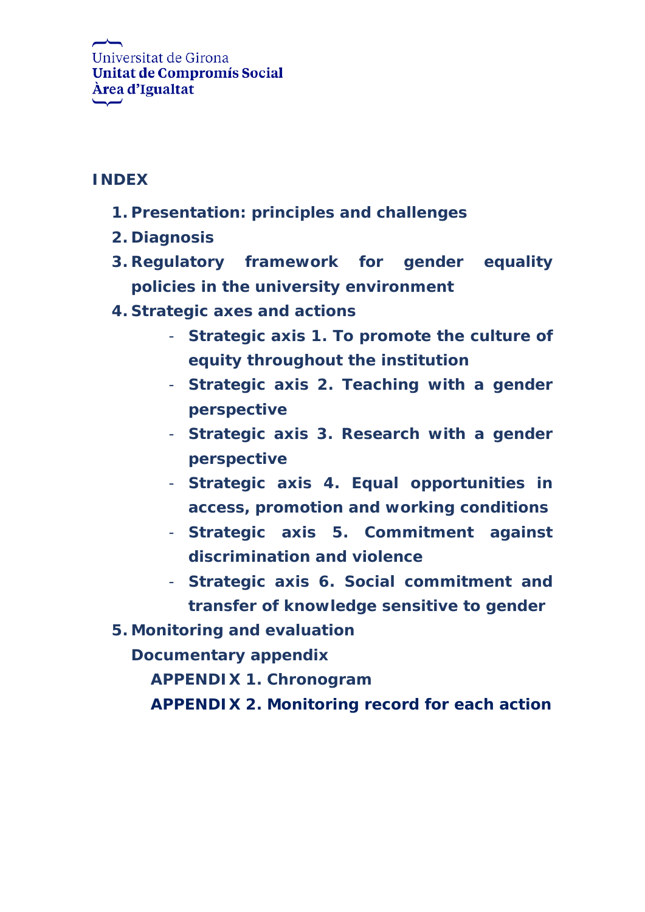Universitat de Girona
**Unitat de Compromís Social**
**Àrea d'Igualtat**

# INDEX

1. **Presentation: principles and challenges**
2. **Diagnosis**
3. **Regulatory framework for gender equality policies in the university environment**
4. **Strategic axes and actions**
   - **Strategic axis 1. To promote the culture of equity throughout the institution**
   - **Strategic axis 2. Teaching with a gender perspective**
   - **Strategic axis 3. Research with a gender perspective**
   - **Strategic axis 4. Equal opportunities in access, promotion and working conditions**
   - **Strategic axis 5. Commitment against discrimination and violence**
   - **Strategic axis 6. Social commitment and transfer of knowledge sensitive to gender**
5. **Monitoring and evaluation**

   **Documentary appendix**

   **APPENDIX 1. Chronogram**

   **APPENDIX 2. Monitoring record for each action**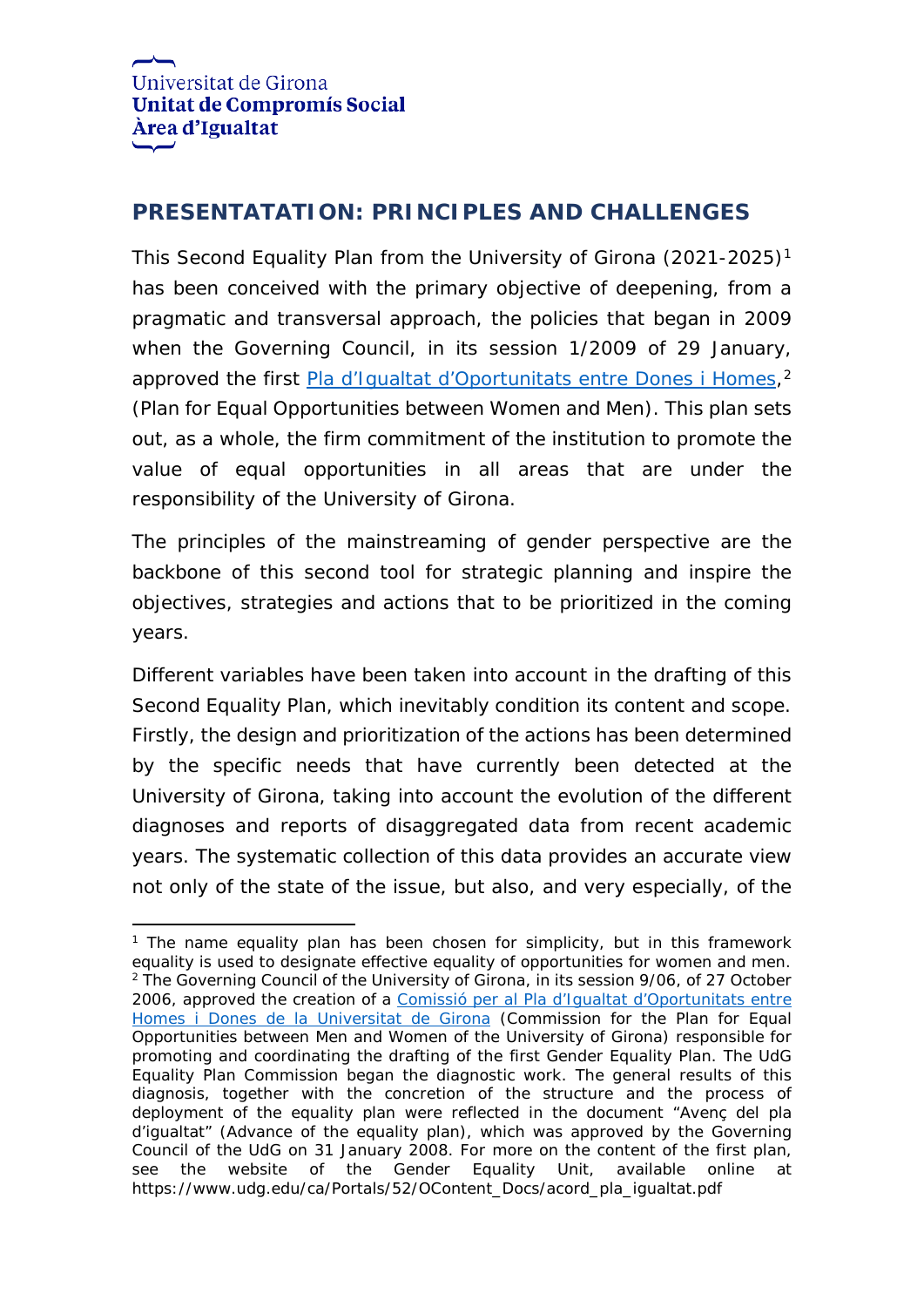Universitat de Girona
**Unitat de Compromís Social**
**Àrea d'Igualtat**

## PRESENTATATION: PRINCIPLES AND CHALLENGES

This Second Equality Plan from the University of Girona (2021-2025)[1] has been conceived with the primary objective of deepening, from a pragmatic and transversal approach, the policies that began in 2009 when the Governing Council, in its session 1/2009 of 29 January, approved the first Pla d'Igualtat d'Oportunitats entre Dones i Homes,[2] (Plan for Equal Opportunities between Women and Men). This plan sets out, as a whole, the firm commitment of the institution to promote the value of equal opportunities in all areas that are under the responsibility of the University of Girona.

The principles of the mainstreaming of gender perspective are the backbone of this second tool for strategic planning and inspire the objectives, strategies and actions that to be prioritized in the coming years.

Different variables have been taken into account in the drafting of this Second Equality Plan, which inevitably condition its content and scope. Firstly, the design and prioritization of the actions has been determined by the specific needs that have currently been detected at the University of Girona, taking into account the evolution of the different diagnoses and reports of disaggregated data from recent academic years. The systematic collection of this data provides an accurate view not only of the state of the issue, but also, and very especially, of the

---

[1] The name equality plan has been chosen for simplicity, but in this framework equality is used to designate effective equality of opportunities for women and men.

[2] The Governing Council of the University of Girona, in its session 9/06, of 27 October 2006, approved the creation of a Comissió per al Pla d'Igualtat d'Oportunitats entre Homes i Dones de la Universitat de Girona (Commission for the Plan for Equal Opportunities between Men and Women of the University of Girona) responsible for promoting and coordinating the drafting of the first Gender Equality Plan. The UdG Equality Plan Commission began the diagnostic work. The general results of this diagnosis, together with the concretion of the structure and the process of deployment of the equality plan were reflected in the document "Avenç del pla d'igualtat" (Advance of the equality plan), which was approved by the Governing Council of the UdG on 31 January 2008. For more on the content of the first plan, see the website of the Gender Equality Unit, available online at https://www.udg.edu/ca/Portals/52/OContent_Docs/acord_pla_igualtat.pdf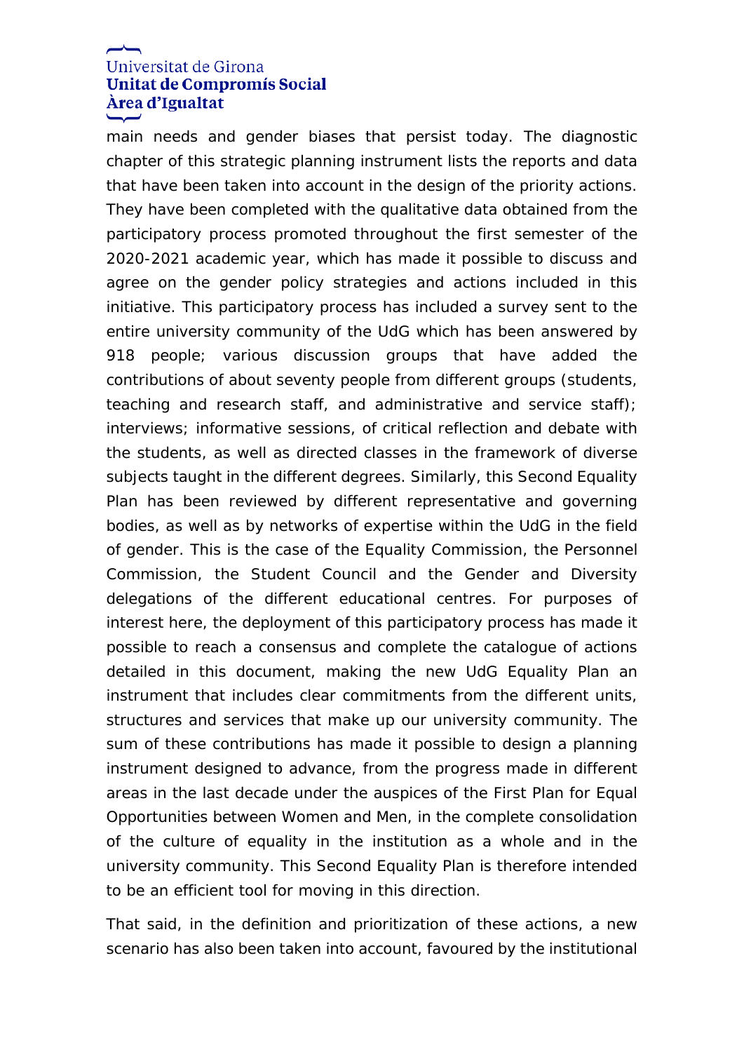main needs and gender biases that persist today. The diagnostic chapter of this strategic planning instrument lists the reports and data that have been taken into account in the design of the priority actions. They have been completed with the qualitative data obtained from the participatory process promoted throughout the first semester of the 2020-2021 academic year, which has made it possible to discuss and agree on the gender policy strategies and actions included in this initiative. This participatory process has included a survey sent to the entire university community of the UdG which has been answered by 918 people; various discussion groups that have added the contributions of about seventy people from different groups (students, teaching and research staff, and administrative and service staff); interviews; informative sessions, of critical reflection and debate with the students, as well as directed classes in the framework of diverse subjects taught in the different degrees. Similarly, this Second Equality Plan has been reviewed by different representative and governing bodies, as well as by networks of expertise within the UdG in the field of gender. This is the case of the Equality Commission, the Personnel Commission, the Student Council and the Gender and Diversity delegations of the different educational centres. For purposes of interest here, the deployment of this participatory process has made it possible to reach a consensus and complete the catalogue of actions detailed in this document, making the new UdG Equality Plan an instrument that includes clear commitments from the different units, structures and services that make up our university community. The sum of these contributions has made it possible to design a planning instrument designed to advance, from the progress made in different areas in the last decade under the auspices of the First Plan for Equal Opportunities between Women and Men, in the complete consolidation of the culture of equality in the institution as a whole and in the university community. This Second Equality Plan is therefore intended to be an efficient tool for moving in this direction.

That said, in the definition and prioritization of these actions, a new scenario has also been taken into account, favoured by the institutional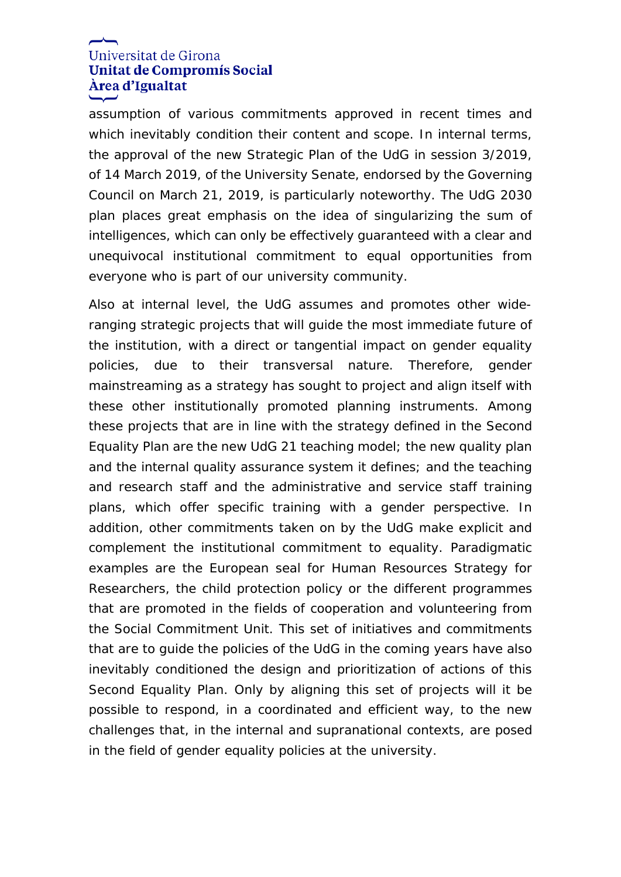assumption of various commitments approved in recent times and which inevitably condition their content and scope. In internal terms, the approval of the new Strategic Plan of the UdG in session 3/2019, of 14 March 2019, of the University Senate, endorsed by the Governing Council on March 21, 2019, is particularly noteworthy. The UdG 2030 plan places great emphasis on the idea of singularizing the sum of intelligences, which can only be effectively guaranteed with a clear and unequivocal institutional commitment to equal opportunities from everyone who is part of our university community.

Also at internal level, the UdG assumes and promotes other wide-ranging strategic projects that will guide the most immediate future of the institution, with a direct or tangential impact on gender equality policies, due to their transversal nature. Therefore, gender mainstreaming as a strategy has sought to project and align itself with these other institutionally promoted planning instruments. Among these projects that are in line with the strategy defined in the Second Equality Plan are the new UdG 21 teaching model; the new quality plan and the internal quality assurance system it defines; and the teaching and research staff and the administrative and service staff training plans, which offer specific training with a gender perspective. In addition, other commitments taken on by the UdG make explicit and complement the institutional commitment to equality. Paradigmatic examples are the European seal for Human Resources Strategy for Researchers, the child protection policy or the different programmes that are promoted in the fields of cooperation and volunteering from the Social Commitment Unit. This set of initiatives and commitments that are to guide the policies of the UdG in the coming years have also inevitably conditioned the design and prioritization of actions of this Second Equality Plan. Only by aligning this set of projects will it be possible to respond, in a coordinated and efficient way, to the new challenges that, in the internal and supranational contexts, are posed in the field of gender equality policies at the university.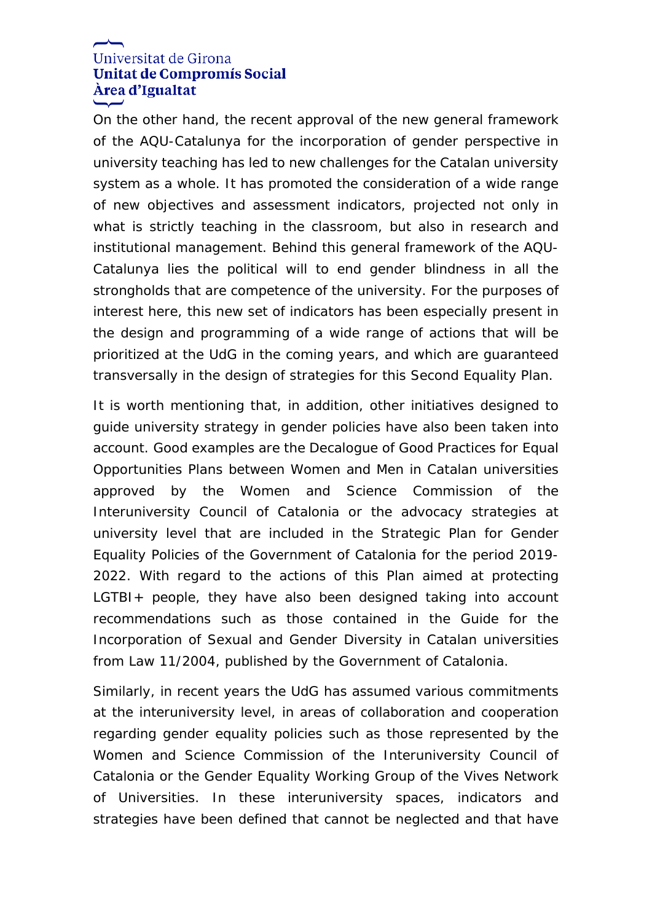On the other hand, the recent approval of the new general framework of the AQU-Catalunya for the incorporation of gender perspective in university teaching has led to new challenges for the Catalan university system as a whole. It has promoted the consideration of a wide range of new objectives and assessment indicators, projected not only in what is strictly teaching in the classroom, but also in research and institutional management. Behind this general framework of the AQU-Catalunya lies the political will to end gender blindness in all the strongholds that are competence of the university. For the purposes of interest here, this new set of indicators has been especially present in the design and programming of a wide range of actions that will be prioritized at the UdG in the coming years, and which are guaranteed transversally in the design of strategies for this Second Equality Plan.

It is worth mentioning that, in addition, other initiatives designed to guide university strategy in gender policies have also been taken into account. Good examples are the Decalogue of Good Practices for Equal Opportunities Plans between Women and Men in Catalan universities approved by the Women and Science Commission of the Interuniversity Council of Catalonia or the advocacy strategies at university level that are included in the Strategic Plan for Gender Equality Policies of the Government of Catalonia for the period 2019-2022. With regard to the actions of this Plan aimed at protecting LGTBI+ people, they have also been designed taking into account recommendations such as those contained in the Guide for the Incorporation of Sexual and Gender Diversity in Catalan universities from Law 11/2004, published by the Government of Catalonia.

Similarly, in recent years the UdG has assumed various commitments at the interuniversity level, in areas of collaboration and cooperation regarding gender equality policies such as those represented by the Women and Science Commission of the Interuniversity Council of Catalonia or the Gender Equality Working Group of the Vives Network of Universities. In these interuniversity spaces, indicators and strategies have been defined that cannot be neglected and that have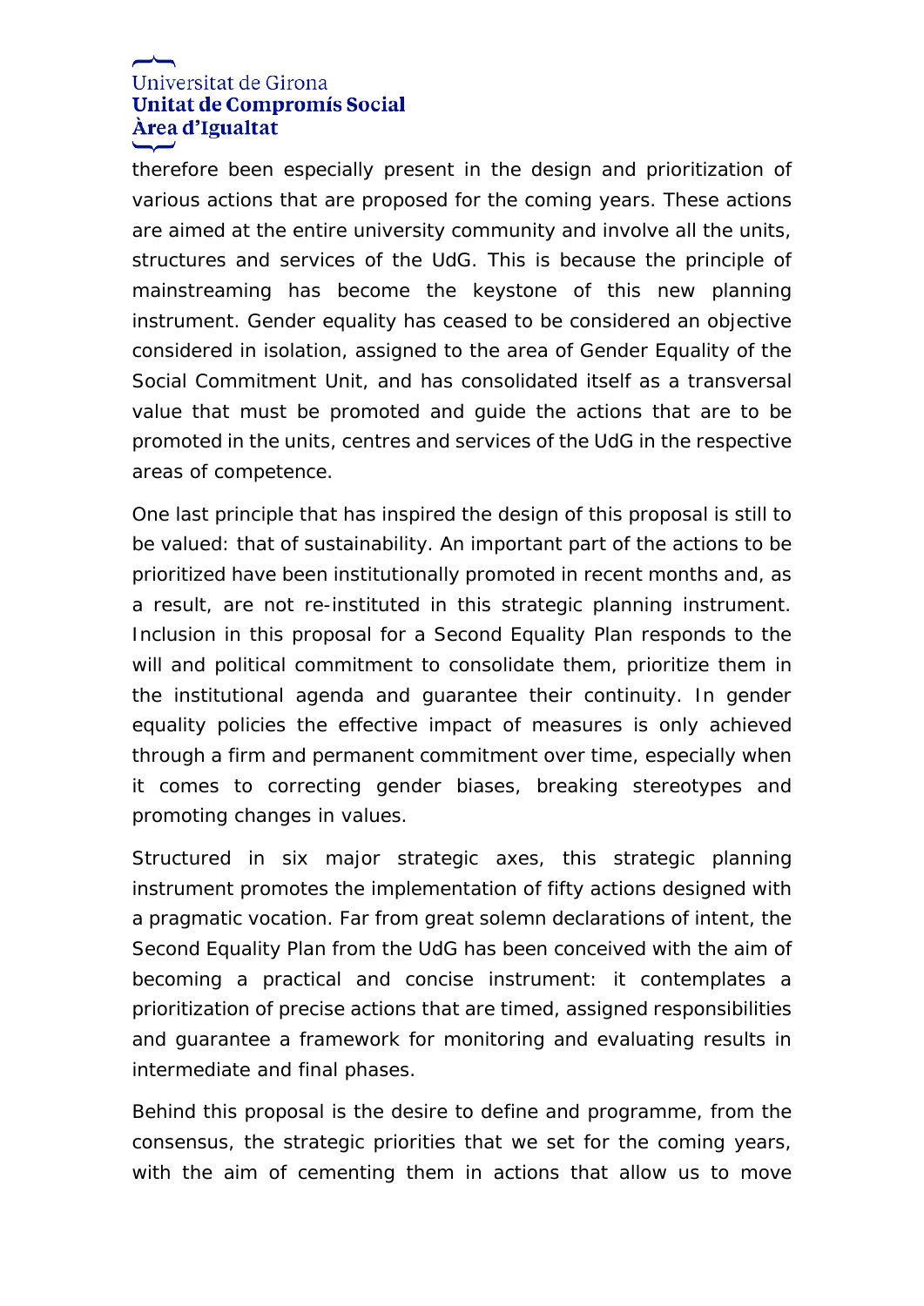therefore been especially present in the design and prioritization of various actions that are proposed for the coming years. These actions are aimed at the entire university community and involve all the units, structures and services of the UdG. This is because the principle of mainstreaming has become the keystone of this new planning instrument. Gender equality has ceased to be considered an objective considered in isolation, assigned to the area of Gender Equality of the Social Commitment Unit, and has consolidated itself as a transversal value that must be promoted and guide the actions that are to be promoted in the units, centres and services of the UdG in the respective areas of competence.

One last principle that has inspired the design of this proposal is still to be valued: that of sustainability. An important part of the actions to be prioritized have been institutionally promoted in recent months and, as a result, are not re-instituted in this strategic planning instrument. Inclusion in this proposal for a Second Equality Plan responds to the will and political commitment to consolidate them, prioritize them in the institutional agenda and guarantee their continuity. In gender equality policies the effective impact of measures is only achieved through a firm and permanent commitment over time, especially when it comes to correcting gender biases, breaking stereotypes and promoting changes in values.

Structured in six major strategic axes, this strategic planning instrument promotes the implementation of fifty actions designed with a pragmatic vocation. Far from great solemn declarations of intent, the Second Equality Plan from the UdG has been conceived with the aim of becoming a practical and concise instrument: it contemplates a prioritization of precise actions that are timed, assigned responsibilities and guarantee a framework for monitoring and evaluating results in intermediate and final phases.

Behind this proposal is the desire to define and programme, from the consensus, the strategic priorities that we set for the coming years, with the aim of cementing them in actions that allow us to move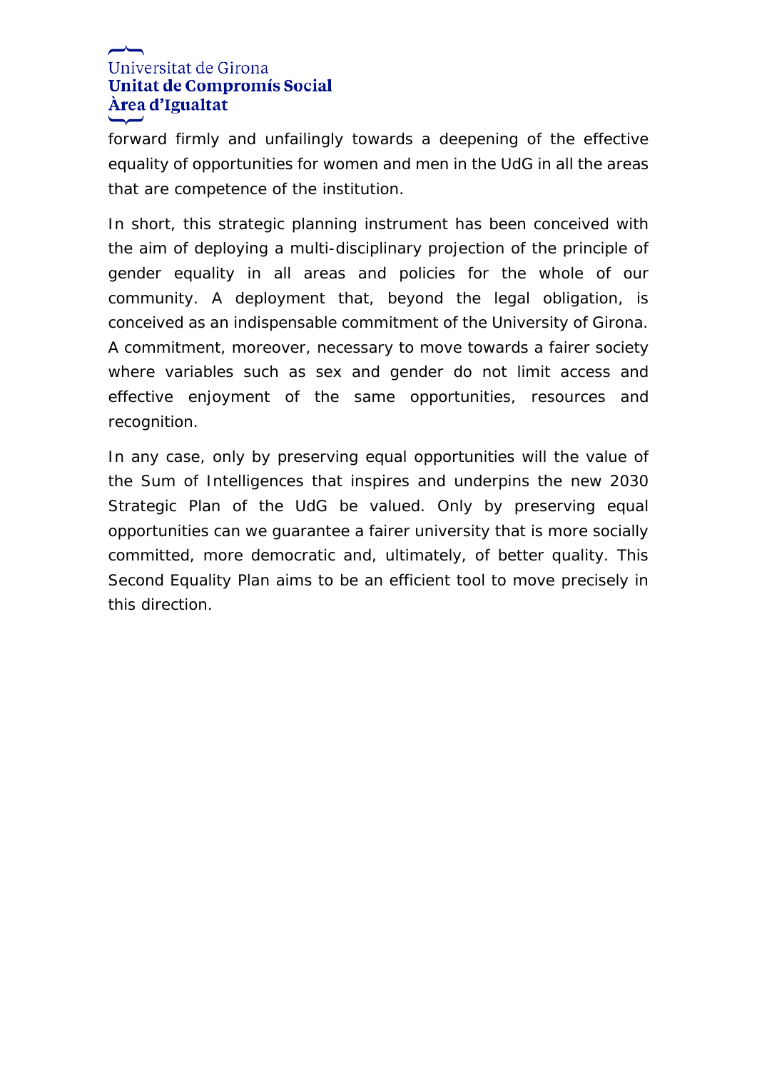forward firmly and unfailingly towards a deepening of the effective equality of opportunities for women and men in the UdG in all the areas that are competence of the institution.

In short, this strategic planning instrument has been conceived with the aim of deploying a multi-disciplinary projection of the principle of gender equality in all areas and policies for the whole of our community. A deployment that, beyond the legal obligation, is conceived as an indispensable commitment of the University of Girona. A commitment, moreover, necessary to move towards a fairer society where variables such as sex and gender do not limit access and effective enjoyment of the same opportunities, resources and recognition.

In any case, only by preserving equal opportunities will the value of the Sum of Intelligences that inspires and underpins the new 2030 Strategic Plan of the UdG be valued. Only by preserving equal opportunities can we guarantee a fairer university that is more socially committed, more democratic and, ultimately, of better quality. This Second Equality Plan aims to be an efficient tool to move precisely in this direction.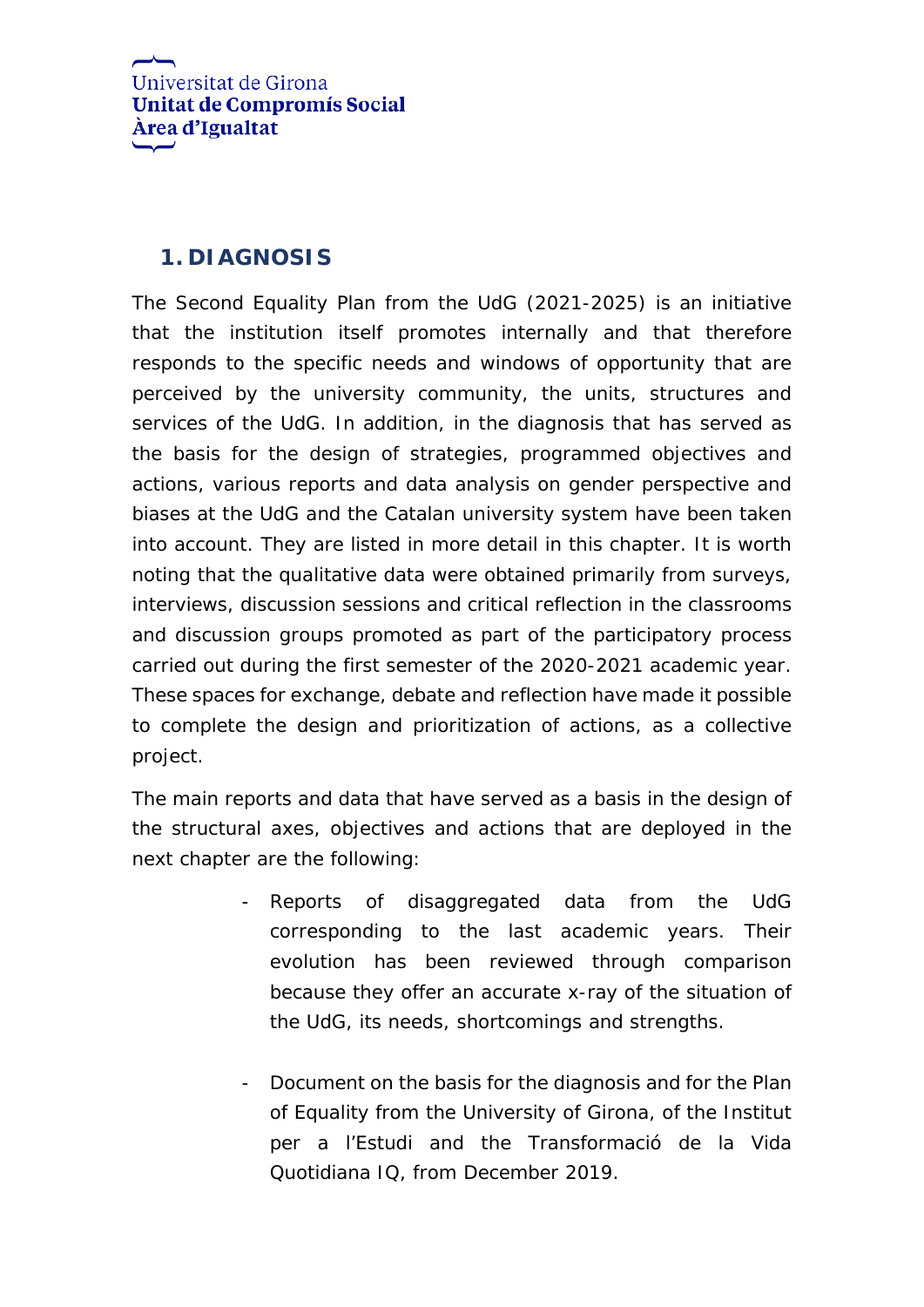## 1. DIAGNOSIS

The Second Equality Plan from the UdG (2021-2025) is an initiative that the institution itself promotes internally and that therefore responds to the specific needs and windows of opportunity that are perceived by the university community, the units, structures and services of the UdG. In addition, in the diagnosis that has served as the basis for the design of strategies, programmed objectives and actions, various reports and data analysis on gender perspective and biases at the UdG and the Catalan university system have been taken into account. They are listed in more detail in this chapter. It is worth noting that the qualitative data were obtained primarily from surveys, interviews, discussion sessions and critical reflection in the classrooms and discussion groups promoted as part of the participatory process carried out during the first semester of the 2020-2021 academic year. These spaces for exchange, debate and reflection have made it possible to complete the design and prioritization of actions, as a collective project.

The main reports and data that have served as a basis in the design of the structural axes, objectives and actions that are deployed in the next chapter are the following:

- Reports of disaggregated data from the UdG corresponding to the last academic years. Their evolution has been reviewed through comparison because they offer an accurate x-ray of the situation of the UdG, its needs, shortcomings and strengths.

- Document on the basis for the diagnosis and for the Plan of Equality from the University of Girona, of the Institut per a l'Estudi and the Transformació de la Vida Quotidiana IQ, from December 2019.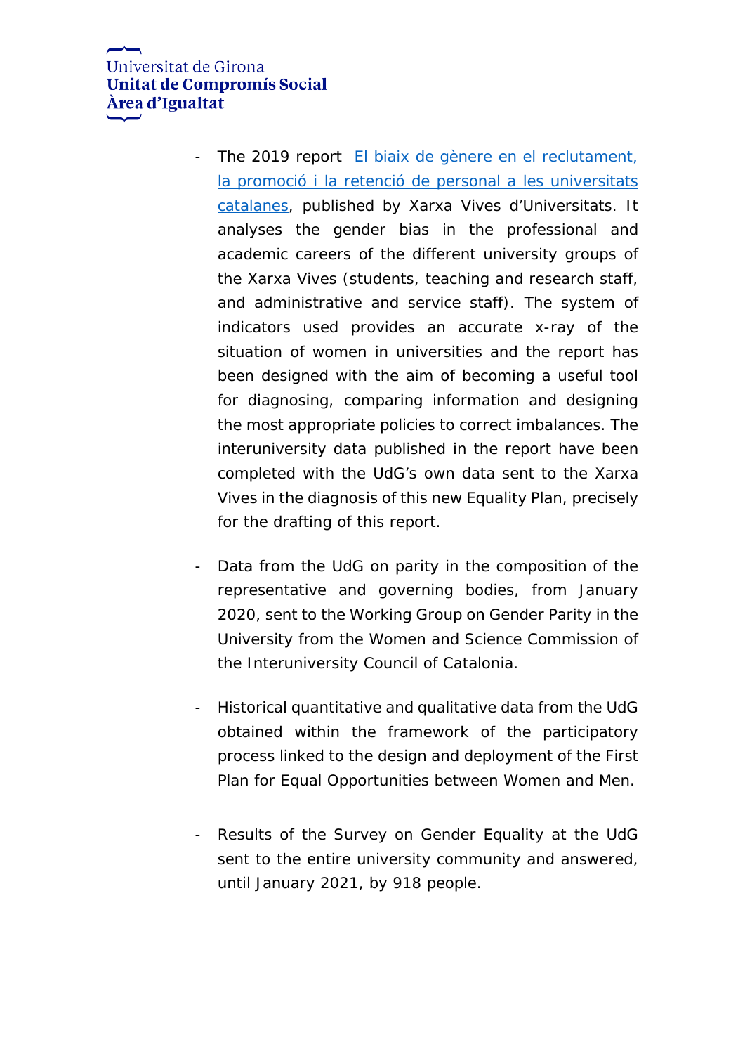- The 2019 report El biaix de gènere en el reclutament, la promoció i la retenció de personal a les universitats catalanes, published by Xarxa Vives d'Universitats. It analyses the gender bias in the professional and academic careers of the different university groups of the Xarxa Vives (students, teaching and research staff, and administrative and service staff). The system of indicators used provides an accurate x-ray of the situation of women in universities and the report has been designed with the aim of becoming a useful tool for diagnosing, comparing information and designing the most appropriate policies to correct imbalances. The interuniversity data published in the report have been completed with the UdG's own data sent to the Xarxa Vives in the diagnosis of this new Equality Plan, precisely for the drafting of this report.

- Data from the UdG on parity in the composition of the representative and governing bodies, from January 2020, sent to the Working Group on Gender Parity in the University from the Women and Science Commission of the Interuniversity Council of Catalonia.

- Historical quantitative and qualitative data from the UdG obtained within the framework of the participatory process linked to the design and deployment of the First Plan for Equal Opportunities between Women and Men.

- Results of the Survey on Gender Equality at the UdG sent to the entire university community and answered, until January 2021, by 918 people.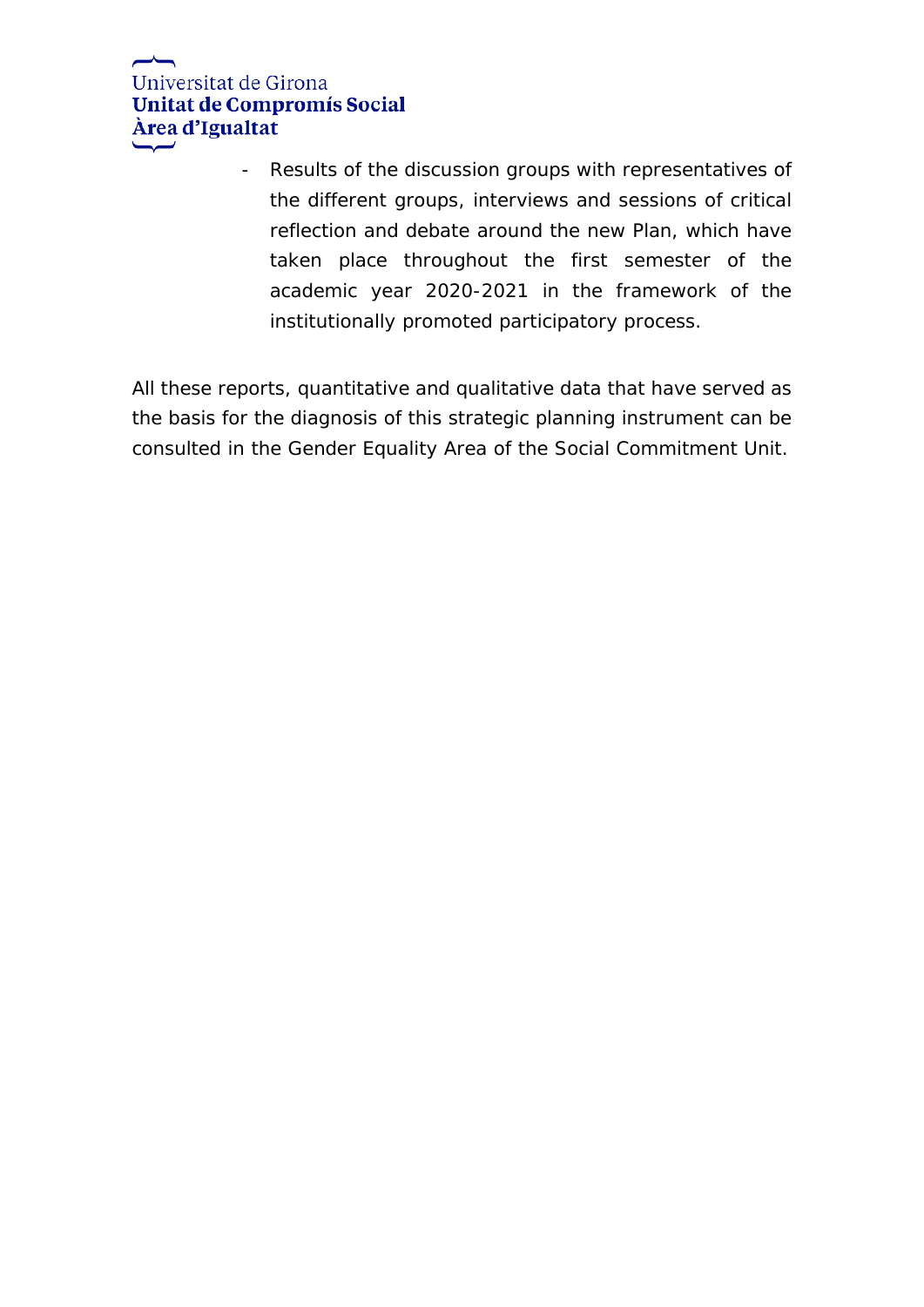- Results of the discussion groups with representatives of the different groups, interviews and sessions of critical reflection and debate around the new Plan, which have taken place throughout the first semester of the academic year 2020-2021 in the framework of the institutionally promoted participatory process.

All these reports, quantitative and qualitative data that have served as the basis for the diagnosis of this strategic planning instrument can be consulted in the Gender Equality Area of the Social Commitment Unit.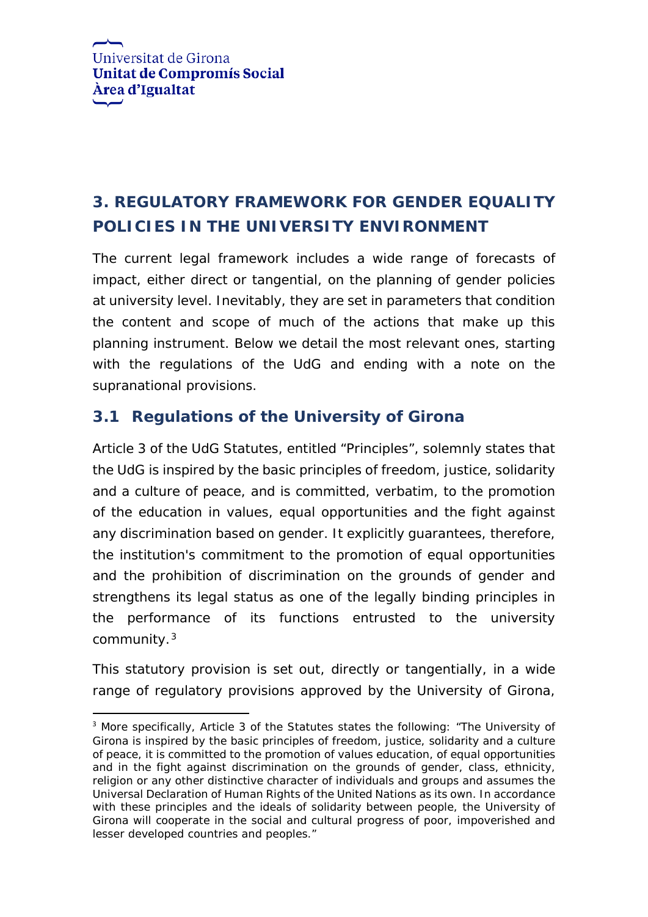## 3. REGULATORY FRAMEWORK FOR GENDER EQUALITY POLICIES IN THE UNIVERSITY ENVIRONMENT

The current legal framework includes a wide range of forecasts of impact, either direct or tangential, on the planning of gender policies at university level. Inevitably, they are set in parameters that condition the content and scope of much of the actions that make up this planning instrument. Below we detail the most relevant ones, starting with the regulations of the UdG and ending with a note on the supranational provisions.

### 3.1 Regulations of the University of Girona

Article 3 of the UdG Statutes, entitled "Principles", solemnly states that the UdG is inspired by the basic principles of freedom, justice, solidarity and a culture of peace, and is committed, verbatim, to the promotion of the education in values, equal opportunities and the fight against any discrimination based on gender. It explicitly guarantees, therefore, the institution's commitment to the promotion of equal opportunities and the prohibition of discrimination on the grounds of gender and strengthens its legal status as one of the legally binding principles in the performance of its functions entrusted to the university community.[3]

This statutory provision is set out, directly or tangentially, in a wide range of regulatory provisions approved by the University of Girona,

[3] More specifically, Article 3 of the Statutes states the following: "The University of Girona is inspired by the basic principles of freedom, justice, solidarity and a culture of peace, it is committed to the promotion of values education, of equal opportunities and in the fight against discrimination on the grounds of gender, class, ethnicity, religion or any other distinctive character of individuals and groups and assumes the Universal Declaration of Human Rights of the United Nations as its own. In accordance with these principles and the ideals of solidarity between people, the University of Girona will cooperate in the social and cultural progress of poor, impoverished and lesser developed countries and peoples."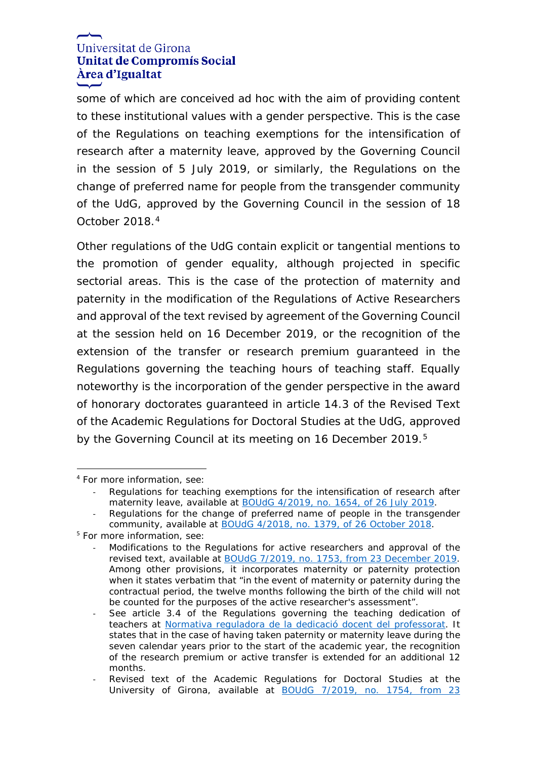some of which are conceived ad hoc with the aim of providing content to these institutional values with a gender perspective. This is the case of the Regulations on teaching exemptions for the intensification of research after a maternity leave, approved by the Governing Council in the session of 5 July 2019, or similarly, the Regulations on the change of preferred name for people from the transgender community of the UdG, approved by the Governing Council in the session of 18 October 2018.[4]

Other regulations of the UdG contain explicit or tangential mentions to the promotion of gender equality, although projected in specific sectorial areas. This is the case of the protection of maternity and paternity in the modification of the Regulations of Active Researchers and approval of the text revised by agreement of the Governing Council at the session held on 16 December 2019, or the recognition of the extension of the transfer or research premium guaranteed in the Regulations governing the teaching hours of teaching staff. Equally noteworthy is the incorporation of the gender perspective in the award of honorary doctorates guaranteed in article 14.3 of the Revised Text of the Academic Regulations for Doctoral Studies at the UdG, approved by the Governing Council at its meeting on 16 December 2019.[5]

---

[4] For more information, see:

- Regulations for teaching exemptions for the intensification of research after maternity leave, available at BOUdG 4/2019, no. 1654, of 26 July 2019.
- Regulations for the change of preferred name of people in the transgender community, available at BOUdG 4/2018, no. 1379, of 26 October 2018.

[5] For more information, see:

- Modifications to the Regulations for active researchers and approval of the revised text, available at BOUdG 7/2019, no. 1753, from 23 December 2019. Among other provisions, it incorporates maternity or paternity protection when it states verbatim that "in the event of maternity or paternity during the contractual period, the twelve months following the birth of the child will not be counted for the purposes of the active researcher's assessment".
- See article 3.4 of the Regulations governing the teaching dedication of teachers at Normativa reguladora de la dedicació docent del professorat. It states that in the case of having taken paternity or maternity leave during the seven calendar years prior to the start of the academic year, the recognition of the research premium or active transfer is extended for an additional 12 months.
- Revised text of the Academic Regulations for Doctoral Studies at the University of Girona, available at BOUdG 7/2019, no. 1754, from 23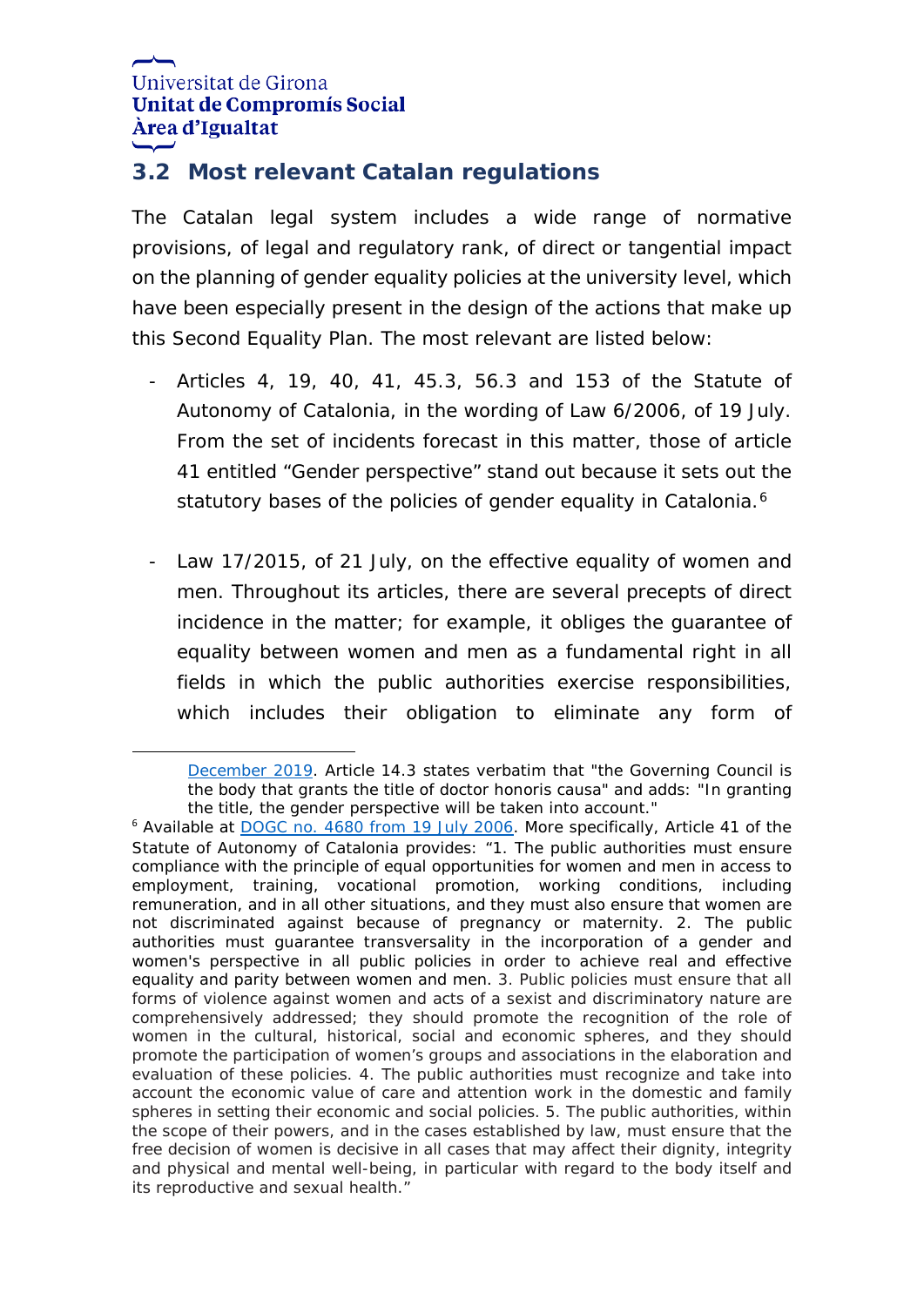## 3.2 Most relevant Catalan regulations

The Catalan legal system includes a wide range of normative provisions, of legal and regulatory rank, of direct or tangential impact on the planning of gender equality policies at the university level, which have been especially present in the design of the actions that make up this Second Equality Plan. The most relevant are listed below:

- Articles 4, 19, 40, 41, 45.3, 56.3 and 153 of the Statute of Autonomy of Catalonia, in the wording of Law 6/2006, of 19 July. From the set of incidents forecast in this matter, those of article 41 entitled "Gender perspective" stand out because it sets out the statutory bases of the policies of gender equality in Catalonia.[6]

- Law 17/2015, of 21 July, on the effective equality of women and men. Throughout its articles, there are several precepts of direct incidence in the matter; for example, it obliges the guarantee of equality between women and men as a fundamental right in all fields in which the public authorities exercise responsibilities, which includes their obligation to eliminate any form of

---

December 2019. Article 14.3 states verbatim that "the Governing Council is the body that grants the title of doctor honoris causa" and adds: "In granting the title, the gender perspective will be taken into account."

[6] Available at DOGC no. 4680 from 19 July 2006. More specifically, Article 41 of the Statute of Autonomy of Catalonia provides: "1. The public authorities must ensure compliance with the principle of equal opportunities for women and men in access to employment, training, vocational promotion, working conditions, including remuneration, and in all other situations, and they must also ensure that women are not discriminated against because of pregnancy or maternity. 2. The public authorities must guarantee transversality in the incorporation of a gender and women's perspective in all public policies in order to achieve real and effective equality and parity between women and men. 3. Public policies must ensure that all forms of violence against women and acts of a sexist and discriminatory nature are comprehensively addressed; they should promote the recognition of the role of women in the cultural, historical, social and economic spheres, and they should promote the participation of women's groups and associations in the elaboration and evaluation of these policies. 4. The public authorities must recognize and take into account the economic value of care and attention work in the domestic and family spheres in setting their economic and social policies. 5. The public authorities, within the scope of their powers, and in the cases established by law, must ensure that the free decision of women is decisive in all cases that may affect their dignity, integrity and physical and mental well-being, in particular with regard to the body itself and its reproductive and sexual health."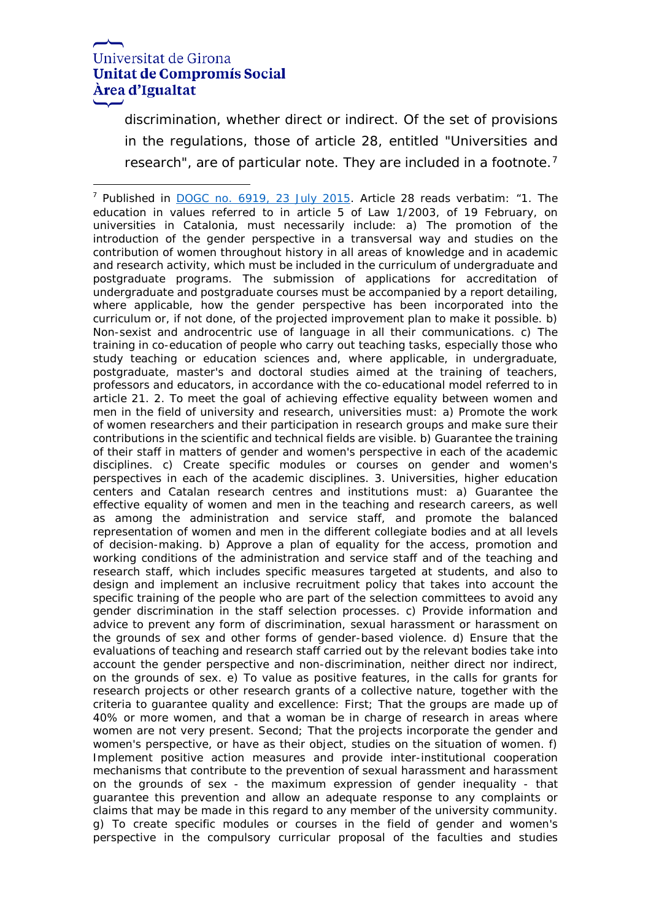discrimination, whether direct or indirect. Of the set of provisions in the regulations, those of article 28, entitled "Universities and research", are of particular note. They are included in a footnote.[7]

[7] Published in DOGC no. 6919, 23 July 2015. Article 28 reads verbatim: "1. The education in values referred to in article 5 of Law 1/2003, of 19 February, on universities in Catalonia, must necessarily include: a) The promotion of the introduction of the gender perspective in a transversal way and studies on the contribution of women throughout history in all areas of knowledge and in academic and research activity, which must be included in the curriculum of undergraduate and postgraduate programs. The submission of applications for accreditation of undergraduate and postgraduate courses must be accompanied by a report detailing, where applicable, how the gender perspective has been incorporated into the curriculum or, if not done, of the projected improvement plan to make it possible. b) Non-sexist and androcentric use of language in all their communications. c) The training in co-education of people who carry out teaching tasks, especially those who study teaching or education sciences and, where applicable, in undergraduate, postgraduate, master's and doctoral studies aimed at the training of teachers, professors and educators, in accordance with the co-educational model referred to in article 21. 2. To meet the goal of achieving effective equality between women and men in the field of university and research, universities must: a) Promote the work of women researchers and their participation in research groups and make sure their contributions in the scientific and technical fields are visible. b) Guarantee the training of their staff in matters of gender and women's perspective in each of the academic disciplines. c) Create specific modules or courses on gender and women's perspectives in each of the academic disciplines. 3. Universities, higher education centers and Catalan research centres and institutions must: a) Guarantee the effective equality of women and men in the teaching and research careers, as well as among the administration and service staff, and promote the balanced representation of women and men in the different collegiate bodies and at all levels of decision-making. b) Approve a plan of equality for the access, promotion and working conditions of the administration and service staff and of the teaching and research staff, which includes specific measures targeted at students, and also to design and implement an inclusive recruitment policy that takes into account the specific training of the people who are part of the selection committees to avoid any gender discrimination in the staff selection processes. c) Provide information and advice to prevent any form of discrimination, sexual harassment or harassment on the grounds of sex and other forms of gender-based violence. d) Ensure that the evaluations of teaching and research staff carried out by the relevant bodies take into account the gender perspective and non-discrimination, neither direct nor indirect, on the grounds of sex. e) To value as positive features, in the calls for grants for research projects or other research grants of a collective nature, together with the criteria to guarantee quality and excellence: First; That the groups are made up of 40% or more women, and that a woman be in charge of research in areas where women are not very present. Second; That the projects incorporate the gender and women's perspective, or have as their object, studies on the situation of women. f) Implement positive action measures and provide inter-institutional cooperation mechanisms that contribute to the prevention of sexual harassment and harassment on the grounds of sex - the maximum expression of gender inequality - that guarantee this prevention and allow an adequate response to any complaints or claims that may be made in this regard to any member of the university community. g) To create specific modules or courses in the field of gender and women's perspective in the compulsory curricular proposal of the faculties and studies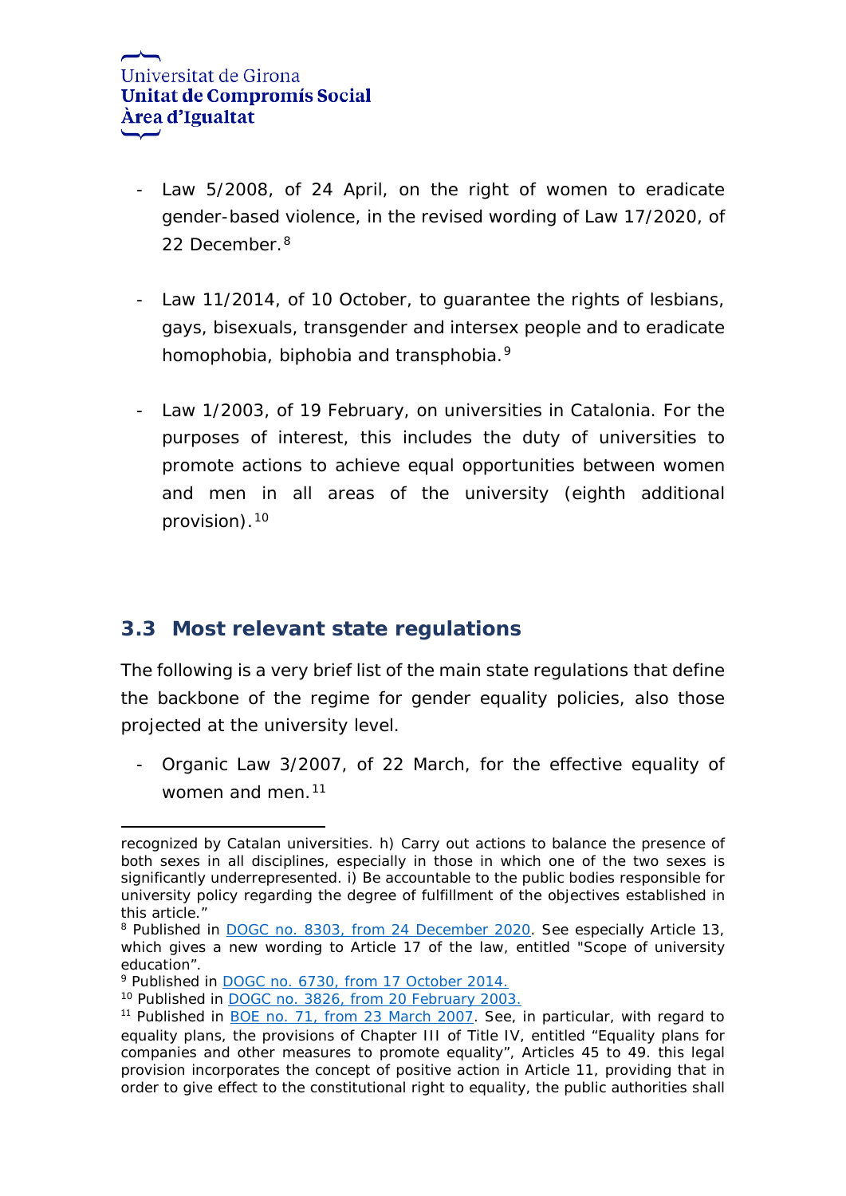- Law 5/2008, of 24 April, on the right of women to eradicate gender-based violence, in the revised wording of Law 17/2020, of 22 December.[8]

- Law 11/2014, of 10 October, to guarantee the rights of lesbians, gays, bisexuals, transgender and intersex people and to eradicate homophobia, biphobia and transphobia.[9]

- Law 1/2003, of 19 February, on universities in Catalonia. For the purposes of interest, this includes the duty of universities to promote actions to achieve equal opportunities between women and men in all areas of the university (eighth additional provision).[10]

## 3.3 Most relevant state regulations

The following is a very brief list of the main state regulations that define the backbone of the regime for gender equality policies, also those projected at the university level.

- Organic Law 3/2007, of 22 March, for the effective equality of women and men.[11]

---

recognized by Catalan universities. h) Carry out actions to balance the presence of both sexes in all disciplines, especially in those in which one of the two sexes is significantly underrepresented. i) Be accountable to the public bodies responsible for university policy regarding the degree of fulfillment of the objectives established in this article."

[8] Published in DOGC no. 8303, from 24 December 2020. See especially Article 13, which gives a new wording to Article 17 of the law, entitled "Scope of university education".

[9] Published in DOGC no. 6730, from 17 October 2014.

[10] Published in DOGC no. 3826, from 20 February 2003.

[11] Published in BOE no. 71, from 23 March 2007. See, in particular, with regard to equality plans, the provisions of Chapter III of Title IV, entitled "Equality plans for companies and other measures to promote equality", Articles 45 to 49. this legal provision incorporates the concept of positive action in Article 11, providing that in order to give effect to the constitutional right to equality, the public authorities shall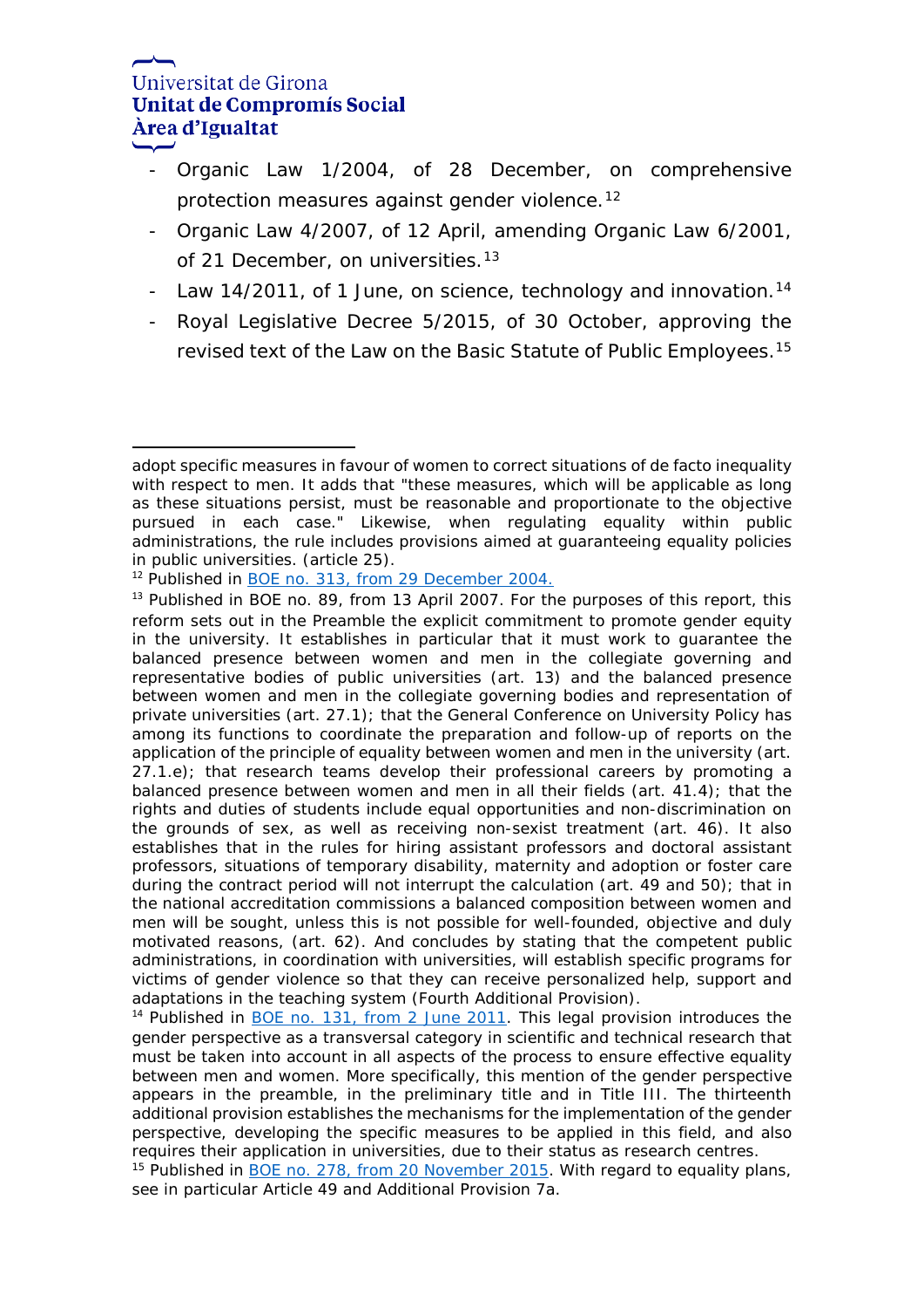- Organic Law 1/2004, of 28 December, on comprehensive protection measures against gender violence.[12]
- Organic Law 4/2007, of 12 April, amending Organic Law 6/2001, of 21 December, on universities.[13]
- Law 14/2011, of 1 June, on science, technology and innovation.[14]
- Royal Legislative Decree 5/2015, of 30 October, approving the revised text of the Law on the Basic Statute of Public Employees.[15]

---

adopt specific measures in favour of women to correct situations of de facto inequality with respect to men. It adds that "these measures, which will be applicable as long as these situations persist, must be reasonable and proportionate to the objective pursued in each case." Likewise, when regulating equality within public administrations, the rule includes provisions aimed at guaranteeing equality policies in public universities. (article 25).

[12] Published in [BOE no. 313, from 29 December 2004.]()

[13] Published in BOE no. 89, from 13 April 2007. For the purposes of this report, this reform sets out in the Preamble the explicit commitment to promote gender equity in the university. It establishes in particular that it must work to guarantee the balanced presence between women and men in the collegiate governing and representative bodies of public universities (art. 13) and the balanced presence between women and men in the collegiate governing bodies and representation of private universities (art. 27.1); that the General Conference on University Policy has among its functions to coordinate the preparation and follow-up of reports on the application of the principle of equality between women and men in the university (art. 27.1.e); that research teams develop their professional careers by promoting a balanced presence between women and men in all their fields (art. 41.4); that the rights and duties of students include equal opportunities and non-discrimination on the grounds of sex, as well as receiving non-sexist treatment (art. 46). It also establishes that in the rules for hiring assistant professors and doctoral assistant professors, situations of temporary disability, maternity and adoption or foster care during the contract period will not interrupt the calculation (art. 49 and 50); that in the national accreditation commissions a balanced composition between women and men will be sought, unless this is not possible for well-founded, objective and duly motivated reasons, (art. 62). And concludes by stating that the competent public administrations, in coordination with universities, will establish specific programs for victims of gender violence so that they can receive personalized help, support and adaptations in the teaching system (Fourth Additional Provision).

[14] Published in [BOE no. 131, from 2 June 2011](). This legal provision introduces the gender perspective as a transversal category in scientific and technical research that must be taken into account in all aspects of the process to ensure effective equality between men and women. More specifically, this mention of the gender perspective appears in the preamble, in the preliminary title and in Title III. The thirteenth additional provision establishes the mechanisms for the implementation of the gender perspective, developing the specific measures to be applied in this field, and also requires their application in universities, due to their status as research centres.

[15] Published in [BOE no. 278, from 20 November 2015](). With regard to equality plans, see in particular Article 49 and Additional Provision 7a.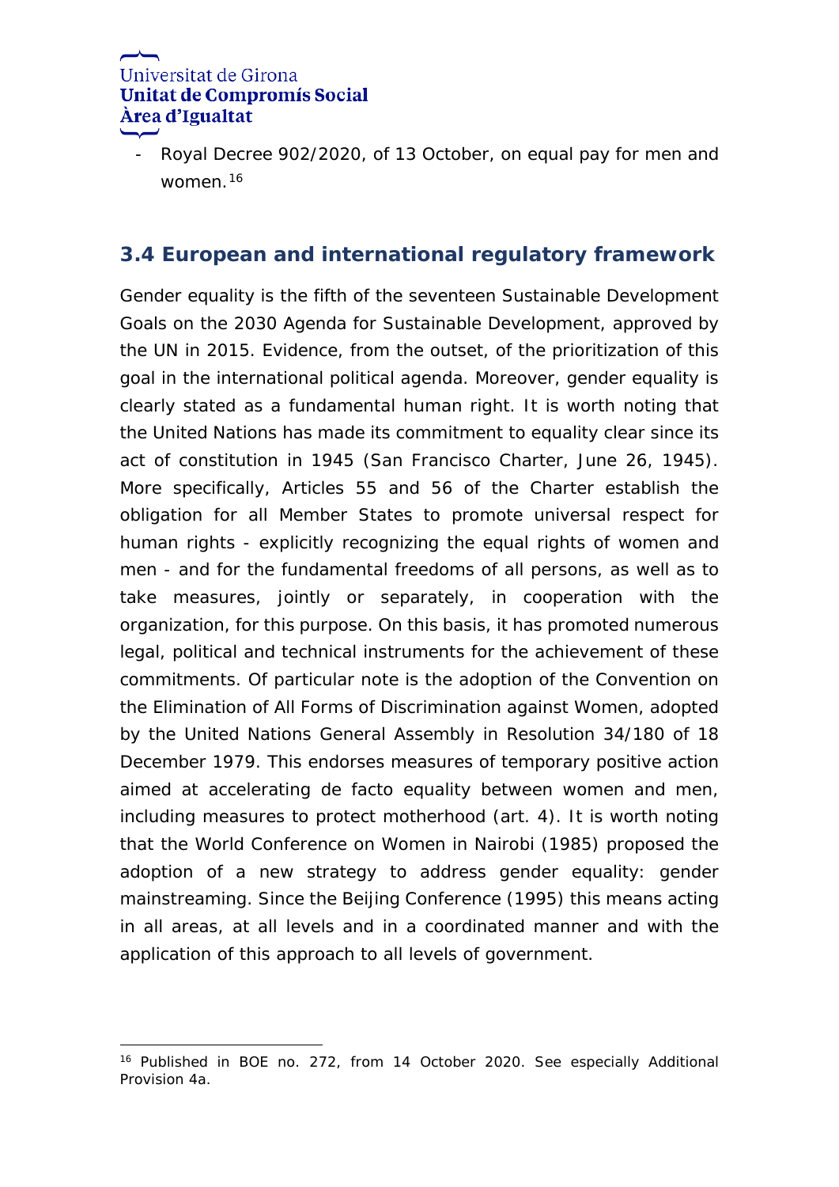- Royal Decree 902/2020, of 13 October, on equal pay for men and women.[16]

## 3.4 European and international regulatory framework

Gender equality is the fifth of the seventeen Sustainable Development Goals on the 2030 Agenda for Sustainable Development, approved by the UN in 2015. Evidence, from the outset, of the prioritization of this goal in the international political agenda. Moreover, gender equality is clearly stated as a fundamental human right. It is worth noting that the United Nations has made its commitment to equality clear since its act of constitution in 1945 (San Francisco Charter, June 26, 1945). More specifically, Articles 55 and 56 of the Charter establish the obligation for all Member States to promote universal respect for human rights - explicitly recognizing the equal rights of women and men - and for the fundamental freedoms of all persons, as well as to take measures, jointly or separately, in cooperation with the organization, for this purpose. On this basis, it has promoted numerous legal, political and technical instruments for the achievement of these commitments. Of particular note is the adoption of the Convention on the Elimination of All Forms of Discrimination against Women, adopted by the United Nations General Assembly in Resolution 34/180 of 18 December 1979. This endorses measures of temporary positive action aimed at accelerating de facto equality between women and men, including measures to protect motherhood (art. 4). It is worth noting that the World Conference on Women in Nairobi (1985) proposed the adoption of a new strategy to address gender equality: gender mainstreaming. Since the Beijing Conference (1995) this means acting in all areas, at all levels and in a coordinated manner and with the application of this approach to all levels of government.

[16] Published in BOE no. 272, from 14 October 2020. See especially Additional Provision 4a.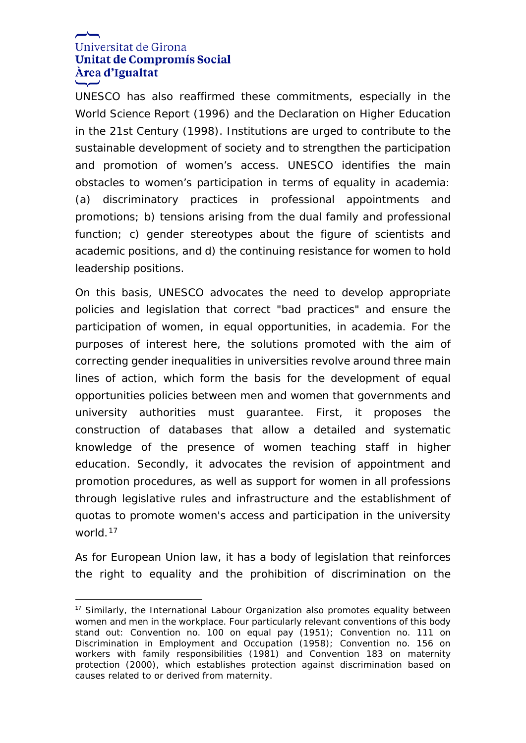UNESCO has also reaffirmed these commitments, especially in the World Science Report (1996) and the Declaration on Higher Education in the 21st Century (1998). Institutions are urged to contribute to the sustainable development of society and to strengthen the participation and promotion of women's access. UNESCO identifies the main obstacles to women's participation in terms of equality in academia: (a) discriminatory practices in professional appointments and promotions; b) tensions arising from the dual family and professional function; c) gender stereotypes about the figure of scientists and academic positions, and d) the continuing resistance for women to hold leadership positions.

On this basis, UNESCO advocates the need to develop appropriate policies and legislation that correct "bad practices" and ensure the participation of women, in equal opportunities, in academia. For the purposes of interest here, the solutions promoted with the aim of correcting gender inequalities in universities revolve around three main lines of action, which form the basis for the development of equal opportunities policies between men and women that governments and university authorities must guarantee. First, it proposes the construction of databases that allow a detailed and systematic knowledge of the presence of women teaching staff in higher education. Secondly, it advocates the revision of appointment and promotion procedures, as well as support for women in all professions through legislative rules and infrastructure and the establishment of quotas to promote women's access and participation in the university world.[17]

As for European Union law, it has a body of legislation that reinforces the right to equality and the prohibition of discrimination on the

[17] Similarly, the International Labour Organization also promotes equality between women and men in the workplace. Four particularly relevant conventions of this body stand out: Convention no. 100 on equal pay (1951); Convention no. 111 on Discrimination in Employment and Occupation (1958); Convention no. 156 on workers with family responsibilities (1981) and Convention 183 on maternity protection (2000), which establishes protection against discrimination based on causes related to or derived from maternity.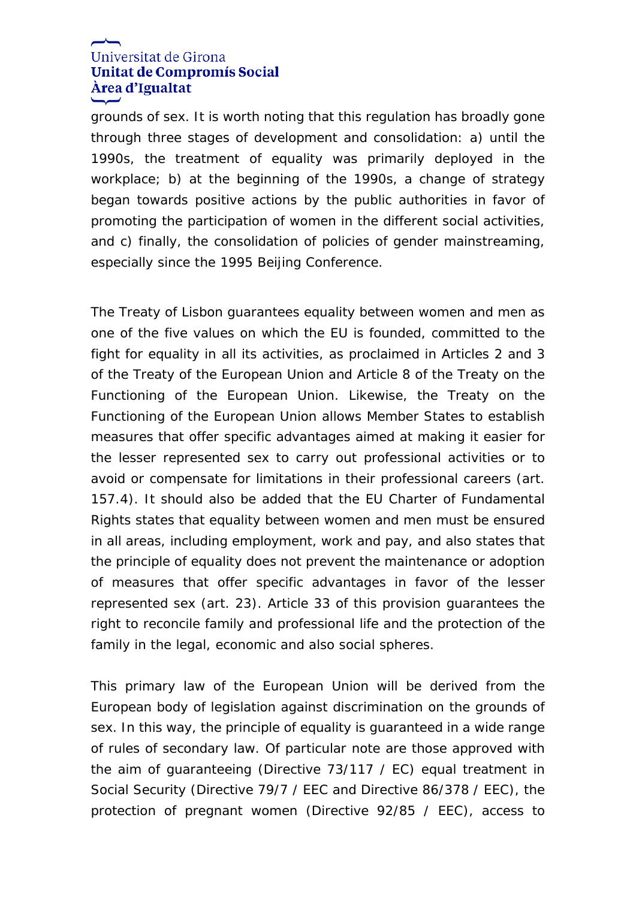grounds of sex. It is worth noting that this regulation has broadly gone through three stages of development and consolidation: a) until the 1990s, the treatment of equality was primarily deployed in the workplace; b) at the beginning of the 1990s, a change of strategy began towards positive actions by the public authorities in favor of promoting the participation of women in the different social activities, and c) finally, the consolidation of policies of gender mainstreaming, especially since the 1995 Beijing Conference.

The Treaty of Lisbon guarantees equality between women and men as one of the five values on which the EU is founded, committed to the fight for equality in all its activities, as proclaimed in Articles 2 and 3 of the Treaty of the European Union and Article 8 of the Treaty on the Functioning of the European Union. Likewise, the Treaty on the Functioning of the European Union allows Member States to establish measures that offer specific advantages aimed at making it easier for the lesser represented sex to carry out professional activities or to avoid or compensate for limitations in their professional careers (art. 157.4). It should also be added that the EU Charter of Fundamental Rights states that equality between women and men must be ensured in all areas, including employment, work and pay, and also states that the principle of equality does not prevent the maintenance or adoption of measures that offer specific advantages in favor of the lesser represented sex (art. 23). Article 33 of this provision guarantees the right to reconcile family and professional life and the protection of the family in the legal, economic and also social spheres.

This primary law of the European Union will be derived from the European body of legislation against discrimination on the grounds of sex. In this way, the principle of equality is guaranteed in a wide range of rules of secondary law. Of particular note are those approved with the aim of guaranteeing (Directive 73/117 / EC) equal treatment in Social Security (Directive 79/7 / EEC and Directive 86/378 / EEC), the protection of pregnant women (Directive 92/85 / EEC), access to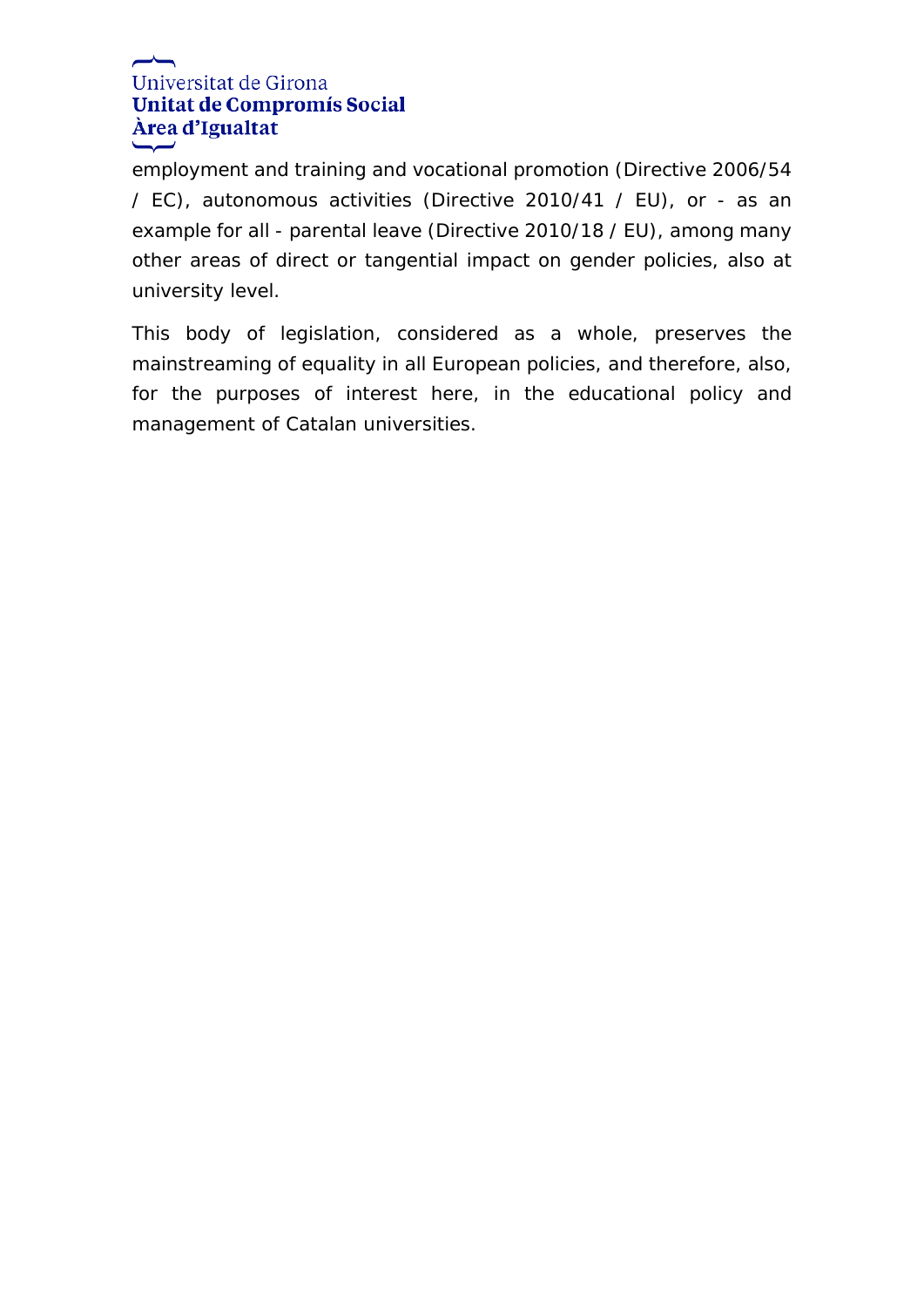employment and training and vocational promotion (Directive 2006/54 / EC), autonomous activities (Directive 2010/41 / EU), or - as an example for all - parental leave (Directive 2010/18 / EU), among many other areas of direct or tangential impact on gender policies, also at university level.

This body of legislation, considered as a whole, preserves the mainstreaming of equality in all European policies, and therefore, also, for the purposes of interest here, in the educational policy and management of Catalan universities.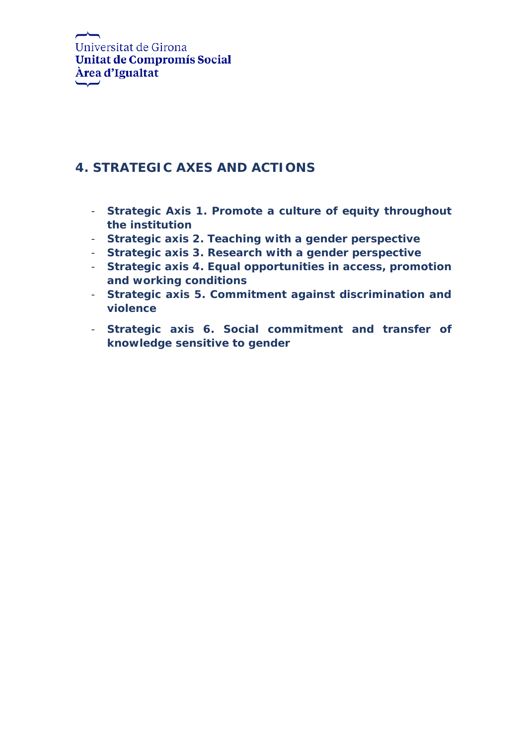## 4. STRATEGIC AXES AND ACTIONS

- **Strategic Axis 1. Promote a culture of equity throughout the institution**
- **Strategic axis 2. Teaching with a gender perspective**
- **Strategic axis 3. Research with a gender perspective**
- **Strategic axis 4. Equal opportunities in access, promotion and working conditions**
- **Strategic axis 5. Commitment against discrimination and violence**
- **Strategic axis 6. Social commitment and transfer of knowledge sensitive to gender**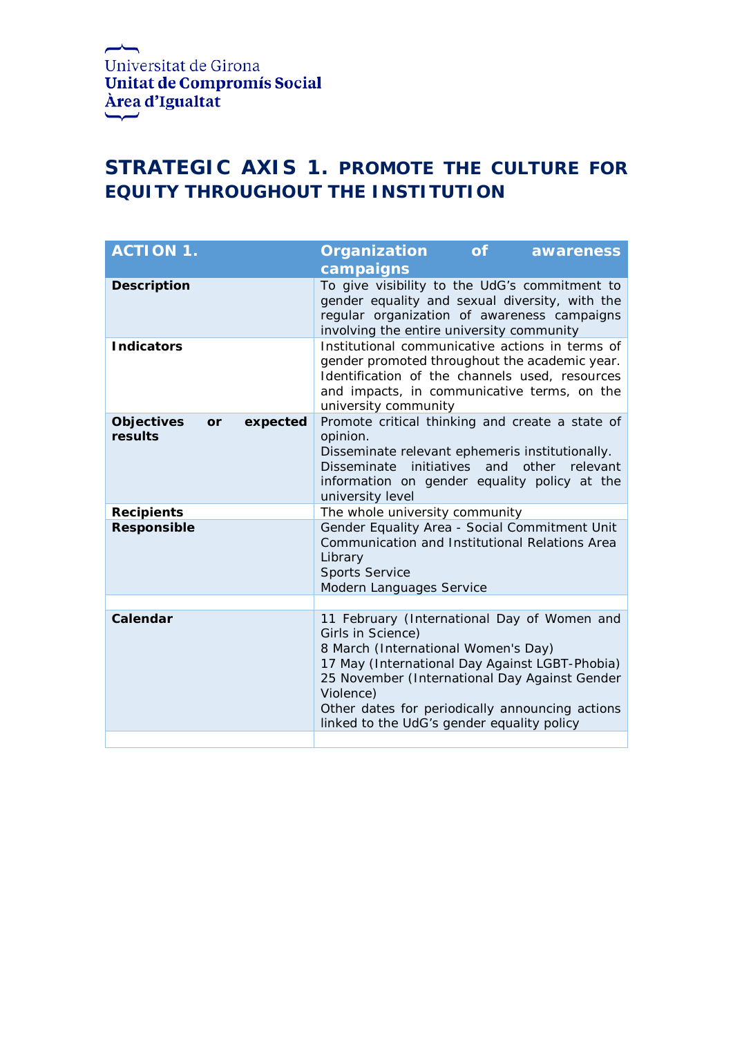Universitat de Girona
**Unitat de Compromís Social**
**Àrea d'Igualtat**

## STRATEGIC AXIS 1. PROMOTE THE CULTURE FOR EQUITY THROUGHOUT THE INSTITUTION

| ACTION 1. | Organization of awareness campaigns |
|---|---|
| **Description** | To give visibility to the UdG's commitment to gender equality and sexual diversity, with the regular organization of awareness campaigns involving the entire university community |
| **Indicators** | Institutional communicative actions in terms of gender promoted throughout the academic year. Identification of the channels used, resources and impacts, in communicative terms, on the university community |
| **Objectives or expected results** | Promote critical thinking and create a state of opinion.<br>Disseminate relevant ephemeris institutionally.<br>Disseminate initiatives and other relevant information on gender equality policy at the university level |
| **Recipients** | The whole university community |
| **Responsible** | Gender Equality Area - Social Commitment Unit<br>Communication and Institutional Relations Area<br>Library<br>Sports Service<br>Modern Languages Service |
| | |
| **Calendar** | 11 February (International Day of Women and Girls in Science)<br>8 March (International Women's Day)<br>17 May (International Day Against LGBT-Phobia)<br>25 November (International Day Against Gender Violence)<br>Other dates for periodically announcing actions linked to the UdG's gender equality policy |
| | |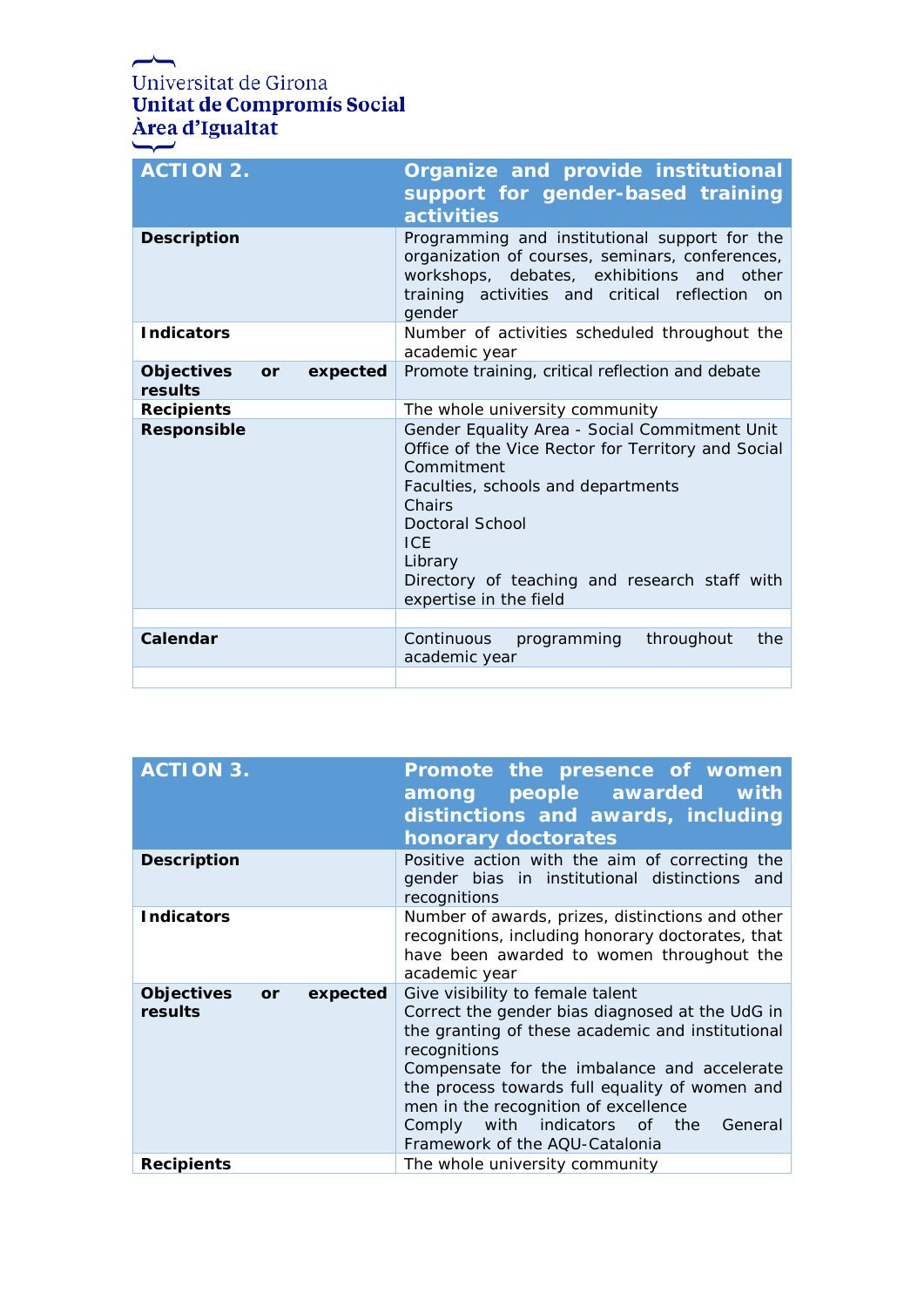| ACTION 2. | Organize and provide institutional support for gender-based training activities |
|---|---|
| **Description** | Programming and institutional support for the organization of courses, seminars, conferences, workshops, debates, exhibitions and other training activities and critical reflection on gender |
| **Indicators** | Number of activities scheduled throughout the academic year |
| **Objectives or expected results** | Promote training, critical reflection and debate |
| **Recipients** | The whole university community |
| **Responsible** | Gender Equality Area - Social Commitment Unit<br>Office of the Vice Rector for Territory and Social Commitment<br>Faculties, schools and departments<br>Chairs<br>Doctoral School<br>ICE<br>Library<br>Directory of teaching and research staff with expertise in the field |
| | |
| **Calendar** | Continuous programming throughout the academic year |
| | |

| ACTION 3. | Promote the presence of women among people awarded with distinctions and awards, including honorary doctorates |
|---|---|
| **Description** | Positive action with the aim of correcting the gender bias in institutional distinctions and recognitions |
| **Indicators** | Number of awards, prizes, distinctions and other recognitions, including honorary doctorates, that have been awarded to women throughout the academic year |
| **Objectives or expected results** | Give visibility to female talent<br>Correct the gender bias diagnosed at the UdG in the granting of these academic and institutional recognitions<br>Compensate for the imbalance and accelerate the process towards full equality of women and men in the recognition of excellence<br>Comply with indicators of the General Framework of the AQU-Catalonia |
| **Recipients** | The whole university community |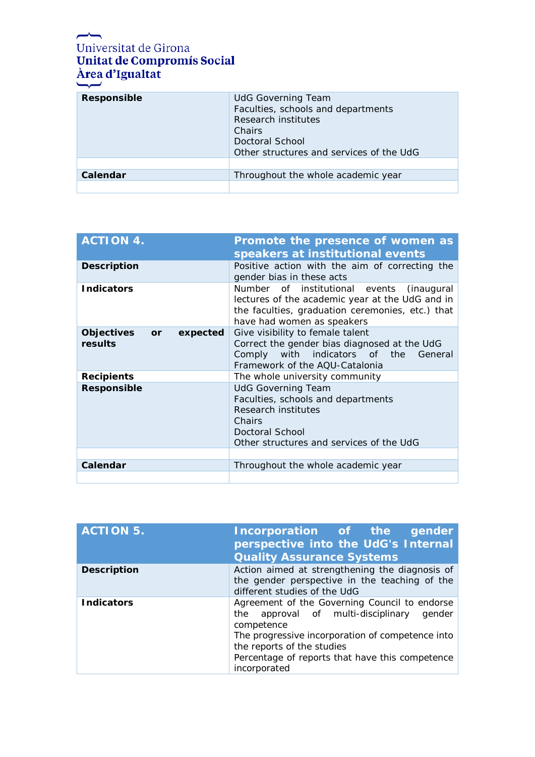| Responsible | UdG Governing Team<br>Faculties, schools and departments<br>Research institutes<br>Chairs<br>Doctoral School<br>Other structures and services of the UdG |
|---|---|
| | |
| **Calendar** | Throughout the whole academic year |
| | |

| **ACTION 4.** | **Promote the presence of women as speakers at institutional events** |
|---|---|
| **Description** | Positive action with the aim of correcting the gender bias in these acts |
| **Indicators** | Number of institutional events (inaugural lectures of the academic year at the UdG and in the faculties, graduation ceremonies, etc.) that have had women as speakers |
| **Objectives or expected results** | Give visibility to female talent<br>Correct the gender bias diagnosed at the UdG<br>Comply with indicators of the General Framework of the AQU-Catalonia |
| **Recipients** | The whole university community |
| **Responsible** | UdG Governing Team<br>Faculties, schools and departments<br>Research institutes<br>Chairs<br>Doctoral School<br>Other structures and services of the UdG |
| | |
| **Calendar** | Throughout the whole academic year |
| | |

| **ACTION 5.** | **Incorporation of the gender perspective into the UdG's Internal Quality Assurance Systems** |
|---|---|
| **Description** | Action aimed at strengthening the diagnosis of the gender perspective in the teaching of the different studies of the UdG |
| **Indicators** | Agreement of the Governing Council to endorse the approval of multi-disciplinary gender competence<br>The progressive incorporation of competence into the reports of the studies<br>Percentage of reports that have this competence incorporated |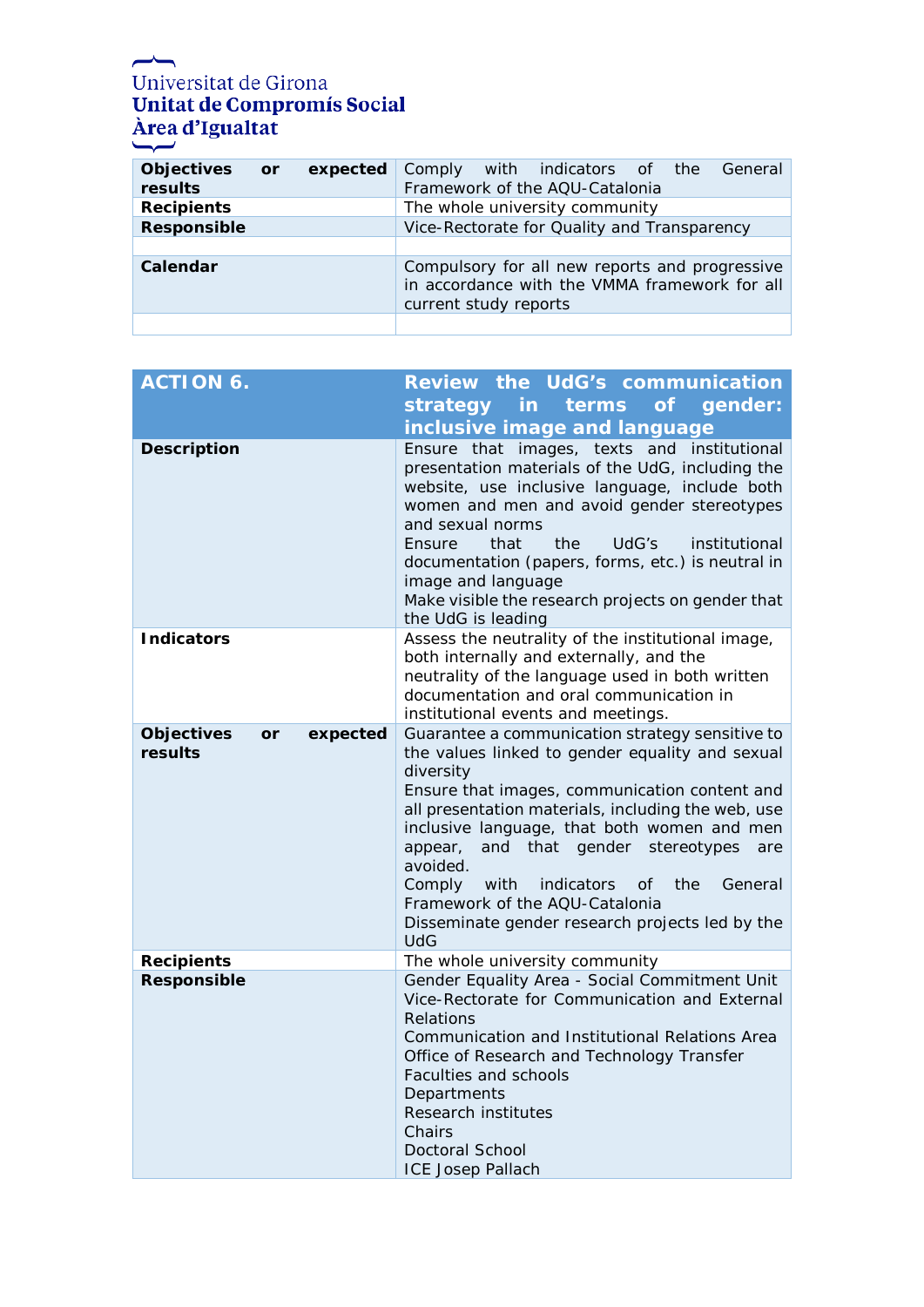| | |
|---|---|
| **Objectives or expected results** | Comply with indicators of the General Framework of the AQU-Catalonia |
| **Recipients** | The whole university community |
| **Responsible** | Vice-Rectorate for Quality and Transparency |
| | |
| **Calendar** | Compulsory for all new reports and progressive in accordance with the VMMA framework for all current study reports |
| | |

| **ACTION 6.** | **Review the UdG's communication strategy in terms of gender: inclusive image and language** |
|---|---|
| **Description** | Ensure that images, texts and institutional presentation materials of the UdG, including the website, use inclusive language, include both women and men and avoid gender stereotypes and sexual norms<br>Ensure that the UdG's institutional documentation (papers, forms, etc.) is neutral in image and language<br>Make visible the research projects on gender that the UdG is leading |
| **Indicators** | Assess the neutrality of the institutional image, both internally and externally, and the neutrality of the language used in both written documentation and oral communication in institutional events and meetings. |
| **Objectives or expected results** | Guarantee a communication strategy sensitive to the values linked to gender equality and sexual diversity<br>Ensure that images, communication content and all presentation materials, including the web, use inclusive language, that both women and men appear, and that gender stereotypes are avoided.<br>Comply with indicators of the General Framework of the AQU-Catalonia<br>Disseminate gender research projects led by the UdG |
| **Recipients** | The whole university community |
| **Responsible** | Gender Equality Area - Social Commitment Unit<br>Vice-Rectorate for Communication and External Relations<br>Communication and Institutional Relations Area<br>Office of Research and Technology Transfer<br>Faculties and schools<br>Departments<br>Research institutes<br>Chairs<br>Doctoral School<br>ICE Josep Pallach |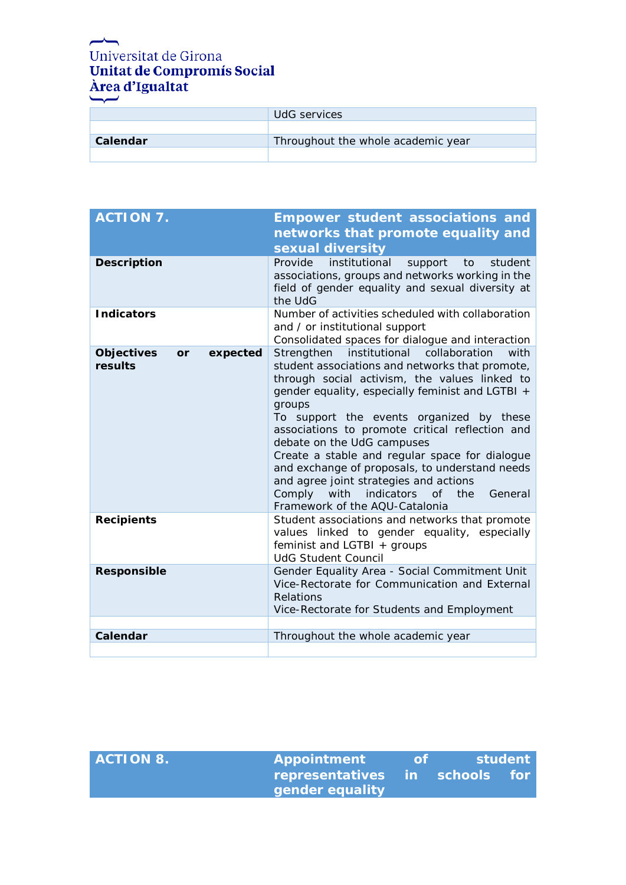| | |
|---|---|
| | UdG services |
| | |
| **Calendar** | Throughout the whole academic year |
| | |

| **ACTION 7.** | **Empower student associations and networks that promote equality and sexual diversity** |
|---|---|
| **Description** | Provide institutional support to student associations, groups and networks working in the field of gender equality and sexual diversity at the UdG |
| **Indicators** | Number of activities scheduled with collaboration and / or institutional support<br>Consolidated spaces for dialogue and interaction |
| **Objectives or expected results** | Strengthen institutional collaboration with student associations and networks that promote, through social activism, the values linked to gender equality, especially feminist and LGTBI + groups<br>To support the events organized by these associations to promote critical reflection and debate on the UdG campuses<br>Create a stable and regular space for dialogue and exchange of proposals, to understand needs and agree joint strategies and actions<br>Comply with indicators of the General Framework of the AQU-Catalonia |
| **Recipients** | Student associations and networks that promote values linked to gender equality, especially feminist and LGTBI + groups<br>UdG Student Council |
| **Responsible** | Gender Equality Area - Social Commitment Unit<br>Vice-Rectorate for Communication and External Relations<br>Vice-Rectorate for Students and Employment |
| | |
| **Calendar** | Throughout the whole academic year |
| | |

| **ACTION 8.** | **Appointment of student representatives in schools for gender equality** |
|---|---|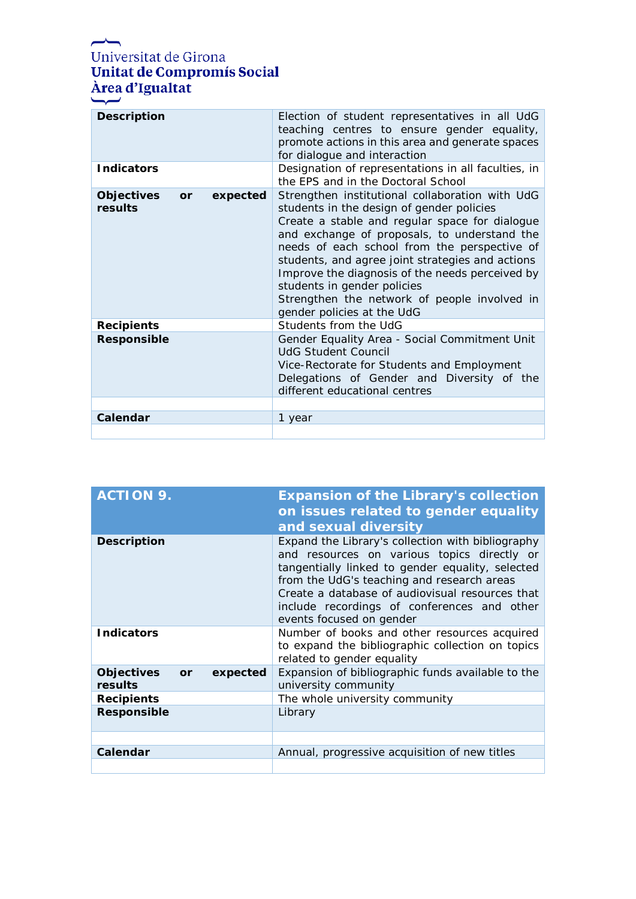| Description | Election of student representatives in all UdG teaching centres to ensure gender equality, promote actions in this area and generate spaces for dialogue and interaction |
|---|---|
| Indicators | Designation of representations in all faculties, in the EPS and in the Doctoral School |
| Objectives or expected results | Strengthen institutional collaboration with UdG students in the design of gender policies<br>Create a stable and regular space for dialogue and exchange of proposals, to understand the needs of each school from the perspective of students, and agree joint strategies and actions<br>Improve the diagnosis of the needs perceived by students in gender policies<br>Strengthen the network of people involved in gender policies at the UdG |
| Recipients | Students from the UdG |
| Responsible | Gender Equality Area - Social Commitment Unit<br>UdG Student Council<br>Vice-Rectorate for Students and Employment<br>Delegations of Gender and Diversity of the different educational centres |
| | |
| Calendar | 1 year |
| | |

| ACTION 9. | Expansion of the Library's collection on issues related to gender equality and sexual diversity |
|---|---|
| Description | Expand the Library's collection with bibliography and resources on various topics directly or tangentially linked to gender equality, selected from the UdG's teaching and research areas<br>Create a database of audiovisual resources that include recordings of conferences and other events focused on gender |
| Indicators | Number of books and other resources acquired to expand the bibliographic collection on topics related to gender equality |
| Objectives or expected results | Expansion of bibliographic funds available to the university community |
| Recipients | The whole university community |
| Responsible | Library |
| | |
| Calendar | Annual, progressive acquisition of new titles |
| | |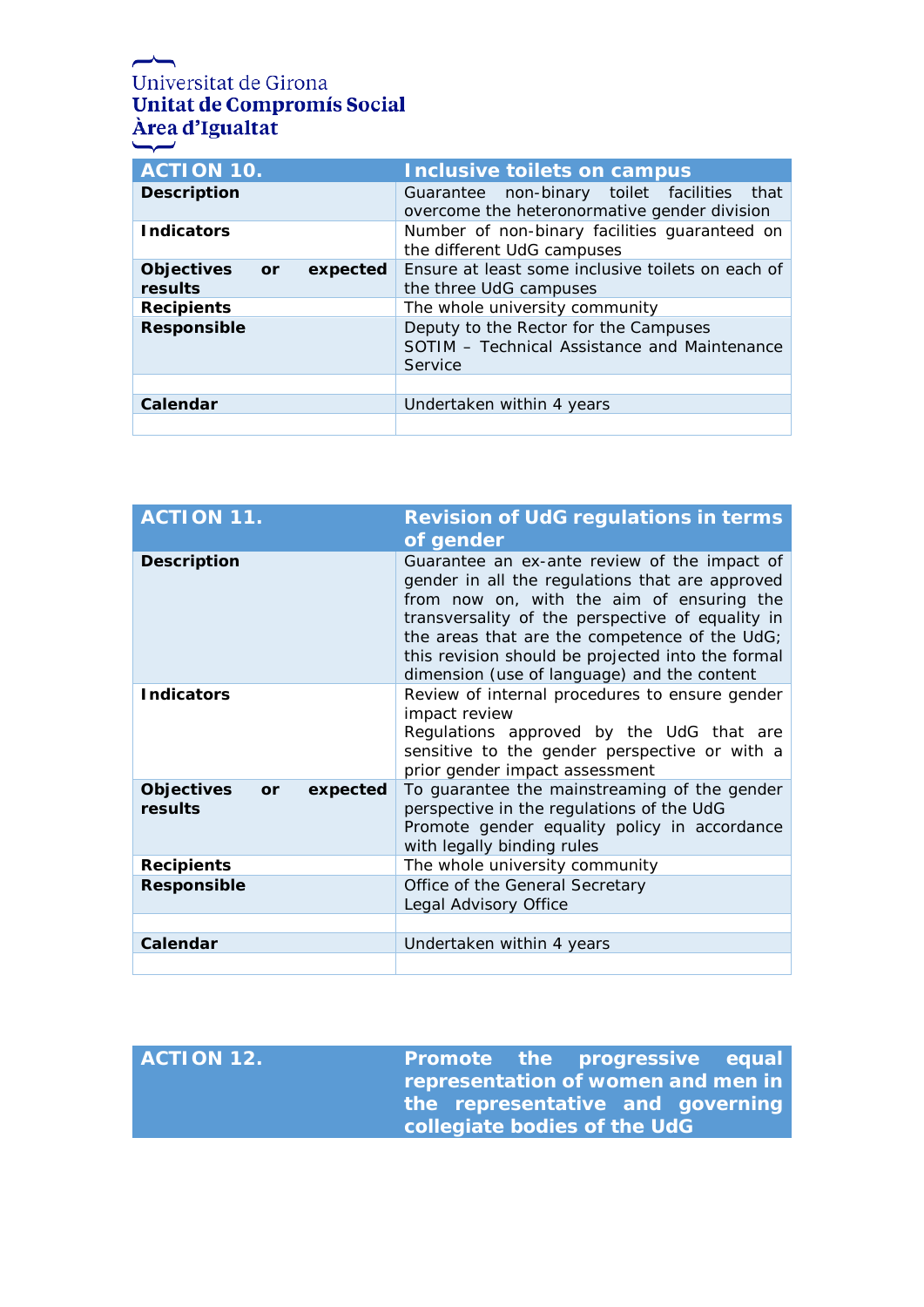Universitat de Girona
**Unitat de Compromís Social**
**Àrea d'Igualtat**

| **ACTION 10.** | **Inclusive toilets on campus** |
|---|---|
| **Description** | Guarantee non-binary toilet facilities that overcome the heteronormative gender division |
| **Indicators** | Number of non-binary facilities guaranteed on the different UdG campuses |
| **Objectives or expected results** | Ensure at least some inclusive toilets on each of the three UdG campuses |
| **Recipients** | The whole university community |
| **Responsible** | Deputy to the Rector for the Campuses<br>SOTIM – Technical Assistance and Maintenance Service |
| | |
| **Calendar** | Undertaken within 4 years |
| | |

| **ACTION 11.** | **Revision of UdG regulations in terms of gender** |
|---|---|
| **Description** | Guarantee an ex-ante review of the impact of gender in all the regulations that are approved from now on, with the aim of ensuring the transversality of the perspective of equality in the areas that are the competence of the UdG; this revision should be projected into the formal dimension (use of language) and the content |
| **Indicators** | Review of internal procedures to ensure gender impact review<br>Regulations approved by the UdG that are sensitive to the gender perspective or with a prior gender impact assessment |
| **Objectives or expected results** | To guarantee the mainstreaming of the gender perspective in the regulations of the UdG<br>Promote gender equality policy in accordance with legally binding rules |
| **Recipients** | The whole university community |
| **Responsible** | Office of the General Secretary<br>Legal Advisory Office |
| | |
| **Calendar** | Undertaken within 4 years |
| | |

| **ACTION 12.** | **Promote the progressive equal representation of women and men in the representative and governing collegiate bodies of the UdG** |
|---|---|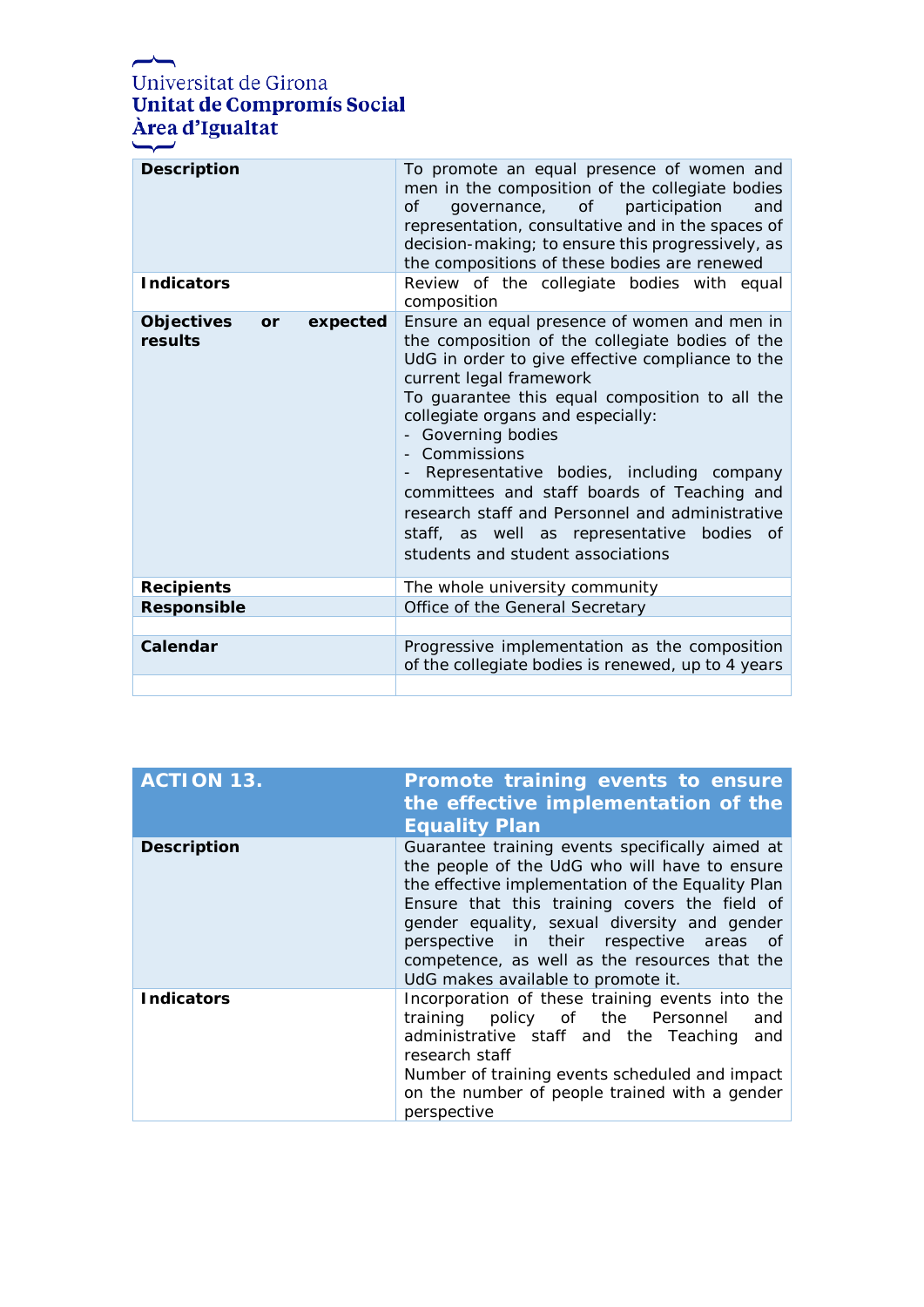| | |
|---|---|
| **Description** | To promote an equal presence of women and men in the composition of the collegiate bodies of governance, of participation and representation, consultative and in the spaces of decision-making; to ensure this progressively, as the compositions of these bodies are renewed |
| **Indicators** | Review of the collegiate bodies with equal composition |
| **Objectives or expected results** | Ensure an equal presence of women and men in the composition of the collegiate bodies of the UdG in order to give effective compliance to the current legal framework<br>To guarantee this equal composition to all the collegiate organs and especially:<br>- Governing bodies<br>- Commissions<br>- Representative bodies, including company committees and staff boards of Teaching and research staff and Personnel and administrative staff, as well as representative bodies of students and student associations |
| **Recipients** | The whole university community |
| **Responsible** | Office of the General Secretary |
| | |
| **Calendar** | Progressive implementation as the composition of the collegiate bodies is renewed, up to 4 years |
| | |

| **ACTION 13.** | **Promote training events to ensure the effective implementation of the Equality Plan** |
|---|---|
| **Description** | Guarantee training events specifically aimed at the people of the UdG who will have to ensure the effective implementation of the Equality Plan<br>Ensure that this training covers the field of gender equality, sexual diversity and gender perspective in their respective areas of competence, as well as the resources that the UdG makes available to promote it. |
| **Indicators** | Incorporation of these training events into the training policy of the Personnel and administrative staff and the Teaching and research staff<br>Number of training events scheduled and impact on the number of people trained with a gender perspective |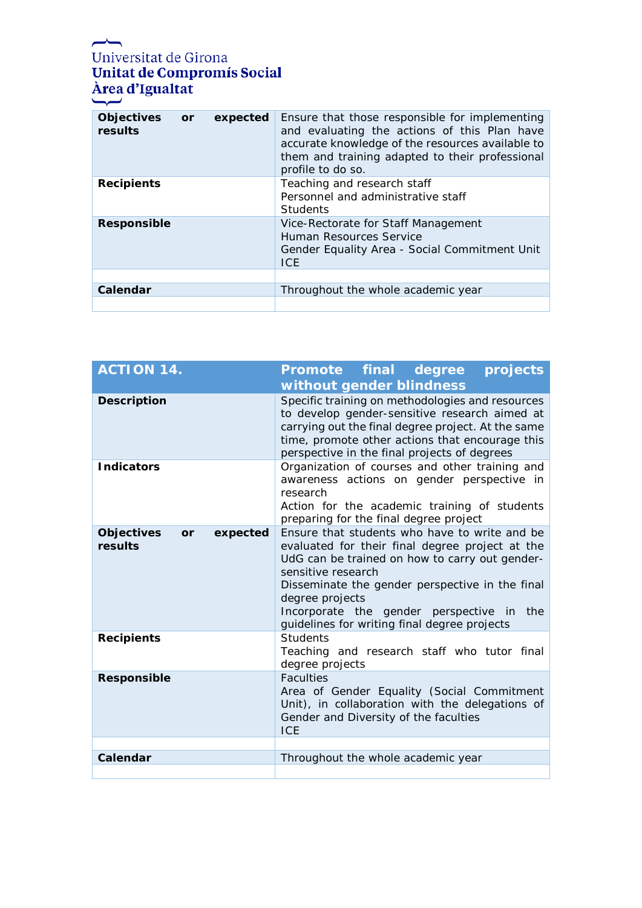| | |
|---|---|
| **Objectives or expected results** | Ensure that those responsible for implementing and evaluating the actions of this Plan have accurate knowledge of the resources available to them and training adapted to their professional profile to do so. |
| **Recipients** | Teaching and research staff<br>Personnel and administrative staff<br>Students |
| **Responsible** | Vice-Rectorate for Staff Management<br>Human Resources Service<br>Gender Equality Area - Social Commitment Unit<br>ICE |
| | |
| **Calendar** | Throughout the whole academic year |
| | |

| **ACTION 14.** | **Promote final degree projects without gender blindness** |
|---|---|
| **Description** | Specific training on methodologies and resources to develop gender-sensitive research aimed at carrying out the final degree project. At the same time, promote other actions that encourage this perspective in the final projects of degrees |
| **Indicators** | Organization of courses and other training and awareness actions on gender perspective in research<br>Action for the academic training of students preparing for the final degree project |
| **Objectives or expected results** | Ensure that students who have to write and be evaluated for their final degree project at the UdG can be trained on how to carry out gender-sensitive research<br>Disseminate the gender perspective in the final degree projects<br>Incorporate the gender perspective in the guidelines for writing final degree projects |
| **Recipients** | Students<br>Teaching and research staff who tutor final degree projects |
| **Responsible** | Faculties<br>Area of Gender Equality (Social Commitment Unit), in collaboration with the delegations of Gender and Diversity of the faculties<br>ICE |
| | |
| **Calendar** | Throughout the whole academic year |
| | |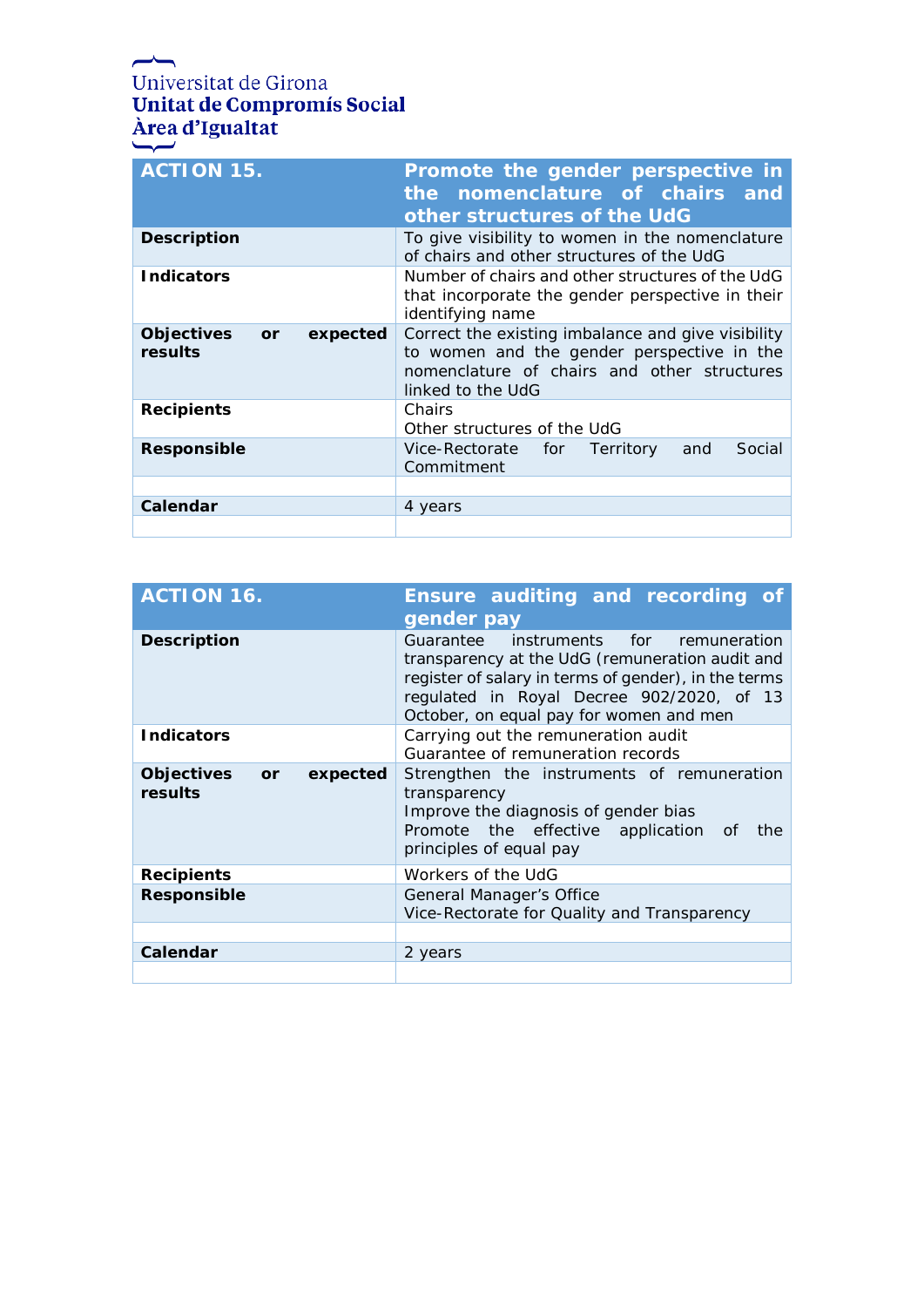Universitat de Girona
**Unitat de Compromís Social**
**Àrea d'Igualtat**

| **ACTION 15.** | **Promote the gender perspective in the nomenclature of chairs and other structures of the UdG** |
|---|---|
| **Description** | To give visibility to women in the nomenclature of chairs and other structures of the UdG |
| **Indicators** | Number of chairs and other structures of the UdG that incorporate the gender perspective in their identifying name |
| **Objectives or expected results** | Correct the existing imbalance and give visibility to women and the gender perspective in the nomenclature of chairs and other structures linked to the UdG |
| **Recipients** | Chairs<br>Other structures of the UdG |
| **Responsible** | Vice-Rectorate for Territory and Social Commitment |
| | |
| **Calendar** | 4 years |
| | |

| **ACTION 16.** | **Ensure auditing and recording of gender pay** |
|---|---|
| **Description** | Guarantee instruments for remuneration transparency at the UdG (remuneration audit and register of salary in terms of gender), in the terms regulated in Royal Decree 902/2020, of 13 October, on equal pay for women and men |
| **Indicators** | Carrying out the remuneration audit<br>Guarantee of remuneration records |
| **Objectives or expected results** | Strengthen the instruments of remuneration transparency<br>Improve the diagnosis of gender bias<br>Promote the effective application of the principles of equal pay |
| **Recipients** | Workers of the UdG |
| **Responsible** | General Manager's Office<br>Vice-Rectorate for Quality and Transparency |
| | |
| **Calendar** | 2 years |
| | |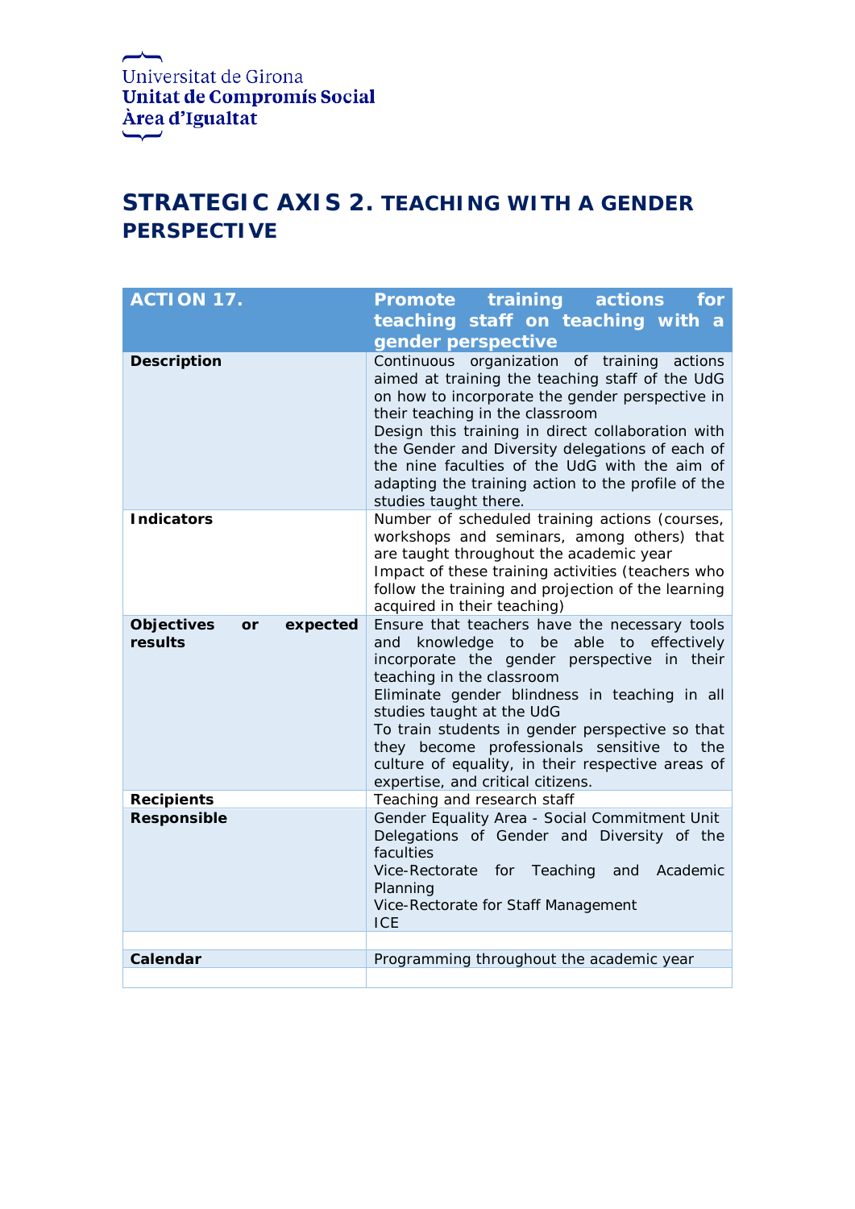Universitat de Girona
**Unitat de Compromís Social**
**Àrea d'Igualtat**

# STRATEGIC AXIS 2. TEACHING WITH A GENDER PERSPECTIVE

| ACTION 17. | Promote training actions for teaching staff on teaching with a gender perspective |
|---|---|
| **Description** | Continuous organization of training actions aimed at training the teaching staff of the UdG on how to incorporate the gender perspective in their teaching in the classroom<br>Design this training in direct collaboration with the Gender and Diversity delegations of each of the nine faculties of the UdG with the aim of adapting the training action to the profile of the studies taught there. |
| **Indicators** | Number of scheduled training actions (courses, workshops and seminars, among others) that are taught throughout the academic year<br>Impact of these training activities (teachers who follow the training and projection of the learning acquired in their teaching) |
| **Objectives or expected results** | Ensure that teachers have the necessary tools and knowledge to be able to effectively incorporate the gender perspective in their teaching in the classroom<br>Eliminate gender blindness in teaching in all studies taught at the UdG<br>To train students in gender perspective so that they become professionals sensitive to the culture of equality, in their respective areas of expertise, and critical citizens. |
| **Recipients** | Teaching and research staff |
| **Responsible** | Gender Equality Area - Social Commitment Unit<br>Delegations of Gender and Diversity of the faculties<br>Vice-Rectorate for Teaching and Academic Planning<br>Vice-Rectorate for Staff Management<br>ICE |
| | |
| **Calendar** | Programming throughout the academic year |
| | |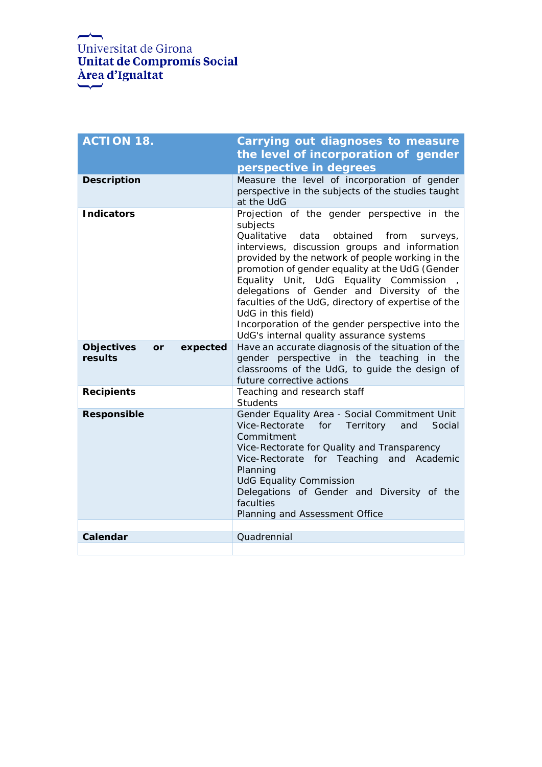Universitat de Girona
**Unitat de Compromís Social**
**Àrea d'Igualtat**

| **ACTION 18.** | **Carrying out diagnoses to measure the level of incorporation of gender perspective in degrees** |
|---|---|
| **Description** | Measure the level of incorporation of gender perspective in the subjects of the studies taught at the UdG |
| **Indicators** | Projection of the gender perspective in the subjects<br>Qualitative data obtained from surveys, interviews, discussion groups and information provided by the network of people working in the promotion of gender equality at the UdG (Gender Equality Unit, UdG Equality Commission , delegations of Gender and Diversity of the faculties of the UdG, directory of expertise of the UdG in this field)<br>Incorporation of the gender perspective into the UdG's internal quality assurance systems |
| **Objectives or expected results** | Have an accurate diagnosis of the situation of the gender perspective in the teaching in the classrooms of the UdG, to guide the design of future corrective actions |
| **Recipients** | Teaching and research staff<br>Students |
| **Responsible** | Gender Equality Area - Social Commitment Unit<br>Vice-Rectorate for Territory and Social Commitment<br>Vice-Rectorate for Quality and Transparency<br>Vice-Rectorate for Teaching and Academic Planning<br>UdG Equality Commission<br>Delegations of Gender and Diversity of the faculties<br>Planning and Assessment Office |
| | |
| **Calendar** | Quadrennial |
| | |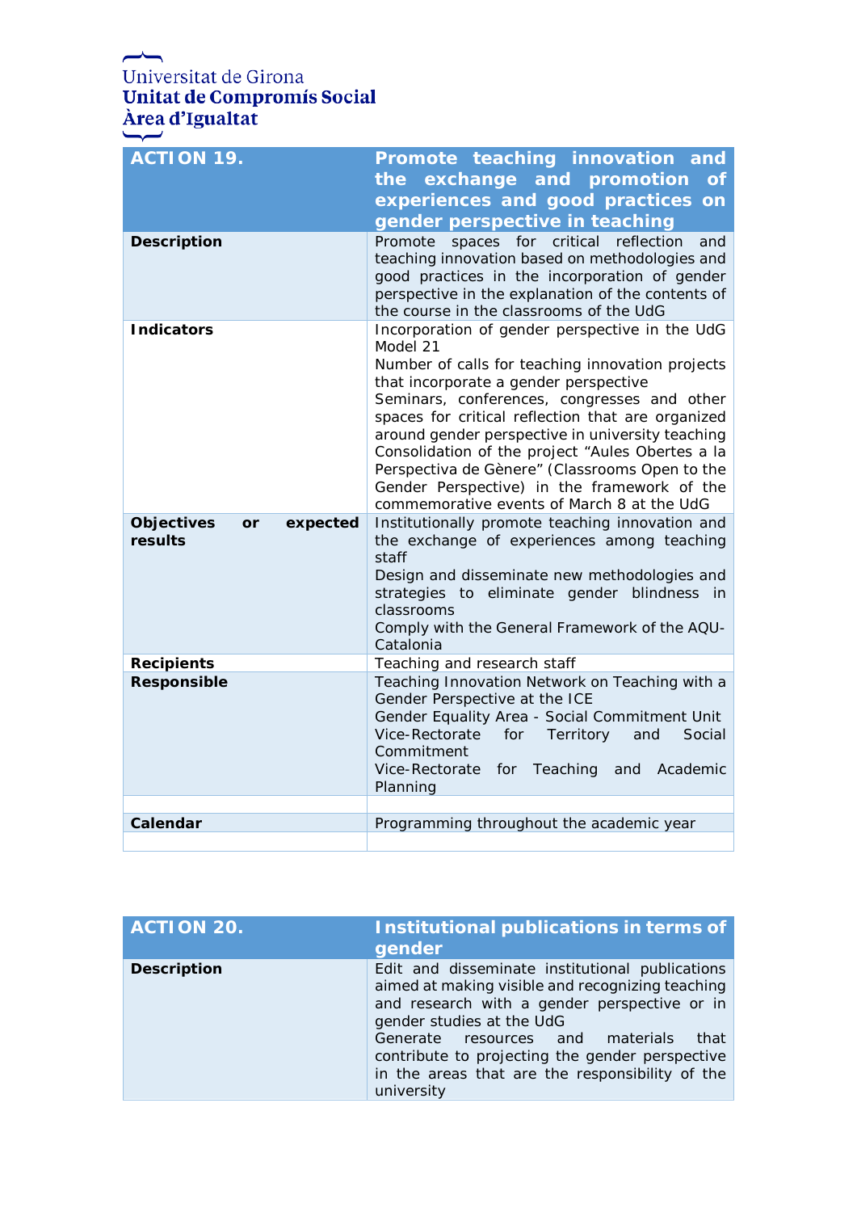Universitat de Girona
**Unitat de Compromís Social**
**Àrea d'Igualtat**

| **ACTION 19.** | **Promote teaching innovation and the exchange and promotion of experiences and good practices on gender perspective in teaching** |
|---|---|
| **Description** | Promote spaces for critical reflection and teaching innovation based on methodologies and good practices in the incorporation of gender perspective in the explanation of the contents of the course in the classrooms of the UdG |
| **Indicators** | Incorporation of gender perspective in the UdG Model 21<br>Number of calls for teaching innovation projects that incorporate a gender perspective<br>Seminars, conferences, congresses and other spaces for critical reflection that are organized around gender perspective in university teaching<br>Consolidation of the project "Aules Obertes a la Perspectiva de Gènere" (Classrooms Open to the Gender Perspective) in the framework of the commemorative events of March 8 at the UdG |
| **Objectives or expected results** | Institutionally promote teaching innovation and the exchange of experiences among teaching staff<br>Design and disseminate new methodologies and strategies to eliminate gender blindness in classrooms<br>Comply with the General Framework of the AQU-Catalonia |
| **Recipients** | Teaching and research staff |
| **Responsible** | Teaching Innovation Network on Teaching with a Gender Perspective at the ICE<br>Gender Equality Area - Social Commitment Unit<br>Vice-Rectorate for Territory and Social Commitment<br>Vice-Rectorate for Teaching and Academic Planning |
| | |
| **Calendar** | Programming throughout the academic year |
| | |

| **ACTION 20.** | **Institutional publications in terms of gender** |
|---|---|
| **Description** | Edit and disseminate institutional publications aimed at making visible and recognizing teaching and research with a gender perspective or in gender studies at the UdG<br>Generate resources and materials that contribute to projecting the gender perspective in the areas that are the responsibility of the university |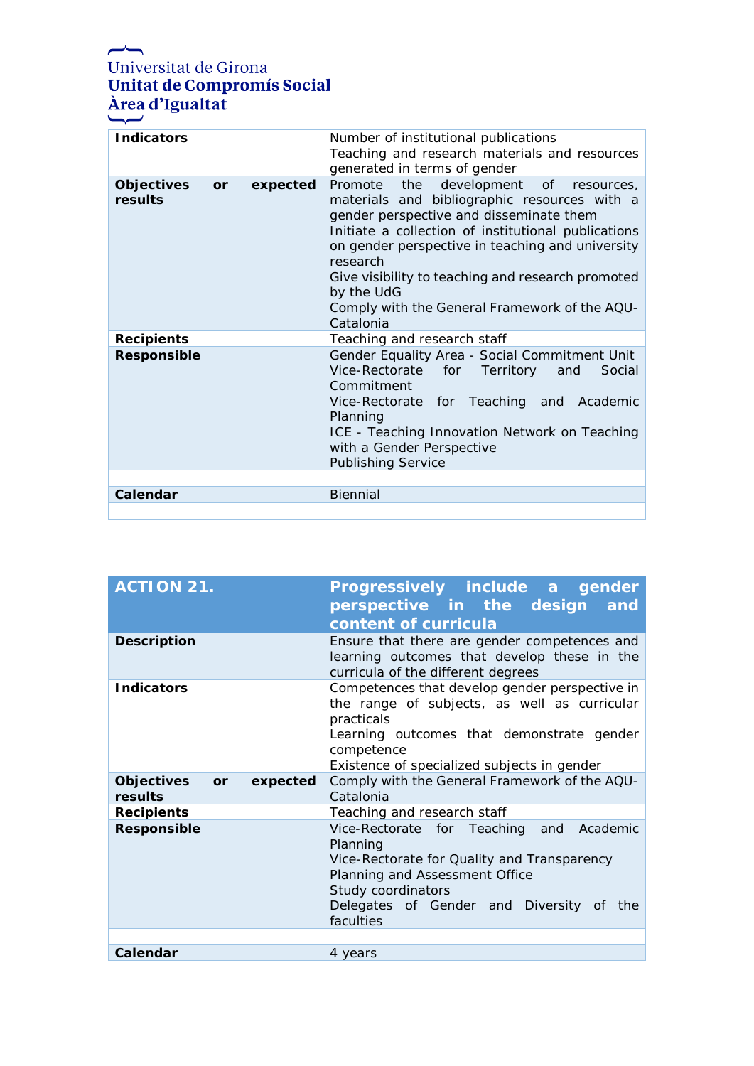| | |
|---|---|
| **Indicators** | Number of institutional publications<br>Teaching and research materials and resources generated in terms of gender |
| **Objectives or expected results** | Promote the development of resources, materials and bibliographic resources with a gender perspective and disseminate them<br>Initiate a collection of institutional publications on gender perspective in teaching and university research<br>Give visibility to teaching and research promoted by the UdG<br>Comply with the General Framework of the AQU-Catalonia |
| **Recipients** | Teaching and research staff |
| **Responsible** | Gender Equality Area - Social Commitment Unit<br>Vice-Rectorate for Territory and Social Commitment<br>Vice-Rectorate for Teaching and Academic Planning<br>ICE - Teaching Innovation Network on Teaching with a Gender Perspective<br>Publishing Service |
| | |
| **Calendar** | Biennial |
| | |

| **ACTION 21.** | **Progressively include a gender perspective in the design and content of curricula** |
|---|---|
| **Description** | Ensure that there are gender competences and learning outcomes that develop these in the curricula of the different degrees |
| **Indicators** | Competences that develop gender perspective in the range of subjects, as well as curricular practicals<br>Learning outcomes that demonstrate gender competence<br>Existence of specialized subjects in gender |
| **Objectives or expected results** | Comply with the General Framework of the AQU-Catalonia |
| **Recipients** | Teaching and research staff |
| **Responsible** | Vice-Rectorate for Teaching and Academic Planning<br>Vice-Rectorate for Quality and Transparency<br>Planning and Assessment Office<br>Study coordinators<br>Delegates of Gender and Diversity of the faculties |
| | |
| **Calendar** | 4 years |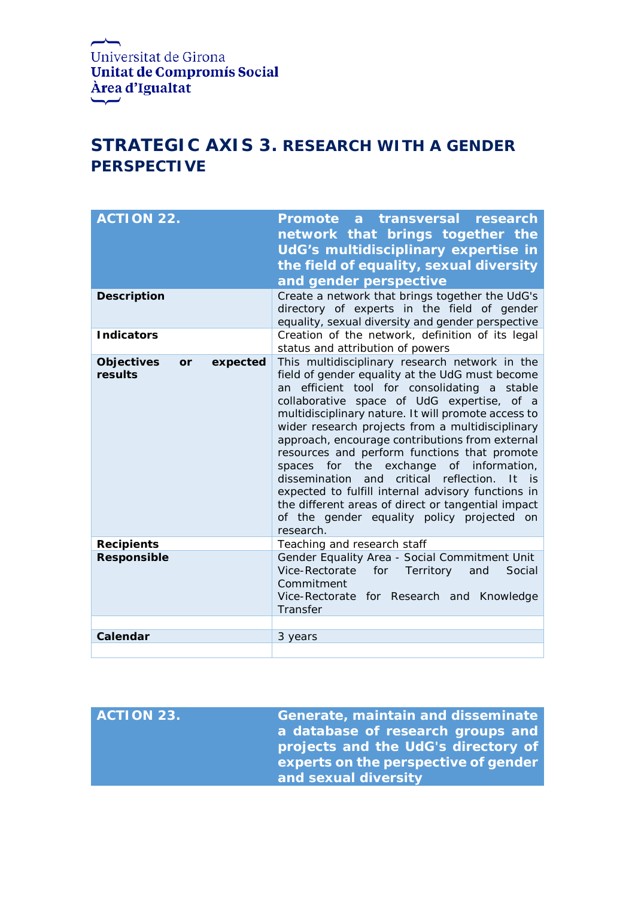Universitat de Girona
**Unitat de Compromís Social**
**Àrea d'Igualtat**

# STRATEGIC AXIS 3. RESEARCH WITH A GENDER PERSPECTIVE

| ACTION 22. | Promote a transversal research network that brings together the UdG's multidisciplinary expertise in the field of equality, sexual diversity and gender perspective |
|---|---|
| **Description** | Create a network that brings together the UdG's directory of experts in the field of gender equality, sexual diversity and gender perspective |
| **Indicators** | Creation of the network, definition of its legal status and attribution of powers |
| **Objectives or expected results** | This multidisciplinary research network in the field of gender equality at the UdG must become an efficient tool for consolidating a stable collaborative space of UdG expertise, of a multidisciplinary nature. It will promote access to wider research projects from a multidisciplinary approach, encourage contributions from external resources and perform functions that promote spaces for the exchange of information, dissemination and critical reflection. It is expected to fulfill internal advisory functions in the different areas of direct or tangential impact of the gender equality policy projected on research. |
| **Recipients** | Teaching and research staff |
| **Responsible** | Gender Equality Area - Social Commitment Unit<br>Vice-Rectorate for Territory and Social Commitment<br>Vice-Rectorate for Research and Knowledge Transfer |
| | |
| **Calendar** | 3 years |
| | |

| ACTION 23. | Generate, maintain and disseminate a database of research groups and projects and the UdG's directory of experts on the perspective of gender and sexual diversity |
|---|---|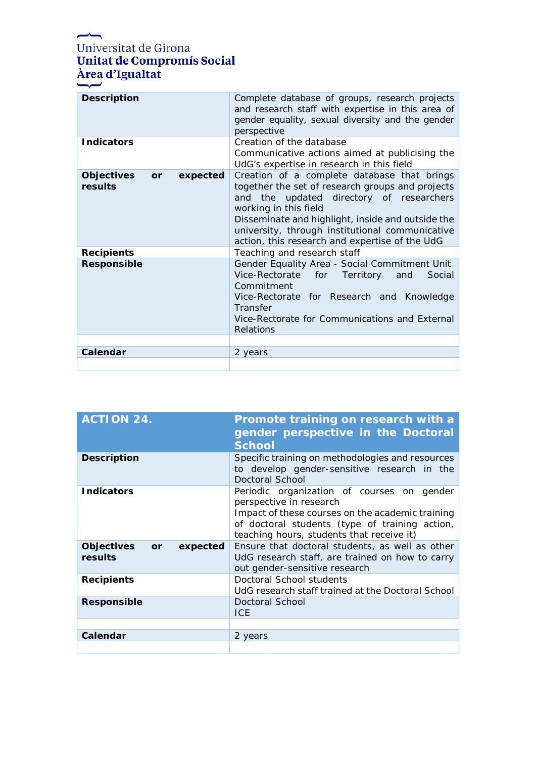| | |
|---|---|
| **Description** | Complete database of groups, research projects and research staff with expertise in this area of gender equality, sexual diversity and the gender perspective |
| **Indicators** | Creation of the database<br>Communicative actions aimed at publicising the UdG's expertise in research in this field |
| **Objectives or expected results** | Creation of a complete database that brings together the set of research groups and projects and the updated directory of researchers working in this field<br>Disseminate and highlight, inside and outside the university, through institutional communicative action, this research and expertise of the UdG |
| **Recipients** | Teaching and research staff |
| **Responsible** | Gender Equality Area - Social Commitment Unit<br>Vice-Rectorate for Territory and Social Commitment<br>Vice-Rectorate for Research and Knowledge Transfer<br>Vice-Rectorate for Communications and External Relations |
| | |
| **Calendar** | 2 years |
| | |

| **ACTION 24.** | **Promote training on research with a gender perspective in the Doctoral School** |
|---|---|
| **Description** | Specific training on methodologies and resources to develop gender-sensitive research in the Doctoral School |
| **Indicators** | Periodic organization of courses on gender perspective in research<br>Impact of these courses on the academic training of doctoral students (type of training action, teaching hours, students that receive it) |
| **Objectives or expected results** | Ensure that doctoral students, as well as other UdG research staff, are trained on how to carry out gender-sensitive research |
| **Recipients** | Doctoral School students<br>UdG research staff trained at the Doctoral School |
| **Responsible** | Doctoral School<br>ICE |
| | |
| **Calendar** | 2 years |
| | |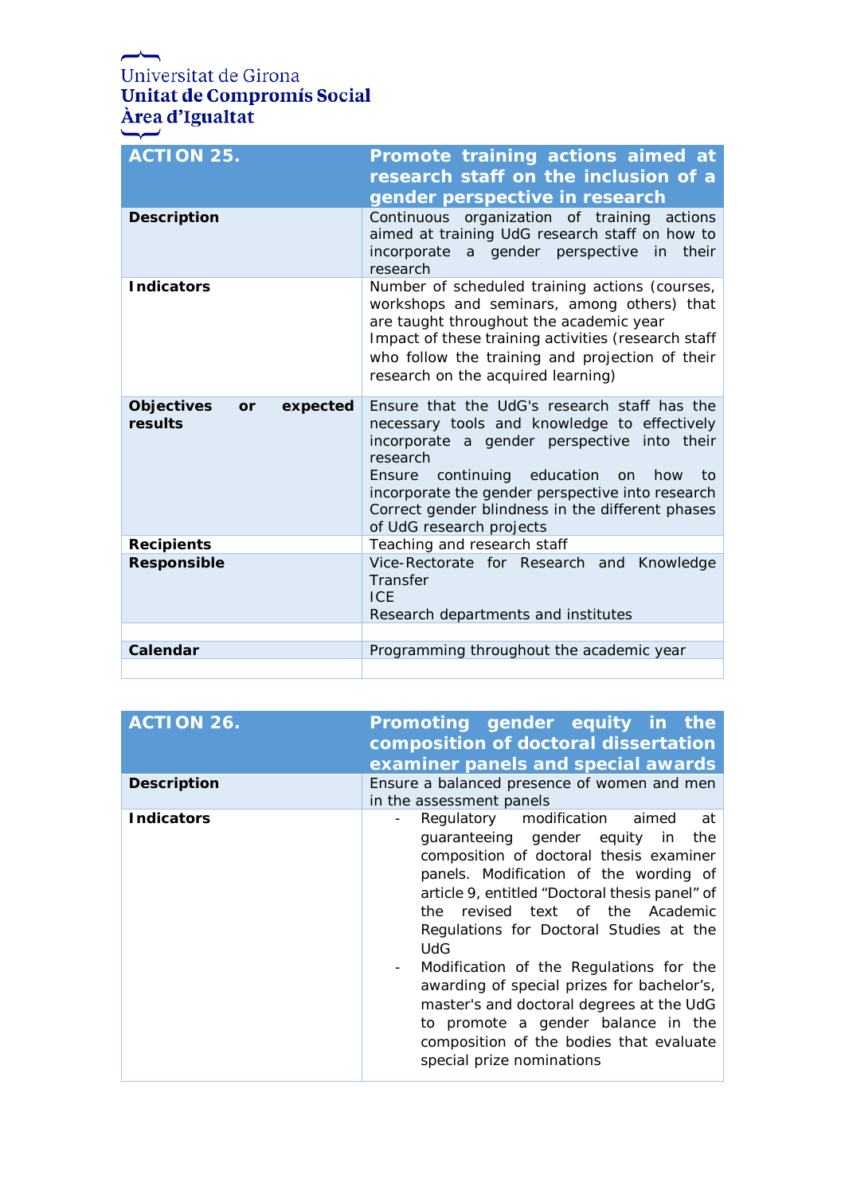| ACTION 25. | Promote training actions aimed at research staff on the inclusion of a gender perspective in research |
|---|---|
| **Description** | Continuous organization of training actions aimed at training UdG research staff on how to incorporate a gender perspective in their research |
| **Indicators** | Number of scheduled training actions (courses, workshops and seminars, among others) that are taught throughout the academic year<br>Impact of these training activities (research staff who follow the training and projection of their research on the acquired learning) |
| **Objectives or expected results** | Ensure that the UdG's research staff has the necessary tools and knowledge to effectively incorporate a gender perspective into their research<br>Ensure continuing education on how to incorporate the gender perspective into research<br>Correct gender blindness in the different phases of UdG research projects |
| **Recipients** | Teaching and research staff |
| **Responsible** | Vice-Rectorate for Research and Knowledge Transfer<br>ICE<br>Research departments and institutes |
| | |
| **Calendar** | Programming throughout the academic year |
| | |

| ACTION 26. | Promoting gender equity in the composition of doctoral dissertation examiner panels and special awards |
|---|---|
| **Description** | Ensure a balanced presence of women and men in the assessment panels |
| **Indicators** | - Regulatory modification aimed at guaranteeing gender equity in the composition of doctoral thesis examiner panels. Modification of the wording of article 9, entitled "Doctoral thesis panel" of the revised text of the Academic Regulations for Doctoral Studies at the UdG<br>- Modification of the Regulations for the awarding of special prizes for bachelor's, master's and doctoral degrees at the UdG to promote a gender balance in the composition of the bodies that evaluate special prize nominations |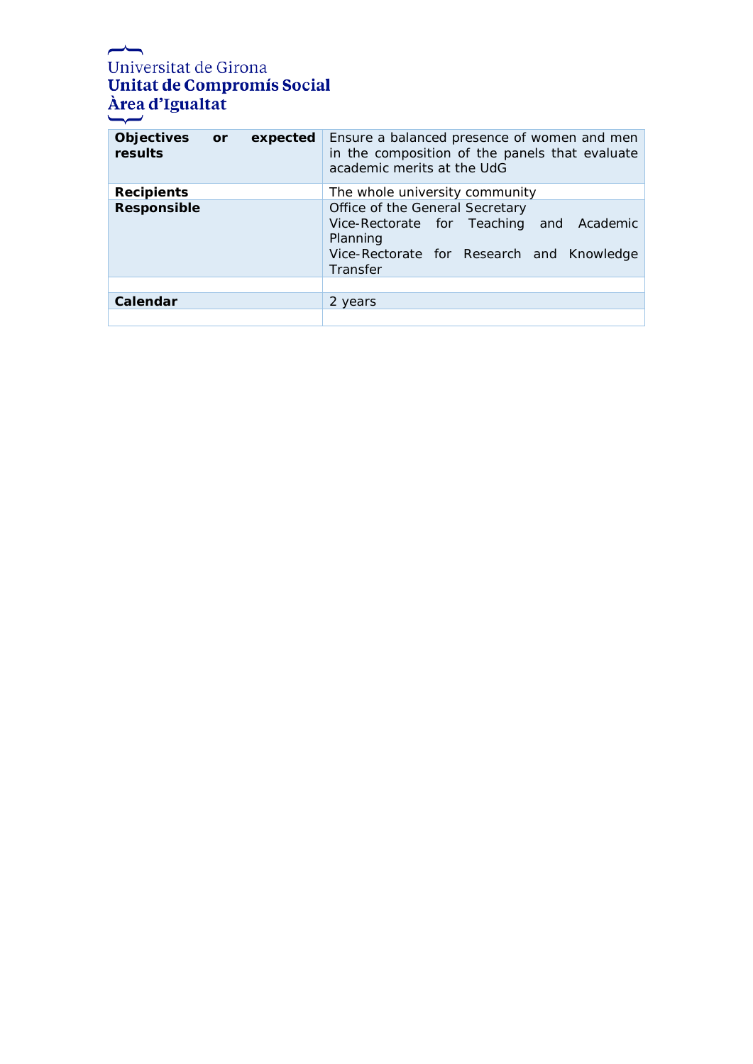| | |
|---|---|
| **Objectives or expected results** | Ensure a balanced presence of women and men in the composition of the panels that evaluate academic merits at the UdG |
| **Recipients** | The whole university community |
| **Responsible** | Office of the General Secretary<br>Vice-Rectorate for Teaching and Academic Planning<br>Vice-Rectorate for Research and Knowledge Transfer |
| | |
| **Calendar** | 2 years |
| | |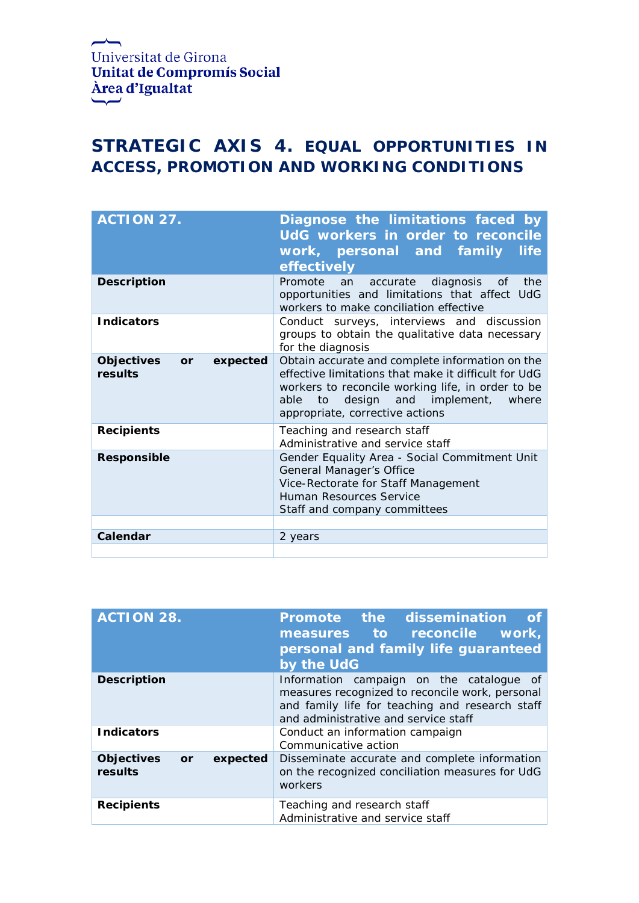Universitat de Girona
**Unitat de Compromís Social**
**Àrea d'Igualtat**

## STRATEGIC AXIS 4. EQUAL OPPORTUNITIES IN ACCESS, PROMOTION AND WORKING CONDITIONS

| **ACTION 27.** | **Diagnose the limitations faced by UdG workers in order to reconcile work, personal and family life effectively** |
|---|---|
| **Description** | Promote an accurate diagnosis of the opportunities and limitations that affect UdG workers to make conciliation effective |
| **Indicators** | Conduct surveys, interviews and discussion groups to obtain the qualitative data necessary for the diagnosis |
| **Objectives or expected results** | Obtain accurate and complete information on the effective limitations that make it difficult for UdG workers to reconcile working life, in order to be able to design and implement, where appropriate, corrective actions |
| **Recipients** | Teaching and research staff<br>Administrative and service staff |
| **Responsible** | Gender Equality Area - Social Commitment Unit<br>General Manager's Office<br>Vice-Rectorate for Staff Management<br>Human Resources Service<br>Staff and company committees |
| | |
| **Calendar** | 2 years |
| | |

| **ACTION 28.** | **Promote the dissemination of measures to reconcile work, personal and family life guaranteed by the UdG** |
|---|---|
| **Description** | Information campaign on the catalogue of measures recognized to reconcile work, personal and family life for teaching and research staff and administrative and service staff |
| **Indicators** | Conduct an information campaign<br>Communicative action |
| **Objectives or expected results** | Disseminate accurate and complete information on the recognized conciliation measures for UdG workers |
| **Recipients** | Teaching and research staff<br>Administrative and service staff |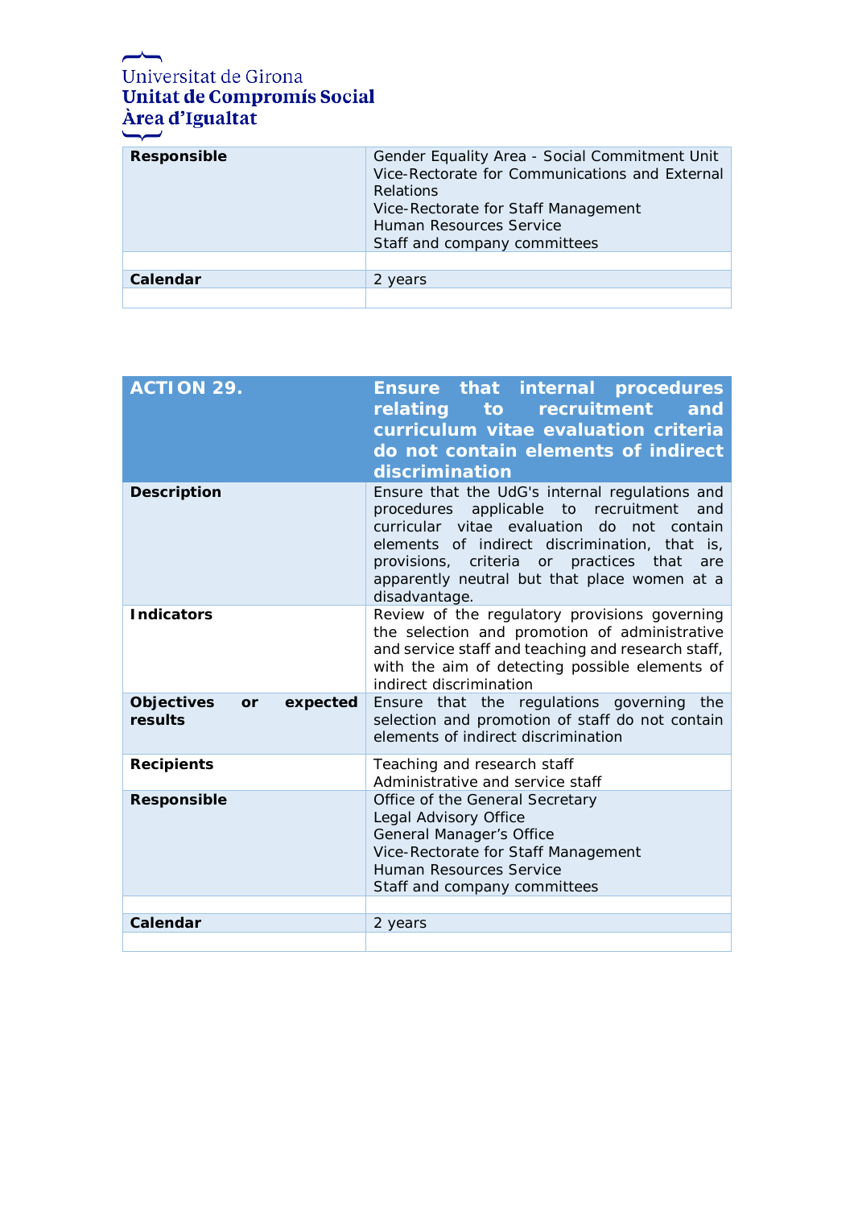| | |
|---|---|
| **Responsible** | Gender Equality Area - Social Commitment Unit<br>Vice-Rectorate for Communications and External Relations<br>Vice-Rectorate for Staff Management<br>Human Resources Service<br>Staff and company committees |
| | |
| **Calendar** | 2 years |
| | |

| **ACTION 29.** | **Ensure that internal procedures relating to recruitment and curriculum vitae evaluation criteria do not contain elements of indirect discrimination** |
|---|---|
| **Description** | Ensure that the UdG's internal regulations and procedures applicable to recruitment and curricular vitae evaluation do not contain elements of indirect discrimination, that is, provisions, criteria or practices that are apparently neutral but that place women at a disadvantage. |
| **Indicators** | Review of the regulatory provisions governing the selection and promotion of administrative and service staff and teaching and research staff, with the aim of detecting possible elements of indirect discrimination |
| **Objectives or expected results** | Ensure that the regulations governing the selection and promotion of staff do not contain elements of indirect discrimination |
| **Recipients** | Teaching and research staff<br>Administrative and service staff |
| **Responsible** | Office of the General Secretary<br>Legal Advisory Office<br>General Manager's Office<br>Vice-Rectorate for Staff Management<br>Human Resources Service<br>Staff and company committees |
| | |
| **Calendar** | 2 years |
| | |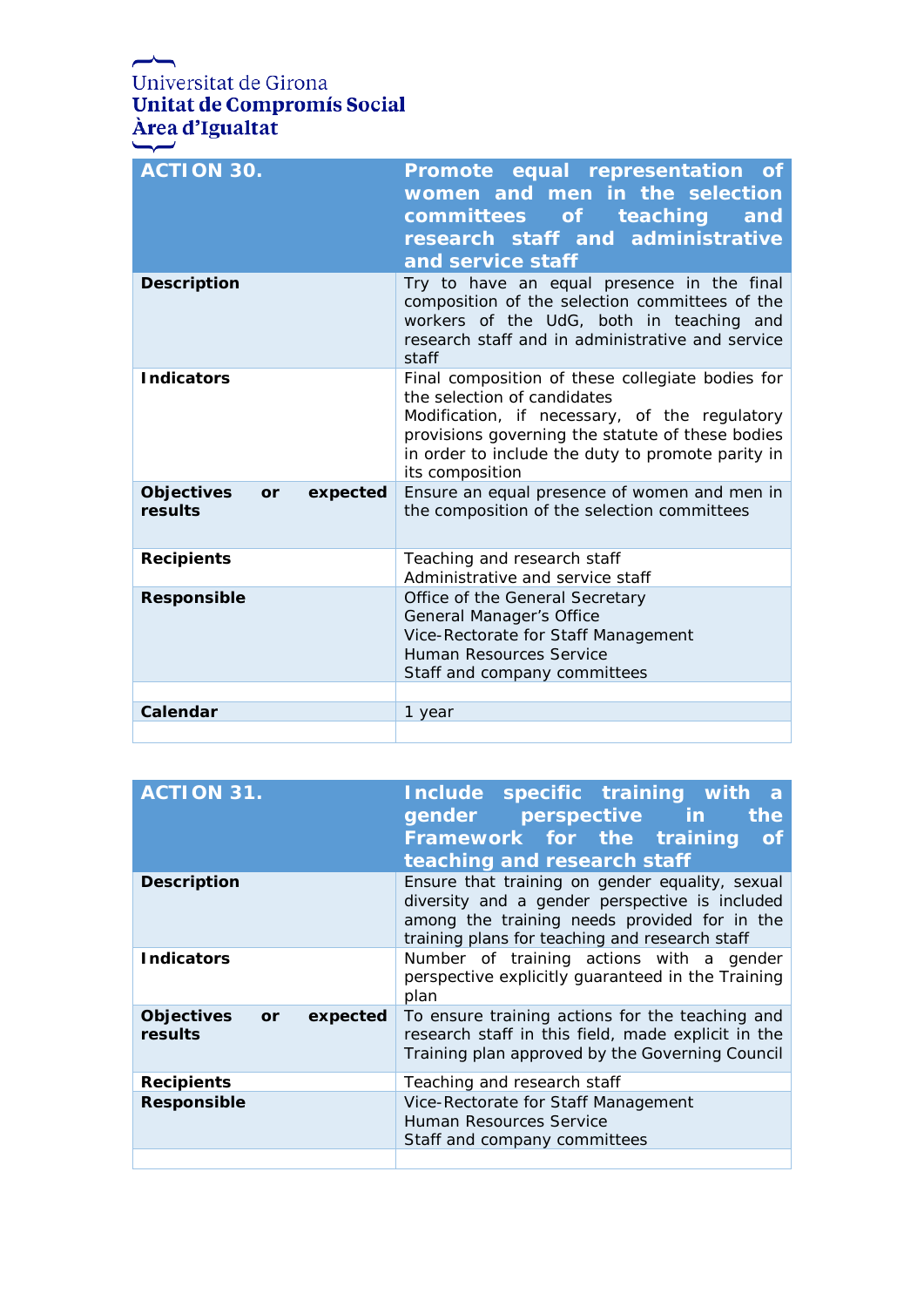Universitat de Girona
**Unitat de Compromís Social**
**Àrea d'Igualtat**

| **ACTION 30.** | **Promote equal representation of women and men in the selection committees of teaching and research staff and administrative and service staff** |
|---|---|
| **Description** | Try to have an equal presence in the final composition of the selection committees of the workers of the UdG, both in teaching and research staff and in administrative and service staff |
| **Indicators** | Final composition of these collegiate bodies for the selection of candidates<br>Modification, if necessary, of the regulatory provisions governing the statute of these bodies in order to include the duty to promote parity in its composition |
| **Objectives or expected results** | Ensure an equal presence of women and men in the composition of the selection committees |
| **Recipients** | Teaching and research staff<br>Administrative and service staff |
| **Responsible** | Office of the General Secretary<br>General Manager's Office<br>Vice-Rectorate for Staff Management<br>Human Resources Service<br>Staff and company committees |
| | |
| **Calendar** | 1 year |
| | |

| **ACTION 31.** | **Include specific training with a gender perspective in the Framework for the training of teaching and research staff** |
|---|---|
| **Description** | Ensure that training on gender equality, sexual diversity and a gender perspective is included among the training needs provided for in the training plans for teaching and research staff |
| **Indicators** | Number of training actions with a gender perspective explicitly guaranteed in the Training plan |
| **Objectives or expected results** | To ensure training actions for the teaching and research staff in this field, made explicit in the Training plan approved by the Governing Council |
| **Recipients** | Teaching and research staff |
| **Responsible** | Vice-Rectorate for Staff Management<br>Human Resources Service<br>Staff and company committees |
| | |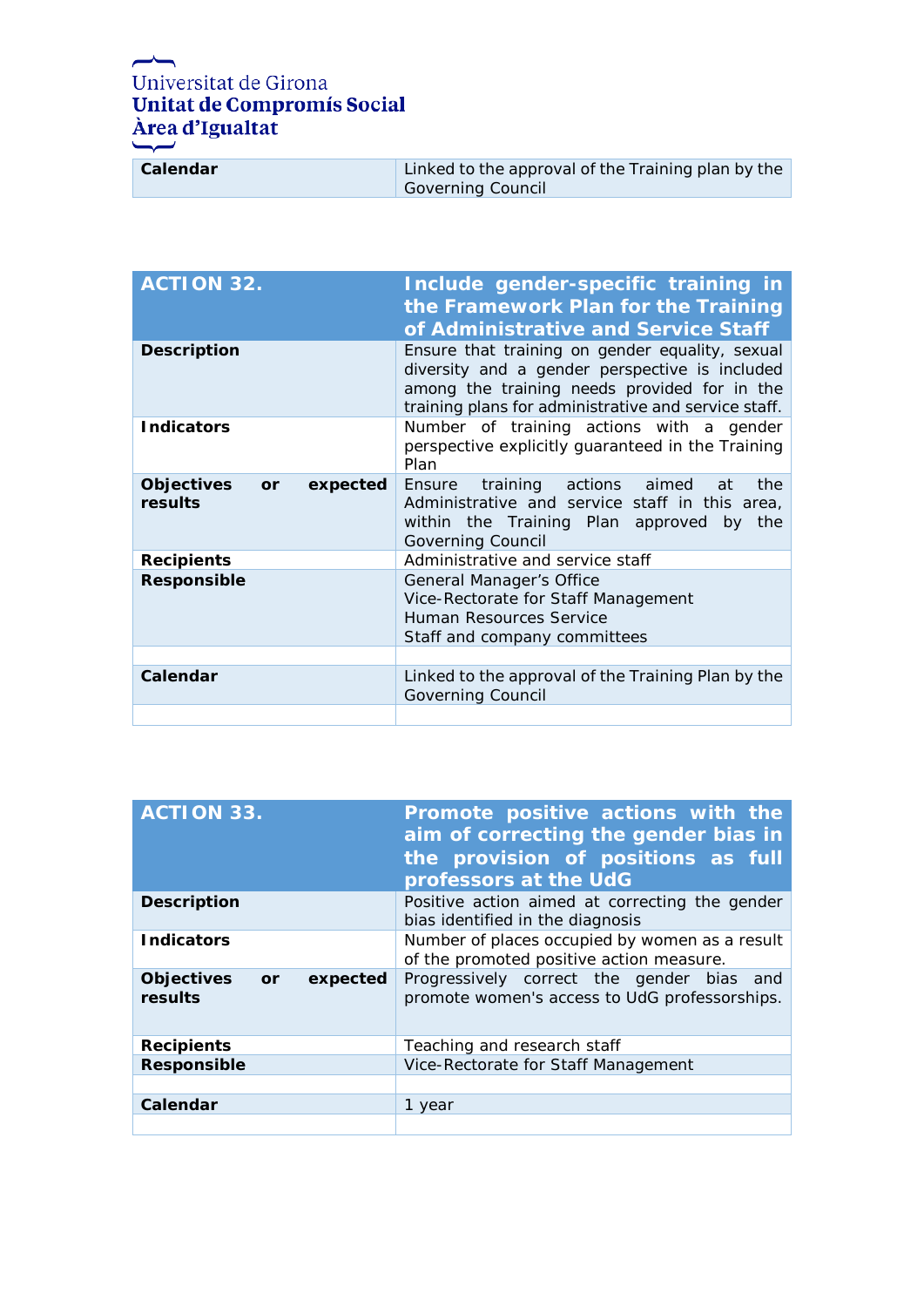| Calendar | Linked to the approval of the Training plan by the Governing Council |
|---|---|

| **ACTION 32.** | **Include gender-specific training in the Framework Plan for the Training of Administrative and Service Staff** |
|---|---|
| **Description** | Ensure that training on gender equality, sexual diversity and a gender perspective is included among the training needs provided for in the training plans for administrative and service staff. |
| **Indicators** | Number of training actions with a gender perspective explicitly guaranteed in the Training Plan |
| **Objectives or expected results** | Ensure training actions aimed at the Administrative and service staff in this area, within the Training Plan approved by the Governing Council |
| **Recipients** | Administrative and service staff |
| **Responsible** | General Manager's Office<br>Vice-Rectorate for Staff Management<br>Human Resources Service<br>Staff and company committees |
| | |
| **Calendar** | Linked to the approval of the Training Plan by the Governing Council |
| | |

| **ACTION 33.** | **Promote positive actions with the aim of correcting the gender bias in the provision of positions as full professors at the UdG** |
|---|---|
| **Description** | Positive action aimed at correcting the gender bias identified in the diagnosis |
| **Indicators** | Number of places occupied by women as a result of the promoted positive action measure. |
| **Objectives or expected results** | Progressively correct the gender bias and promote women's access to UdG professorships. |
| **Recipients** | Teaching and research staff |
| **Responsible** | Vice-Rectorate for Staff Management |
| | |
| **Calendar** | 1 year |
| | |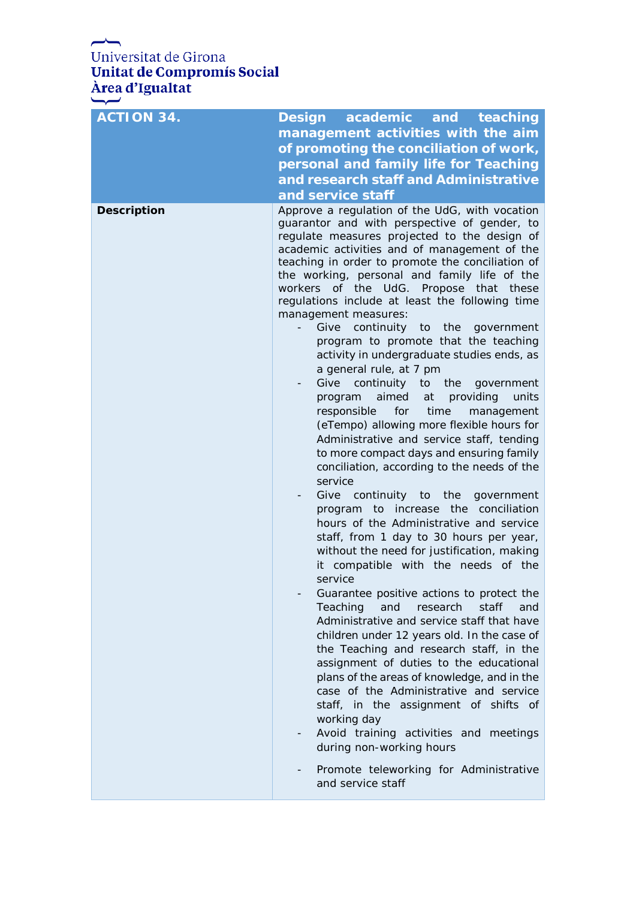| ACTION 34. | Design academic and teaching management activities with the aim of promoting the conciliation of work, personal and family life for Teaching and research staff and Administrative and service staff |
|---|---|
| **Description** | Approve a regulation of the UdG, with vocation guarantor and with perspective of gender, to regulate measures projected to the design of academic activities and of management of the teaching in order to promote the conciliation of the working, personal and family life of the workers of the UdG. Propose that these regulations include at least the following time management measures:<br>- Give continuity to the government program to promote that the teaching activity in undergraduate studies ends, as a general rule, at 7 pm<br>- Give continuity to the government program aimed at providing units responsible for time management (eTempo) allowing more flexible hours for Administrative and service staff, tending to more compact days and ensuring family conciliation, according to the needs of the service<br>- Give continuity to the government program to increase the conciliation hours of the Administrative and service staff, from 1 day to 30 hours per year, without the need for justification, making it compatible with the needs of the service<br>- Guarantee positive actions to protect the Teaching and research staff and Administrative and service staff that have children under 12 years old. In the case of the Teaching and research staff, in the assignment of duties to the educational plans of the areas of knowledge, and in the case of the Administrative and service staff, in the assignment of shifts of working day<br>- Avoid training activities and meetings during non-working hours<br>- Promote teleworking for Administrative and service staff |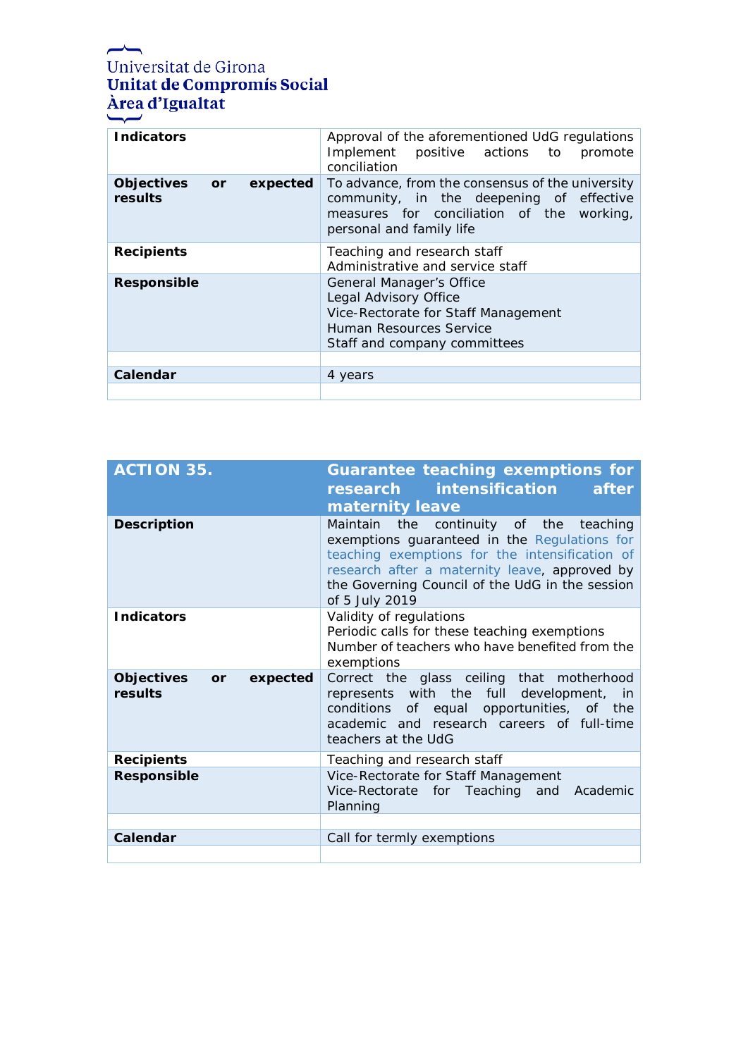| | |
|---|---|
| **Indicators** | Approval of the aforementioned UdG regulations<br>Implement positive actions to promote conciliation |
| **Objectives or expected results** | To advance, from the consensus of the university community, in the deepening of effective measures for conciliation of the working, personal and family life |
| **Recipients** | Teaching and research staff<br>Administrative and service staff |
| **Responsible** | General Manager's Office<br>Legal Advisory Office<br>Vice-Rectorate for Staff Management<br>Human Resources Service<br>Staff and company committees |
| | |
| **Calendar** | 4 years |
| | |

| **ACTION 35.** | **Guarantee teaching exemptions for research intensification after maternity leave** |
|---|---|
| **Description** | Maintain the continuity of the teaching exemptions guaranteed in the Regulations for teaching exemptions for the intensification of research after a maternity leave, approved by the Governing Council of the UdG in the session of 5 July 2019 |
| **Indicators** | Validity of regulations<br>Periodic calls for these teaching exemptions<br>Number of teachers who have benefited from the exemptions |
| **Objectives or expected results** | Correct the glass ceiling that motherhood represents with the full development, in conditions of equal opportunities, of the academic and research careers of full-time teachers at the UdG |
| **Recipients** | Teaching and research staff |
| **Responsible** | Vice-Rectorate for Staff Management<br>Vice-Rectorate for Teaching and Academic Planning |
| | |
| **Calendar** | Call for termly exemptions |
| | |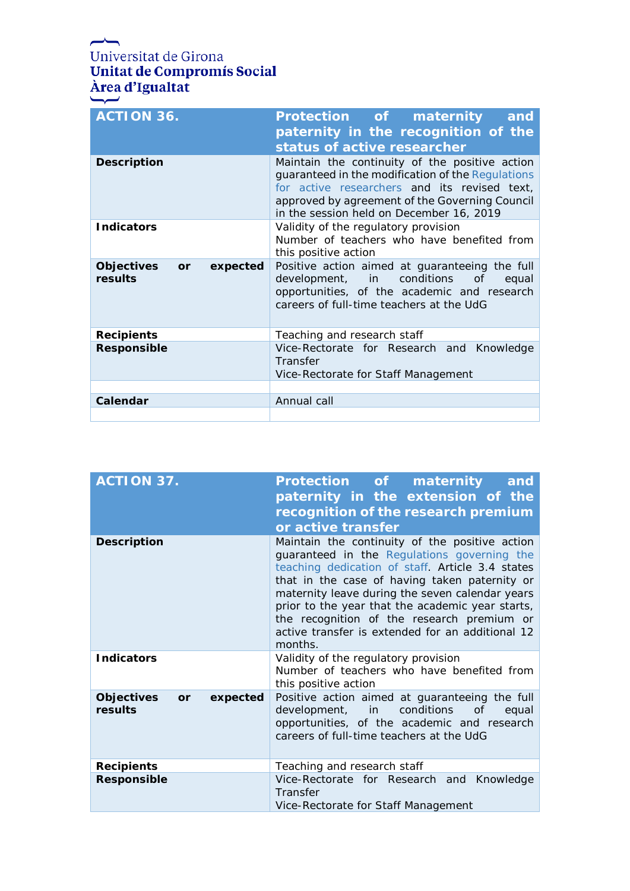| ACTION 36. | Protection of maternity and paternity in the recognition of the status of active researcher |
|---|---|
| **Description** | Maintain the continuity of the positive action guaranteed in the modification of the Regulations for active researchers and its revised text, approved by agreement of the Governing Council in the session held on December 16, 2019 |
| **Indicators** | Validity of the regulatory provision<br>Number of teachers who have benefited from this positive action |
| **Objectives or expected results** | Positive action aimed at guaranteeing the full development, in conditions of equal opportunities, of the academic and research careers of full-time teachers at the UdG |
| **Recipients** | Teaching and research staff |
| **Responsible** | Vice-Rectorate for Research and Knowledge Transfer<br>Vice-Rectorate for Staff Management |
| | |
| **Calendar** | Annual call |
| | |

| ACTION 37. | Protection of maternity and paternity in the extension of the recognition of the research premium or active transfer |
|---|---|
| **Description** | Maintain the continuity of the positive action guaranteed in the Regulations governing the teaching dedication of staff. Article 3.4 states that in the case of having taken paternity or maternity leave during the seven calendar years prior to the year that the academic year starts, the recognition of the research premium or active transfer is extended for an additional 12 months. |
| **Indicators** | Validity of the regulatory provision<br>Number of teachers who have benefited from this positive action |
| **Objectives or expected results** | Positive action aimed at guaranteeing the full development, in conditions of equal opportunities, of the academic and research careers of full-time teachers at the UdG |
| **Recipients** | Teaching and research staff |
| **Responsible** | Vice-Rectorate for Research and Knowledge Transfer<br>Vice-Rectorate for Staff Management |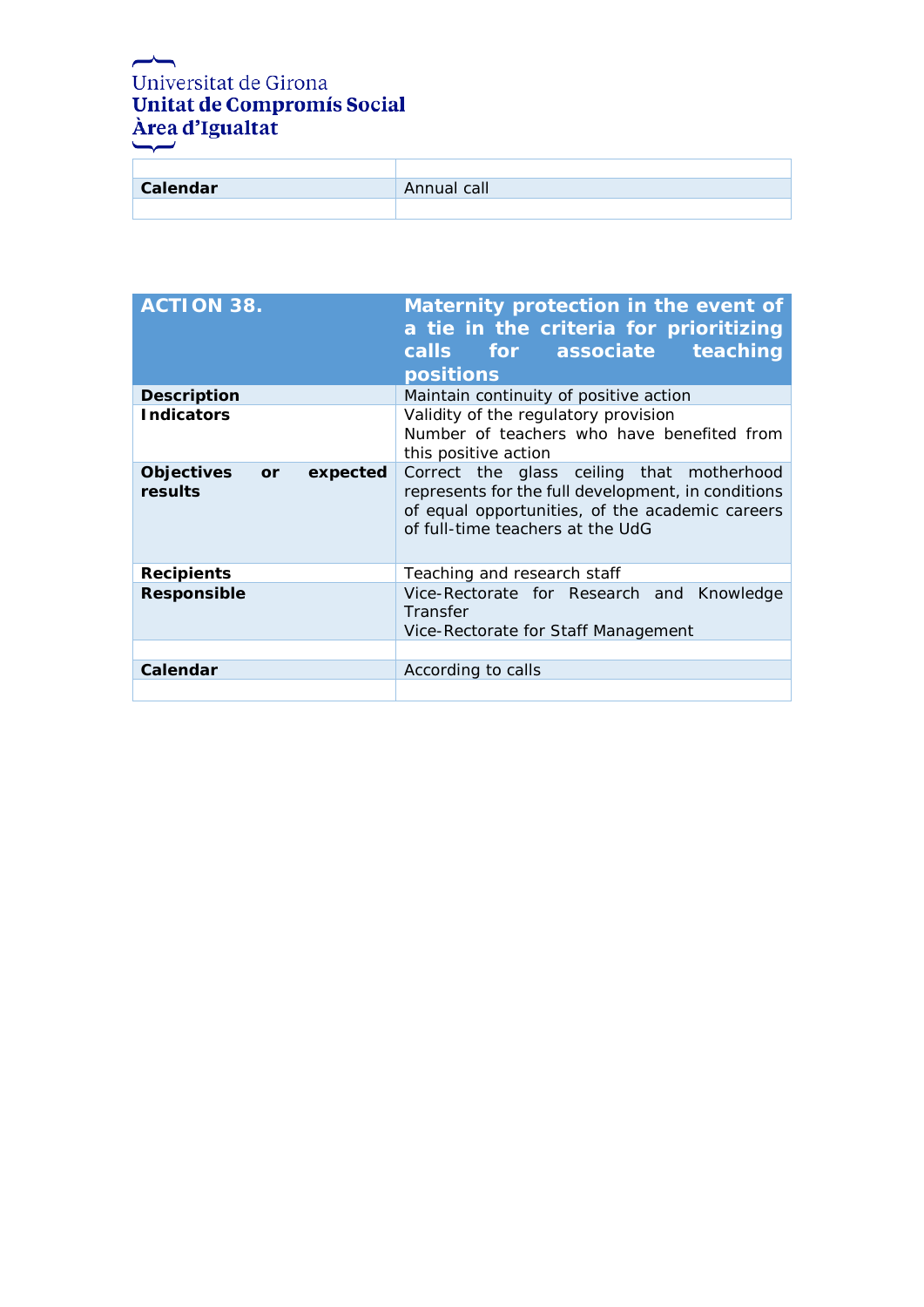| | |
|---|---|
| **Calendar** | Annual call |
| | |

| **ACTION 38.** | **Maternity protection in the event of a tie in the criteria for prioritizing calls for associate teaching positions** |
|---|---|
| **Description** | Maintain continuity of positive action |
| **Indicators** | Validity of the regulatory provision<br>Number of teachers who have benefited from this positive action |
| **Objectives or expected results** | Correct the glass ceiling that motherhood represents for the full development, in conditions of equal opportunities, of the academic careers of full-time teachers at the UdG |
| **Recipients** | Teaching and research staff |
| **Responsible** | Vice-Rectorate for Research and Knowledge Transfer<br>Vice-Rectorate for Staff Management |
| | |
| **Calendar** | According to calls |
| | |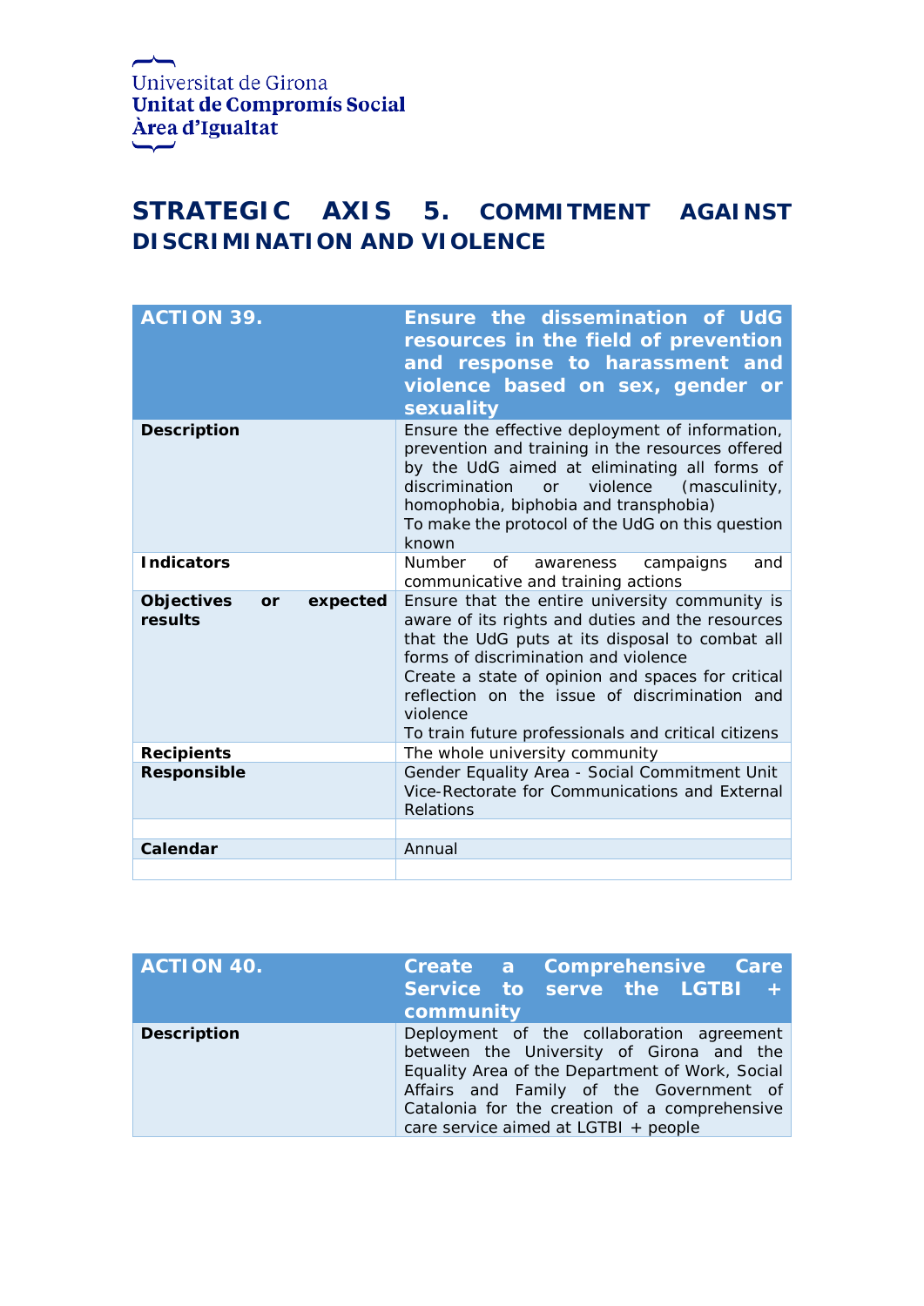Universitat de Girona
**Unitat de Compromís Social**
**Àrea d'Igualtat**

# STRATEGIC AXIS 5. COMMITMENT AGAINST DISCRIMINATION AND VIOLENCE

| ACTION 39. | Ensure the dissemination of UdG resources in the field of prevention and response to harassment and violence based on sex, gender or sexuality |
|---|---|
| **Description** | Ensure the effective deployment of information, prevention and training in the resources offered by the UdG aimed at eliminating all forms of discrimination or violence (masculinity, homophobia, biphobia and transphobia)<br>To make the protocol of the UdG on this question known |
| **Indicators** | Number of awareness campaigns and communicative and training actions |
| **Objectives or expected results** | Ensure that the entire university community is aware of its rights and duties and the resources that the UdG puts at its disposal to combat all forms of discrimination and violence<br>Create a state of opinion and spaces for critical reflection on the issue of discrimination and violence<br>To train future professionals and critical citizens |
| **Recipients** | The whole university community |
| **Responsible** | Gender Equality Area - Social Commitment Unit<br>Vice-Rectorate for Communications and External Relations |
| | |
| **Calendar** | Annual |
| | |

| ACTION 40. | Create a Comprehensive Care Service to serve the LGTBI + community |
|---|---|
| **Description** | Deployment of the collaboration agreement between the University of Girona and the Equality Area of the Department of Work, Social Affairs and Family of the Government of Catalonia for the creation of a comprehensive care service aimed at LGTBI + people |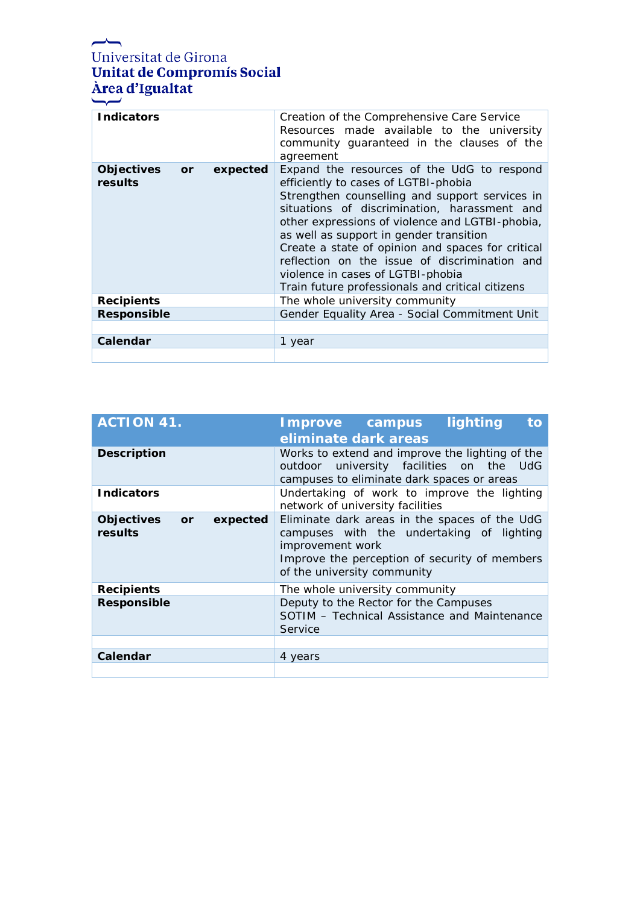| Indicators | Creation of the Comprehensive Care Service<br>Resources made available to the university community guaranteed in the clauses of the agreement |
|---|---|
| Objectives or expected results | Expand the resources of the UdG to respond efficiently to cases of LGTBI-phobia<br>Strengthen counselling and support services in situations of discrimination, harassment and other expressions of violence and LGTBI-phobia, as well as support in gender transition<br>Create a state of opinion and spaces for critical reflection on the issue of discrimination and violence in cases of LGTBI-phobia<br>Train future professionals and critical citizens |
| Recipients | The whole university community |
| Responsible | Gender Equality Area - Social Commitment Unit |
| | |
| Calendar | 1 year |
| | |

| ACTION 41. | Improve campus lighting to eliminate dark areas |
|---|---|
| Description | Works to extend and improve the lighting of the outdoor university facilities on the UdG campuses to eliminate dark spaces or areas |
| Indicators | Undertaking of work to improve the lighting network of university facilities |
| Objectives or expected results | Eliminate dark areas in the spaces of the UdG campuses with the undertaking of lighting improvement work<br>Improve the perception of security of members of the university community |
| Recipients | The whole university community |
| Responsible | Deputy to the Rector for the Campuses<br>SOTIM – Technical Assistance and Maintenance Service |
| | |
| Calendar | 4 years |
| | |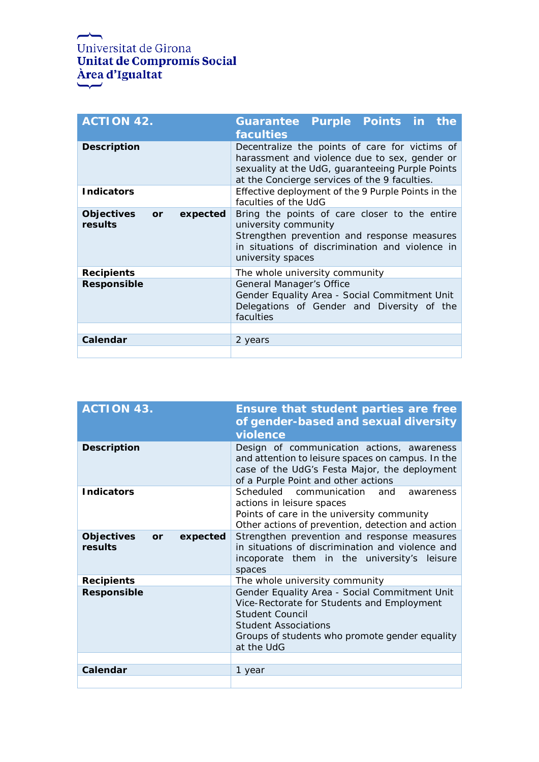Universitat de Girona
**Unitat de Compromís Social**
**Àrea d'Igualtat**

| ACTION 42. | Guarantee Purple Points in the faculties |
|---|---|
| **Description** | Decentralize the points of care for victims of harassment and violence due to sex, gender or sexuality at the UdG, guaranteeing Purple Points at the Concierge services of the 9 faculties. |
| **Indicators** | Effective deployment of the 9 Purple Points in the faculties of the UdG |
| **Objectives or expected results** | Bring the points of care closer to the entire university community<br>Strengthen prevention and response measures in situations of discrimination and violence in university spaces |
| **Recipients** | The whole university community |
| **Responsible** | General Manager's Office<br>Gender Equality Area - Social Commitment Unit<br>Delegations of Gender and Diversity of the faculties |
| | |
| **Calendar** | 2 years |
| | |

| ACTION 43. | Ensure that student parties are free of gender-based and sexual diversity violence |
|---|---|
| **Description** | Design of communication actions, awareness and attention to leisure spaces on campus. In the case of the UdG's Festa Major, the deployment of a Purple Point and other actions |
| **Indicators** | Scheduled communication and awareness actions in leisure spaces<br>Points of care in the university community<br>Other actions of prevention, detection and action |
| **Objectives or expected results** | Strengthen prevention and response measures in situations of discrimination and violence and incoporate them in the university's leisure spaces |
| **Recipients** | The whole university community |
| **Responsible** | Gender Equality Area - Social Commitment Unit<br>Vice-Rectorate for Students and Employment<br>Student Council<br>Student Associations<br>Groups of students who promote gender equality at the UdG |
| | |
| **Calendar** | 1 year |
| | |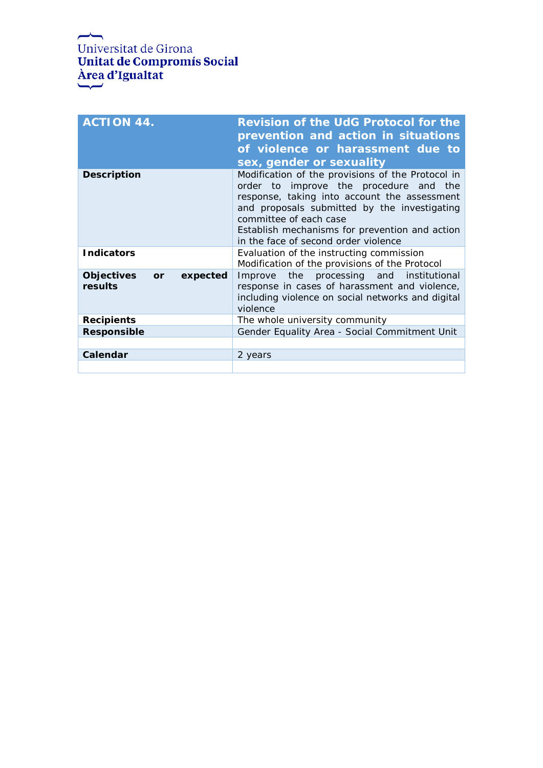Universitat de Girona
**Unitat de Compromís Social**
**Àrea d'Igualtat**

| **ACTION 44.** | **Revision of the UdG Protocol for the prevention and action in situations of violence or harassment due to sex, gender or sexuality** |
|---|---|
| **Description** | Modification of the provisions of the Protocol in order to improve the procedure and the response, taking into account the assessment and proposals submitted by the investigating committee of each case<br>Establish mechanisms for prevention and action in the face of second order violence |
| **Indicators** | Evaluation of the instructing commission<br>Modification of the provisions of the Protocol |
| **Objectives or expected results** | Improve the processing and institutional response in cases of harassment and violence, including violence on social networks and digital violence |
| **Recipients** | The whole university community |
| **Responsible** | Gender Equality Area - Social Commitment Unit |
| | |
| **Calendar** | 2 years |
| | |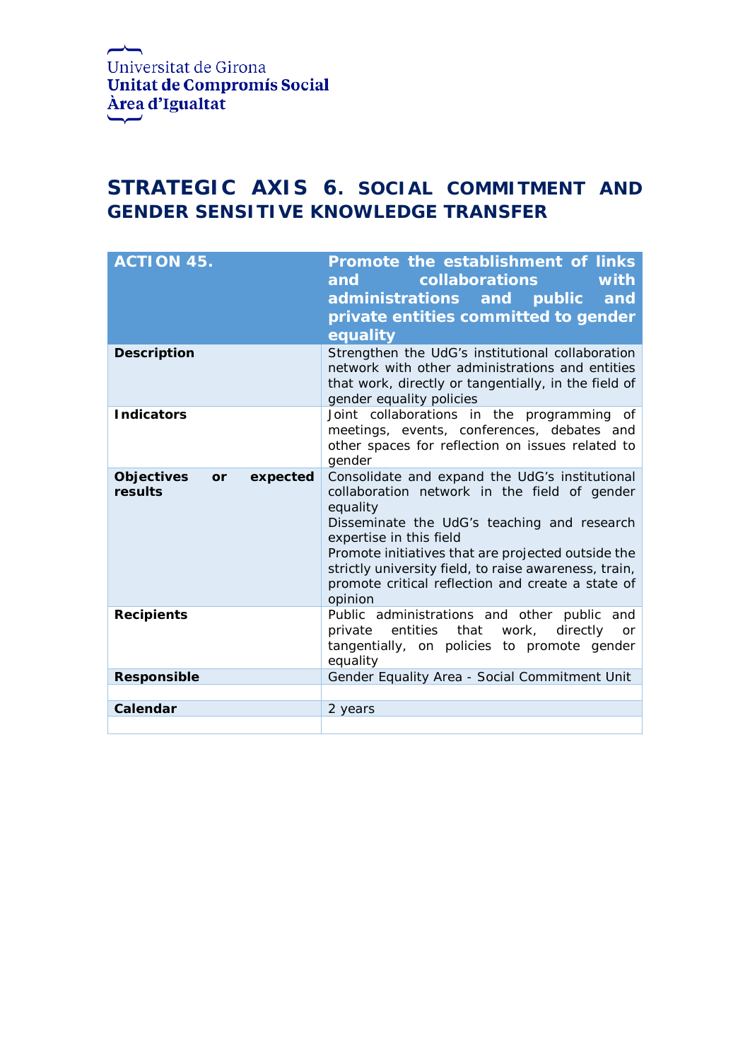Universitat de Girona
**Unitat de Compromís Social**
**Àrea d'Igualtat**

## STRATEGIC AXIS 6. SOCIAL COMMITMENT AND GENDER SENSITIVE KNOWLEDGE TRANSFER

| **ACTION 45.** | **Promote the establishment of links and collaborations with administrations and public and private entities committed to gender equality** |
|---|---|
| **Description** | Strengthen the UdG's institutional collaboration network with other administrations and entities that work, directly or tangentially, in the field of gender equality policies |
| **Indicators** | Joint collaborations in the programming of meetings, events, conferences, debates and other spaces for reflection on issues related to gender |
| **Objectives or expected results** | Consolidate and expand the UdG's institutional collaboration network in the field of gender equality<br>Disseminate the UdG's teaching and research expertise in this field<br>Promote initiatives that are projected outside the strictly university field, to raise awareness, train, promote critical reflection and create a state of opinion |
| **Recipients** | Public administrations and other public and private entities that work, directly or tangentially, on policies to promote gender equality |
| **Responsible** | Gender Equality Area - Social Commitment Unit |
| | |
| **Calendar** | 2 years |
| | |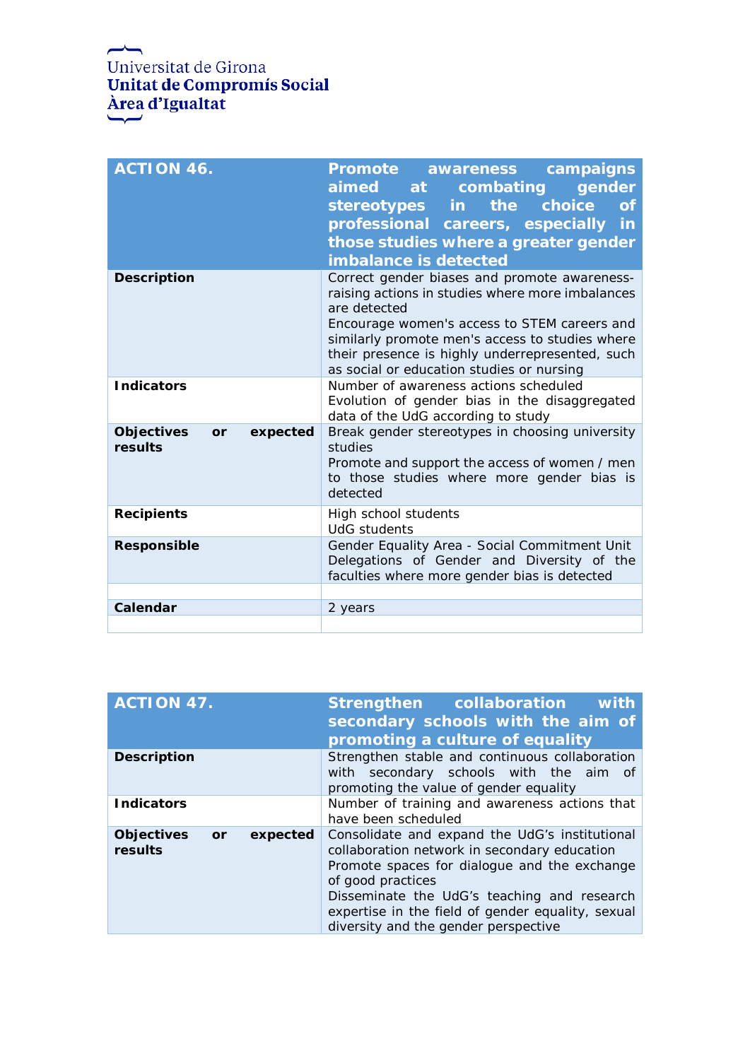Universitat de Girona
**Unitat de Compromís Social**
**Àrea d'Igualtat**

| **ACTION 46.** | **Promote awareness campaigns aimed at combating gender stereotypes in the choice of professional careers, especially in those studies where a greater gender imbalance is detected** |
|---|---|
| **Description** | Correct gender biases and promote awareness-raising actions in studies where more imbalances are detected<br>Encourage women's access to STEM careers and similarly promote men's access to studies where their presence is highly underrepresented, such as social or education studies or nursing |
| **Indicators** | Number of awareness actions scheduled<br>Evolution of gender bias in the disaggregated data of the UdG according to study |
| **Objectives or expected results** | Break gender stereotypes in choosing university studies<br>Promote and support the access of women / men to those studies where more gender bias is detected |
| **Recipients** | High school students<br>UdG students |
| **Responsible** | Gender Equality Area - Social Commitment Unit<br>Delegations of Gender and Diversity of the faculties where more gender bias is detected |
| | |
| **Calendar** | 2 years |
| | |

| **ACTION 47.** | **Strengthen collaboration with secondary schools with the aim of promoting a culture of equality** |
|---|---|
| **Description** | Strengthen stable and continuous collaboration with secondary schools with the aim of promoting the value of gender equality |
| **Indicators** | Number of training and awareness actions that have been scheduled |
| **Objectives or expected results** | Consolidate and expand the UdG's institutional collaboration network in secondary education<br>Promote spaces for dialogue and the exchange of good practices<br>Disseminate the UdG's teaching and research expertise in the field of gender equality, sexual diversity and the gender perspective |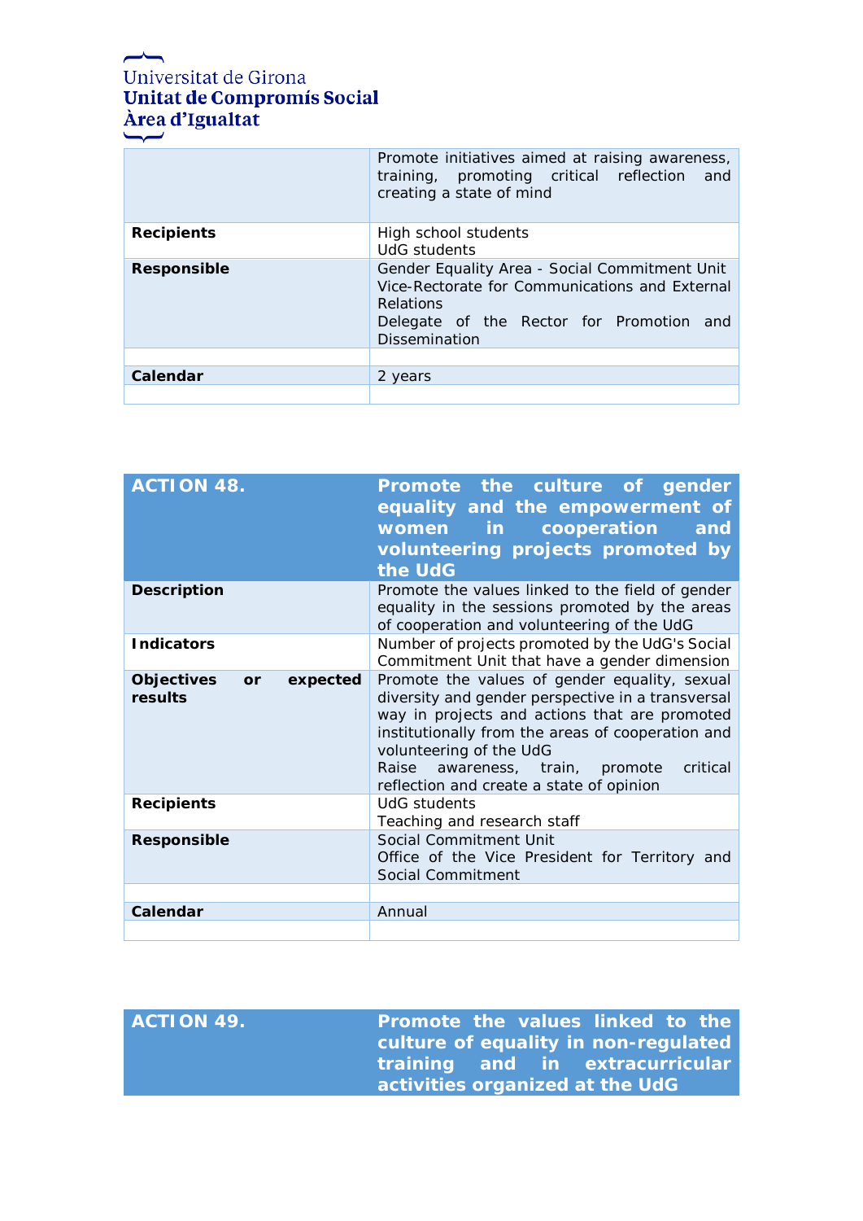| | |
|---|---|
| | Promote initiatives aimed at raising awareness, training, promoting critical reflection and creating a state of mind |
| **Recipients** | High school students<br>UdG students |
| **Responsible** | Gender Equality Area - Social Commitment Unit<br>Vice-Rectorate for Communications and External Relations<br>Delegate of the Rector for Promotion and Dissemination |
| | |
| **Calendar** | 2 years |
| | |

| **ACTION 48.** | **Promote the culture of gender equality and the empowerment of women in cooperation and volunteering projects promoted by the UdG** |
|---|---|
| **Description** | Promote the values linked to the field of gender equality in the sessions promoted by the areas of cooperation and volunteering of the UdG |
| **Indicators** | Number of projects promoted by the UdG's Social Commitment Unit that have a gender dimension |
| **Objectives or expected results** | Promote the values of gender equality, sexual diversity and gender perspective in a transversal way in projects and actions that are promoted institutionally from the areas of cooperation and volunteering of the UdG<br>Raise awareness, train, promote critical reflection and create a state of opinion |
| **Recipients** | UdG students<br>Teaching and research staff |
| **Responsible** | Social Commitment Unit<br>Office of the Vice President for Territory and Social Commitment |
| | |
| **Calendar** | Annual |
| | |

| **ACTION 49.** | **Promote the values linked to the culture of equality in non-regulated training and in extracurricular activities organized at the UdG** |
|---|---|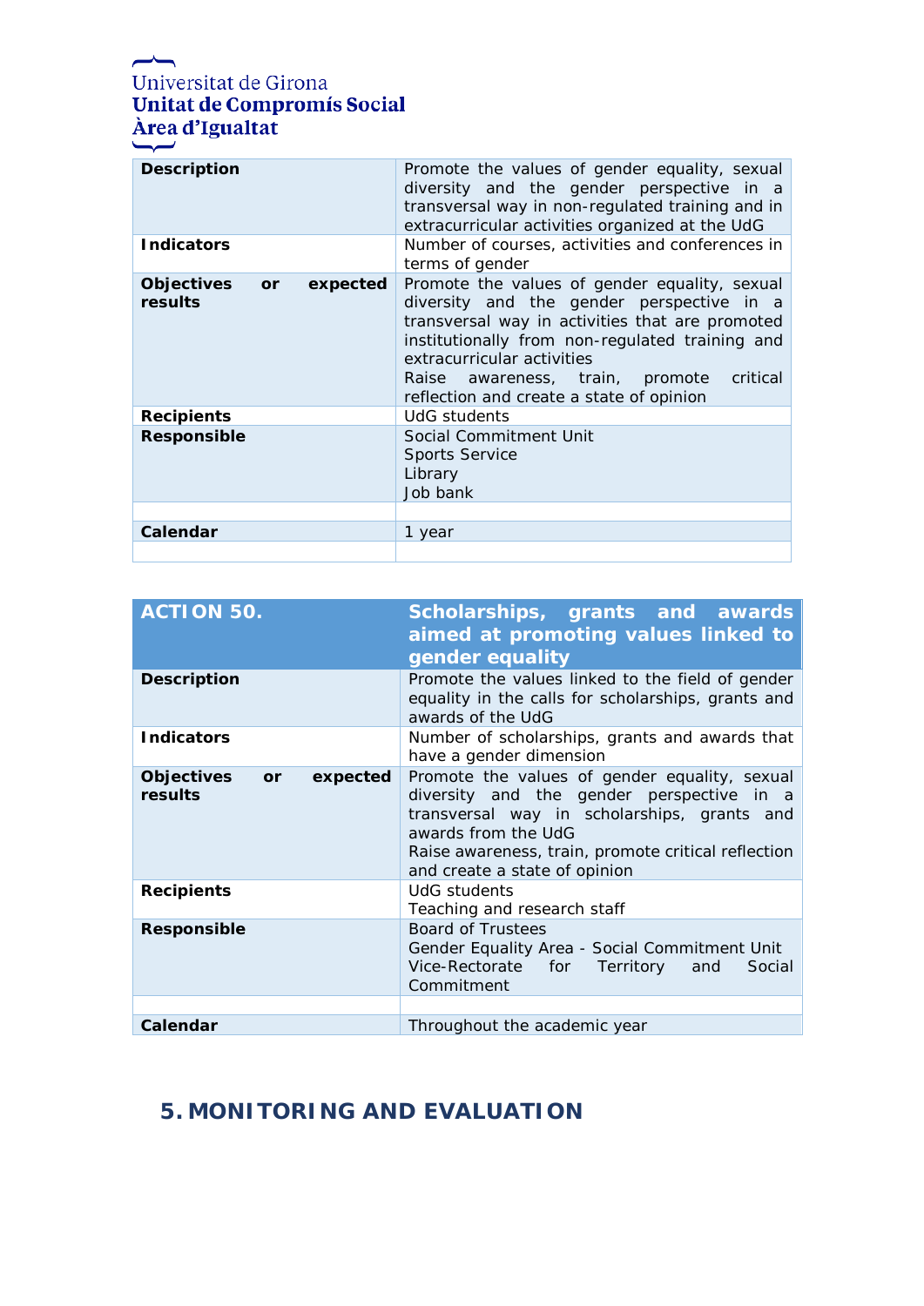| | |
|---|---|
| **Description** | Promote the values of gender equality, sexual diversity and the gender perspective in a transversal way in non-regulated training and in extracurricular activities organized at the UdG |
| **Indicators** | Number of courses, activities and conferences in terms of gender |
| **Objectives or expected results** | Promote the values of gender equality, sexual diversity and the gender perspective in a transversal way in activities that are promoted institutionally from non-regulated training and extracurricular activities<br>Raise awareness, train, promote critical reflection and create a state of opinion |
| **Recipients** | UdG students |
| **Responsible** | Social Commitment Unit<br>Sports Service<br>Library<br>Job bank |
| | |
| **Calendar** | 1 year |
| | |

| **ACTION 50.** | **Scholarships, grants and awards aimed at promoting values linked to gender equality** |
|---|---|
| **Description** | Promote the values linked to the field of gender equality in the calls for scholarships, grants and awards of the UdG |
| **Indicators** | Number of scholarships, grants and awards that have a gender dimension |
| **Objectives or expected results** | Promote the values of gender equality, sexual diversity and the gender perspective in a transversal way in scholarships, grants and awards from the UdG<br>Raise awareness, train, promote critical reflection and create a state of opinion |
| **Recipients** | UdG students<br>Teaching and research staff |
| **Responsible** | Board of Trustees<br>Gender Equality Area - Social Commitment Unit<br>Vice-Rectorate for Territory and Social Commitment |
| | |
| **Calendar** | Throughout the academic year |

## 5. MONITORING AND EVALUATION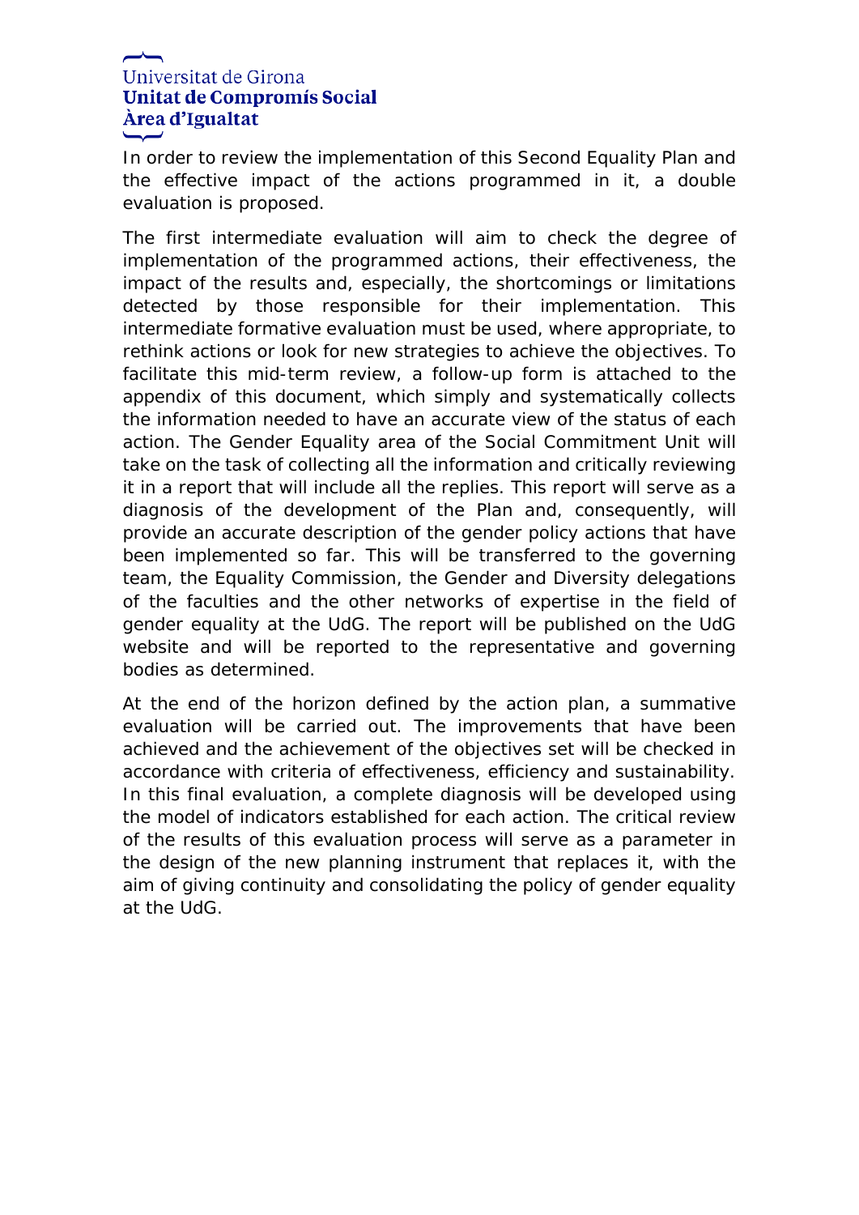In order to review the implementation of this Second Equality Plan and the effective impact of the actions programmed in it, a double evaluation is proposed.

The first intermediate evaluation will aim to check the degree of implementation of the programmed actions, their effectiveness, the impact of the results and, especially, the shortcomings or limitations detected by those responsible for their implementation. This intermediate formative evaluation must be used, where appropriate, to rethink actions or look for new strategies to achieve the objectives. To facilitate this mid-term review, a follow-up form is attached to the appendix of this document, which simply and systematically collects the information needed to have an accurate view of the status of each action. The Gender Equality area of the Social Commitment Unit will take on the task of collecting all the information and critically reviewing it in a report that will include all the replies. This report will serve as a diagnosis of the development of the Plan and, consequently, will provide an accurate description of the gender policy actions that have been implemented so far. This will be transferred to the governing team, the Equality Commission, the Gender and Diversity delegations of the faculties and the other networks of expertise in the field of gender equality at the UdG. The report will be published on the UdG website and will be reported to the representative and governing bodies as determined.

At the end of the horizon defined by the action plan, a summative evaluation will be carried out. The improvements that have been achieved and the achievement of the objectives set will be checked in accordance with criteria of effectiveness, efficiency and sustainability. In this final evaluation, a complete diagnosis will be developed using the model of indicators established for each action. The critical review of the results of this evaluation process will serve as a parameter in the design of the new planning instrument that replaces it, with the aim of giving continuity and consolidating the policy of gender equality at the UdG.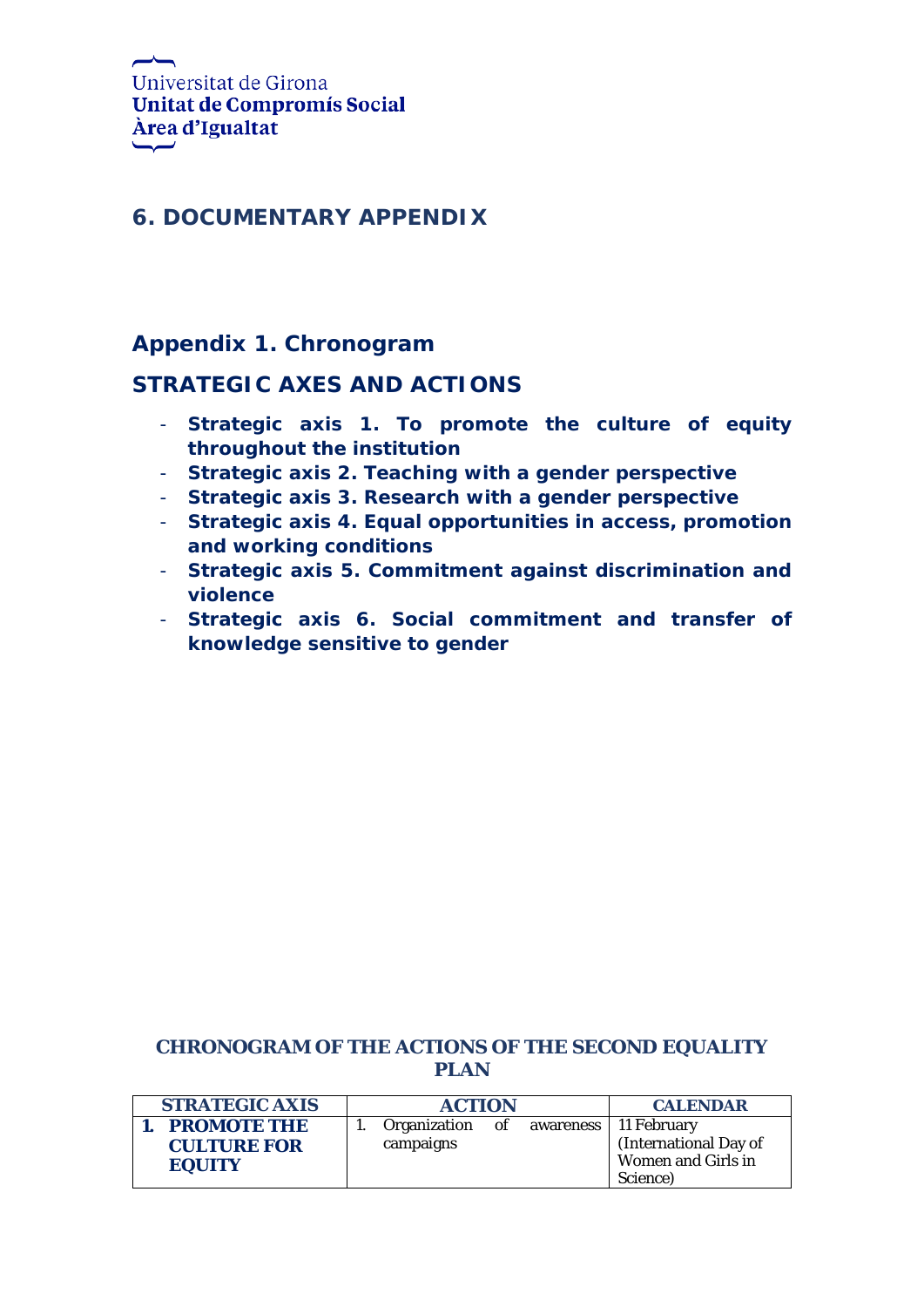# 6. DOCUMENTARY APPENDIX

## Appendix 1. Chronogram

## STRATEGIC AXES AND ACTIONS

- **Strategic axis 1. To promote the culture of equity throughout the institution**
- **Strategic axis 2. Teaching with a gender perspective**
- **Strategic axis 3. Research with a gender perspective**
- **Strategic axis 4. Equal opportunities in access, promotion and working conditions**
- **Strategic axis 5. Commitment against discrimination and violence**
- **Strategic axis 6. Social commitment and transfer of knowledge sensitive to gender**

**CHRONOGRAM OF THE ACTIONS OF THE SECOND EQUALITY PLAN**

| STRATEGIC AXIS | ACTION | CALENDAR |
|---|---|---|
| **1. PROMOTE THE CULTURE FOR EQUITY** | 1. Organization of awareness campaigns | 11 February (International Day of Women and Girls in Science) |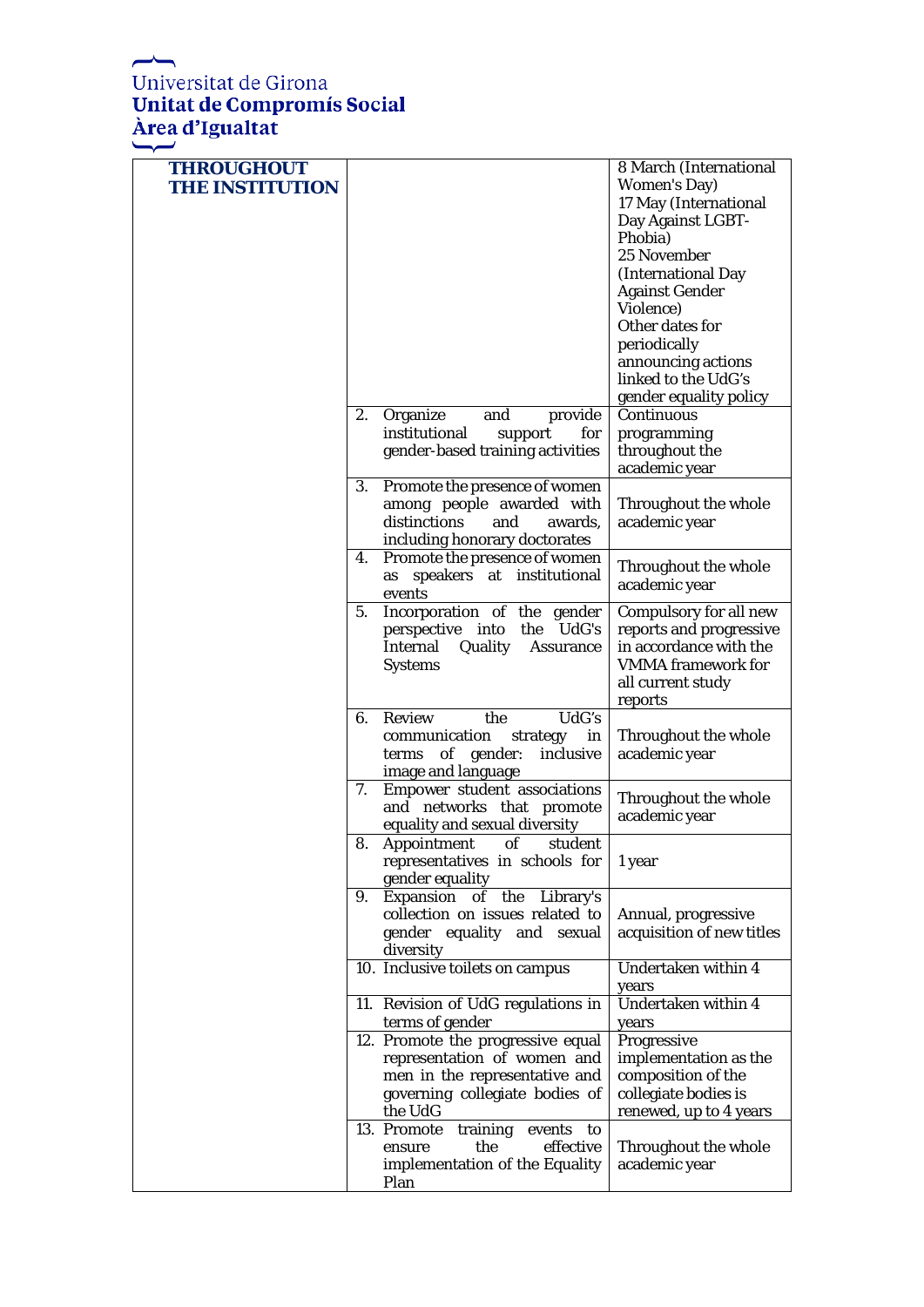Universitat de Girona
**Unitat de Compromís Social**
**Àrea d'Igualtat**

| | | |
|---|---|---|
| **THROUGHOUT THE INSTITUTION** | | 8 March (International Women's Day)<br>17 May (International Day Against LGBT-Phobia)<br>25 November (International Day Against Gender Violence)<br>Other dates for periodically announcing actions linked to the UdG's gender equality policy |
| | 2. Organize and provide institutional support for gender-based training activities | Continuous programming throughout the academic year |
| | 3. Promote the presence of women among people awarded with distinctions and awards, including honorary doctorates | Throughout the whole academic year |
| | 4. Promote the presence of women as speakers at institutional events | Throughout the whole academic year |
| | 5. Incorporation of the gender perspective into the UdG's Internal Quality Assurance Systems | Compulsory for all new reports and progressive in accordance with the VMMA framework for all current study reports |
| | 6. Review the UdG's communication strategy in terms of gender: inclusive image and language | Throughout the whole academic year |
| | 7. Empower student associations and networks that promote equality and sexual diversity | Throughout the whole academic year |
| | 8. Appointment of student representatives in schools for gender equality | 1 year |
| | 9. Expansion of the Library's collection on issues related to gender equality and sexual diversity | Annual, progressive acquisition of new titles |
| | 10. Inclusive toilets on campus | Undertaken within 4 years |
| | 11. Revision of UdG regulations in terms of gender | Undertaken within 4 years |
| | 12. Promote the progressive equal representation of women and men in the representative and governing collegiate bodies of the UdG | Progressive implementation as the composition of the collegiate bodies is renewed, up to 4 years |
| | 13. Promote training events to ensure the effective implementation of the Equality Plan | Throughout the whole academic year |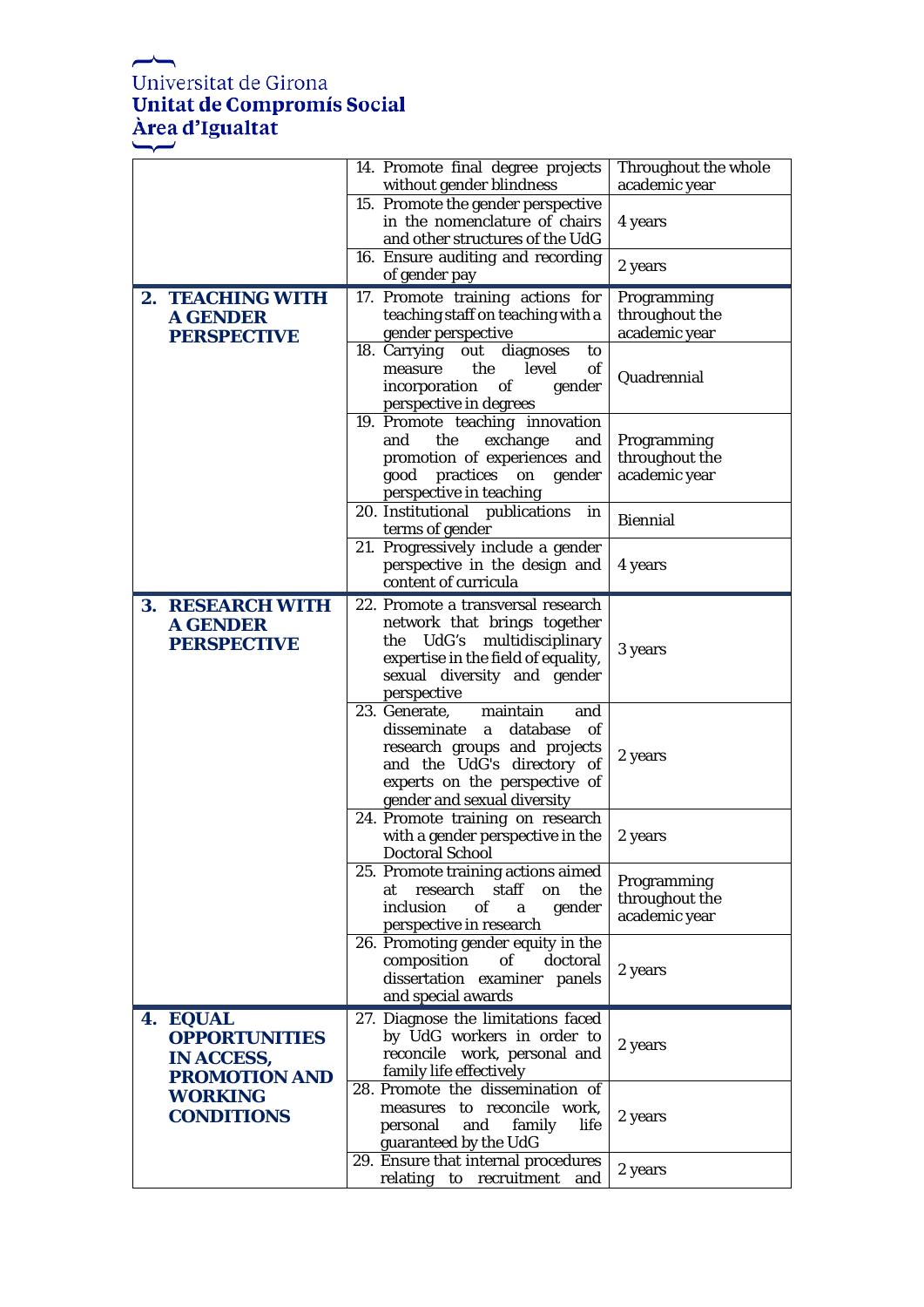| | | |
|---|---|---|
| | 14. Promote final degree projects without gender blindness | Throughout the whole academic year |
| | 15. Promote the gender perspective in the nomenclature of chairs and other structures of the UdG | 4 years |
| | 16. Ensure auditing and recording of gender pay | 2 years |
| **2. TEACHING WITH A GENDER PERSPECTIVE** | 17. Promote training actions for teaching staff on teaching with a gender perspective | Programming throughout the academic year |
| | 18. Carrying out diagnoses to measure the level of incorporation of gender perspective in degrees | Quadrennial |
| | 19. Promote teaching innovation and the exchange and promotion of experiences and good practices on gender perspective in teaching | Programming throughout the academic year |
| | 20. Institutional publications in terms of gender | Biennial |
| | 21. Progressively include a gender perspective in the design and content of curricula | 4 years |
| **3. RESEARCH WITH A GENDER PERSPECTIVE** | 22. Promote a transversal research network that brings together the UdG's multidisciplinary expertise in the field of equality, sexual diversity and gender perspective | 3 years |
| | 23. Generate, maintain and disseminate a database of research groups and projects and the UdG's directory of experts on the perspective of gender and sexual diversity | 2 years |
| | 24. Promote training on research with a gender perspective in the Doctoral School | 2 years |
| | 25. Promote training actions aimed at research staff on the inclusion of a gender perspective in research | Programming throughout the academic year |
| | 26. Promoting gender equity in the composition of doctoral dissertation examiner panels and special awards | 2 years |
| **4. EQUAL OPPORTUNITIES IN ACCESS, PROMOTION AND WORKING CONDITIONS** | 27. Diagnose the limitations faced by UdG workers in order to reconcile work, personal and family life effectively | 2 years |
| | 28. Promote the dissemination of measures to reconcile work, personal and family life guaranteed by the UdG | 2 years |
| | 29. Ensure that internal procedures relating to recruitment and | 2 years |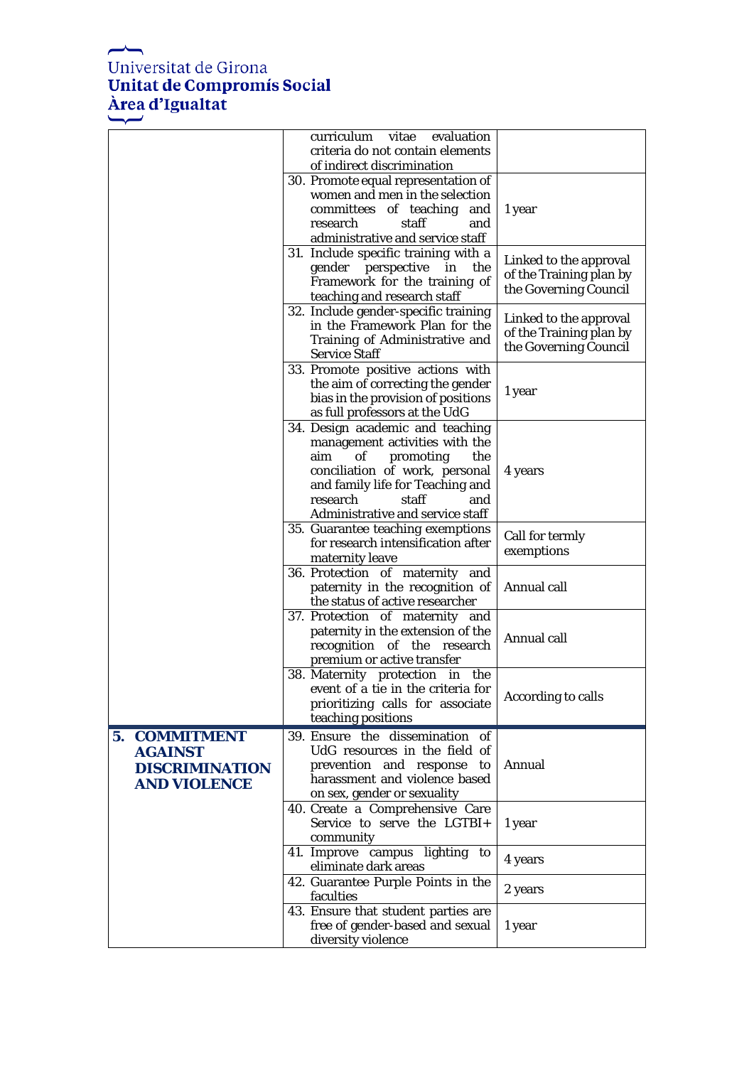| | | |
|---|---|---|
| | curriculum vitae evaluation criteria do not contain elements of indirect discrimination | |
| | 30. Promote equal representation of women and men in the selection committees of teaching and research staff and administrative and service staff | 1 year |
| | 31. Include specific training with a gender perspective in the Framework for the training of teaching and research staff | Linked to the approval of the Training plan by the Governing Council |
| | 32. Include gender-specific training in the Framework Plan for the Training of Administrative and Service Staff | Linked to the approval of the Training plan by the Governing Council |
| | 33. Promote positive actions with the aim of correcting the gender bias in the provision of positions as full professors at the UdG | 1 year |
| | 34. Design academic and teaching management activities with the aim of promoting the conciliation of work, personal and family life for Teaching and research staff and Administrative and service staff | 4 years |
| | 35. Guarantee teaching exemptions for research intensification after maternity leave | Call for termly exemptions |
| | 36. Protection of maternity and paternity in the recognition of the status of active researcher | Annual call |
| | 37. Protection of maternity and paternity in the extension of the recognition of the research premium or active transfer | Annual call |
| | 38. Maternity protection in the event of a tie in the criteria for prioritizing calls for associate teaching positions | According to calls |
| **5. COMMITMENT AGAINST DISCRIMINATION AND VIOLENCE** | 39. Ensure the dissemination of UdG resources in the field of prevention and response to harassment and violence based on sex, gender or sexuality | Annual |
| | 40. Create a Comprehensive Care Service to serve the LGTBI+ community | 1 year |
| | 41. Improve campus lighting to eliminate dark areas | 4 years |
| | 42. Guarantee Purple Points in the faculties | 2 years |
| | 43. Ensure that student parties are free of gender-based and sexual diversity violence | 1 year |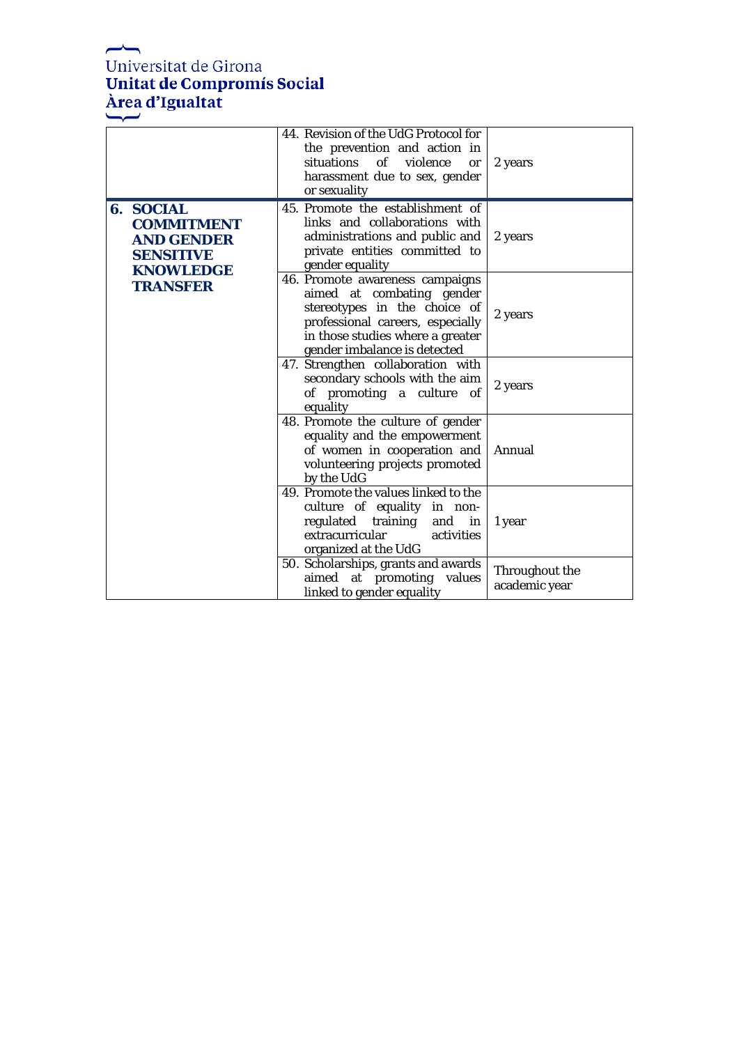| | | |
|---|---|---|
| | 44. Revision of the UdG Protocol for the prevention and action in situations of violence or harassment due to sex, gender or sexuality | 2 years |
| **6. SOCIAL COMMITMENT AND GENDER SENSITIVE KNOWLEDGE TRANSFER** | 45. Promote the establishment of links and collaborations with administrations and public and private entities committed to gender equality | 2 years |
| | 46. Promote awareness campaigns aimed at combating gender stereotypes in the choice of professional careers, especially in those studies where a greater gender imbalance is detected | 2 years |
| | 47. Strengthen collaboration with secondary schools with the aim of promoting a culture of equality | 2 years |
| | 48. Promote the culture of gender equality and the empowerment of women in cooperation and volunteering projects promoted by the UdG | Annual |
| | 49. Promote the values linked to the culture of equality in non-regulated training and in extracurricular activities organized at the UdG | 1 year |
| | 50. Scholarships, grants and awards aimed at promoting values linked to gender equality | Throughout the academic year |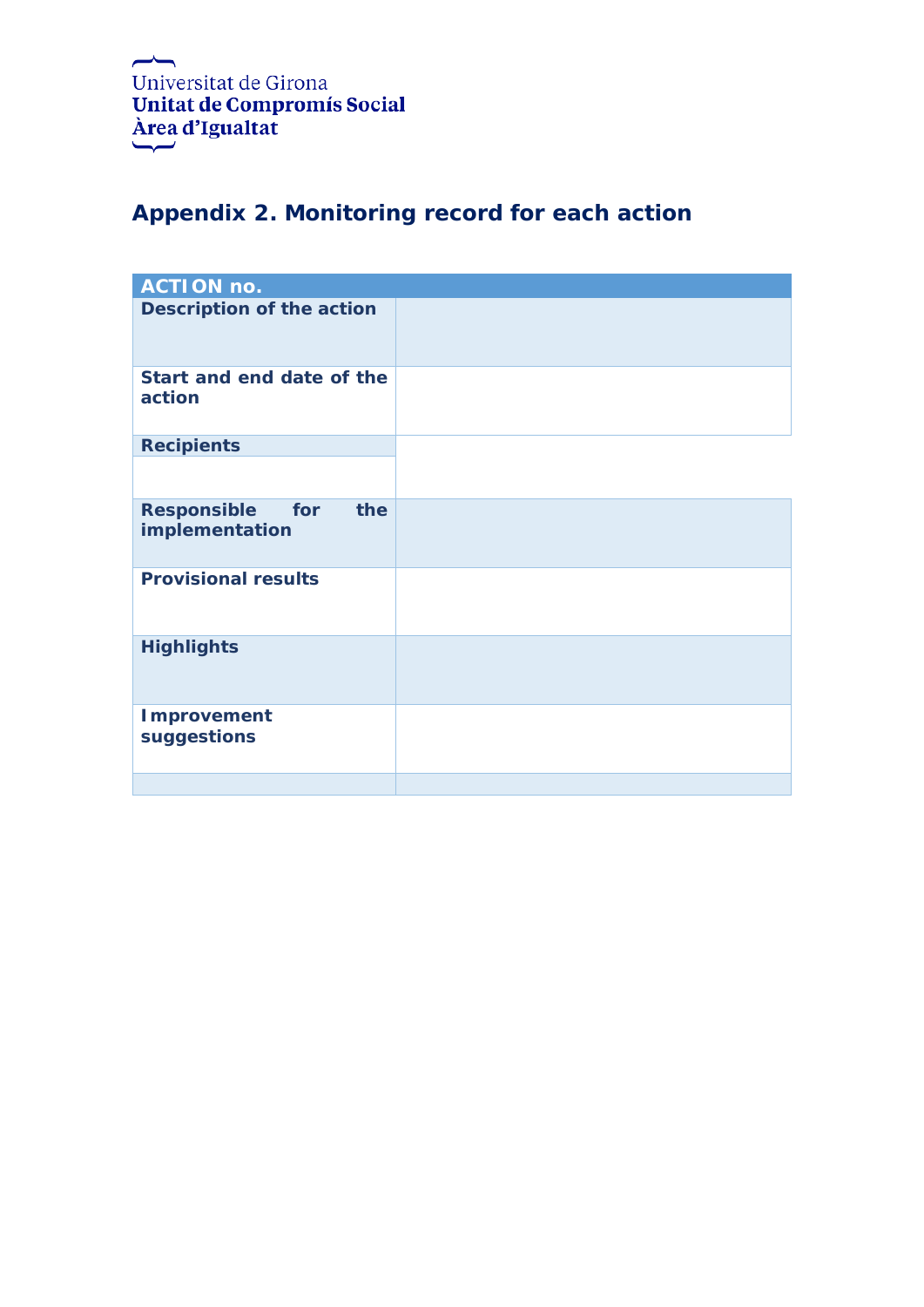Universitat de Girona
**Unitat de Compromís Social**
**Àrea d'Igualtat**

## Appendix 2. Monitoring record for each action

| ACTION no. | |
|---|---|
| **Description of the action** | |
| **Start and end date of the action** | |
| **Recipients** | |
| | |
| **Responsible for the implementation** | |
| **Provisional results** | |
| **Highlights** | |
| **Improvement suggestions** | |
| | |